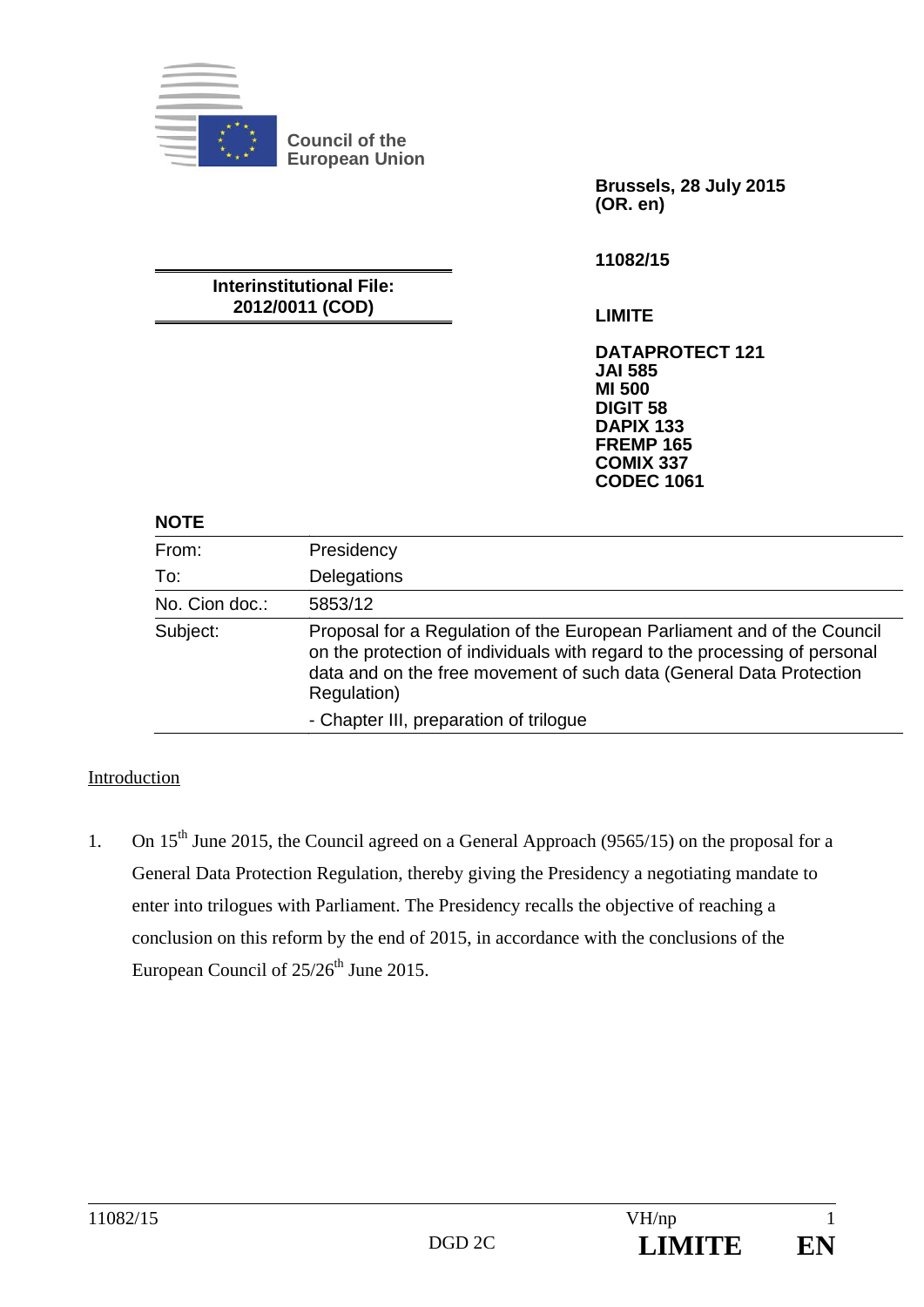Council of the European Union

**Brussels, 28 July 2015**
**(OR. en)**

**11082/15**

**Interinstitutional File:**
**2012/0011 (COD)**

**LIMITE**

**DATAPROTECT 121**
**JAI 585**
**MI 500**
**DIGIT 58**
**DAPIX 133**
**FREMP 165**
**COMIX 337**
**CODEC 1061**

**NOTE**

| | |
|---|---|
| From: | Presidency |
| To: | Delegations |
| No. Cion doc.: | 5853/12 |
| Subject: | Proposal for a Regulation of the European Parliament and of the Council on the protection of individuals with regard to the processing of personal data and on the free movement of such data (General Data Protection Regulation)<br>- Chapter III, preparation of trilogue |

Introduction

1. On 15th June 2015, the Council agreed on a General Approach (9565/15) on the proposal for a General Data Protection Regulation, thereby giving the Presidency a negotiating mandate to enter into trilogues with Parliament. The Presidency recalls the objective of reaching a conclusion on this reform by the end of 2015, in accordance with the conclusions of the European Council of 25/26th June 2015.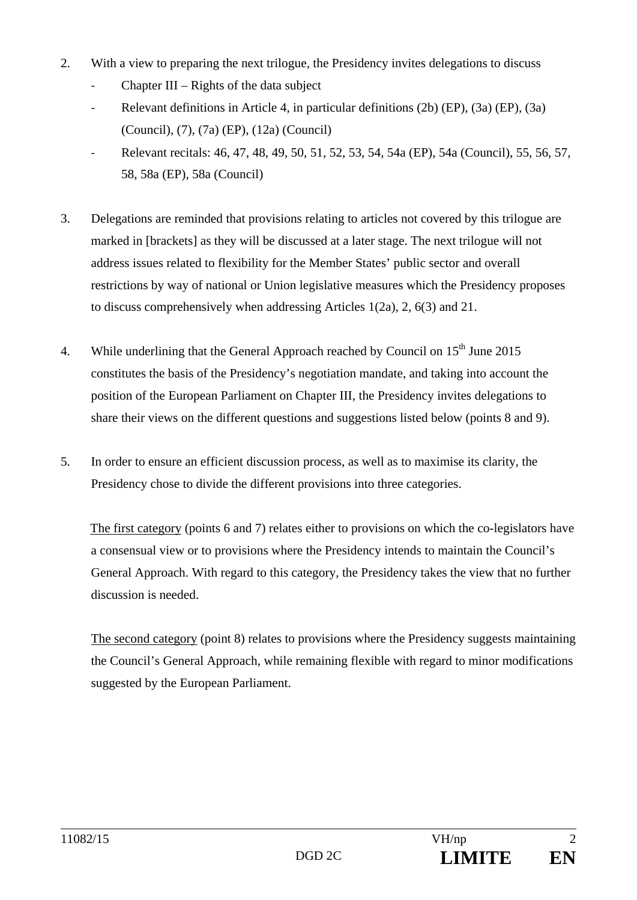2. With a view to preparing the next trilogue, the Presidency invites delegations to discuss
   - Chapter III – Rights of the data subject
   - Relevant definitions in Article 4, in particular definitions (2b) (EP), (3a) (EP), (3a) (Council), (7), (7a) (EP), (12a) (Council)
   - Relevant recitals: 46, 47, 48, 49, 50, 51, 52, 53, 54, 54a (EP), 54a (Council), 55, 56, 57, 58, 58a (EP), 58a (Council)

3. Delegations are reminded that provisions relating to articles not covered by this trilogue are marked in [brackets] as they will be discussed at a later stage. The next trilogue will not address issues related to flexibility for the Member States' public sector and overall restrictions by way of national or Union legislative measures which the Presidency proposes to discuss comprehensively when addressing Articles 1(2a), 2, 6(3) and 21.

4. While underlining that the General Approach reached by Council on 15th June 2015 constitutes the basis of the Presidency's negotiation mandate, and taking into account the position of the European Parliament on Chapter III, the Presidency invites delegations to share their views on the different questions and suggestions listed below (points 8 and 9).

5. In order to ensure an efficient discussion process, as well as to maximise its clarity, the Presidency chose to divide the different provisions into three categories.

   The first category (points 6 and 7) relates either to provisions on which the co-legislators have a consensual view or to provisions where the Presidency intends to maintain the Council's General Approach. With regard to this category, the Presidency takes the view that no further discussion is needed.

   The second category (point 8) relates to provisions where the Presidency suggests maintaining the Council's General Approach, while remaining flexible with regard to minor modifications suggested by the European Parliament.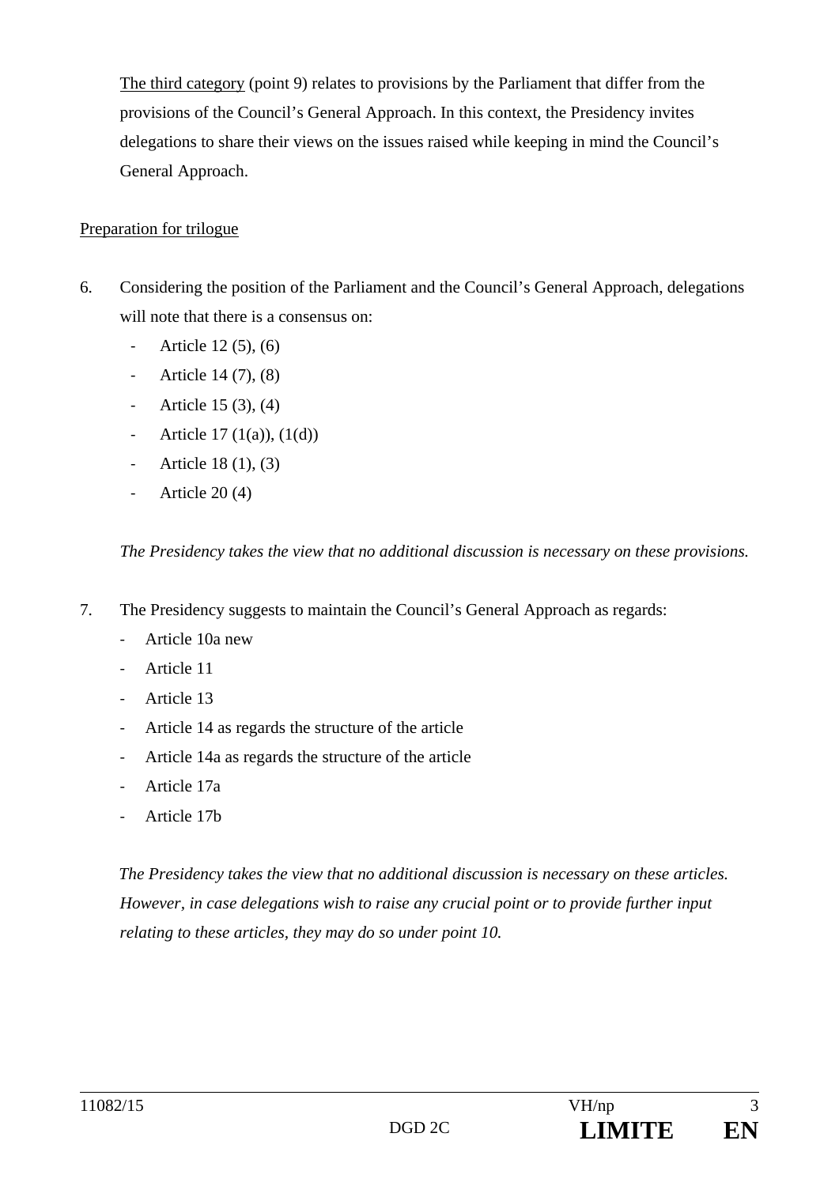The third category (point 9) relates to provisions by the Parliament that differ from the provisions of the Council's General Approach. In this context, the Presidency invites delegations to share their views on the issues raised while keeping in mind the Council's General Approach.

Preparation for trilogue

6. Considering the position of the Parliament and the Council's General Approach, delegations will note that there is a consensus on:
   - Article 12 (5), (6)
   - Article 14 (7), (8)
   - Article 15 (3), (4)
   - Article 17 (1(a)), (1(d))
   - Article 18 (1), (3)
   - Article 20 (4)

   *The Presidency takes the view that no additional discussion is necessary on these provisions.*

7. The Presidency suggests to maintain the Council's General Approach as regards:
   - Article 10a new
   - Article 11
   - Article 13
   - Article 14 as regards the structure of the article
   - Article 14a as regards the structure of the article
   - Article 17a
   - Article 17b

   *The Presidency takes the view that no additional discussion is necessary on these articles. However, in case delegations wish to raise any crucial point or to provide further input relating to these articles, they may do so under point 10.*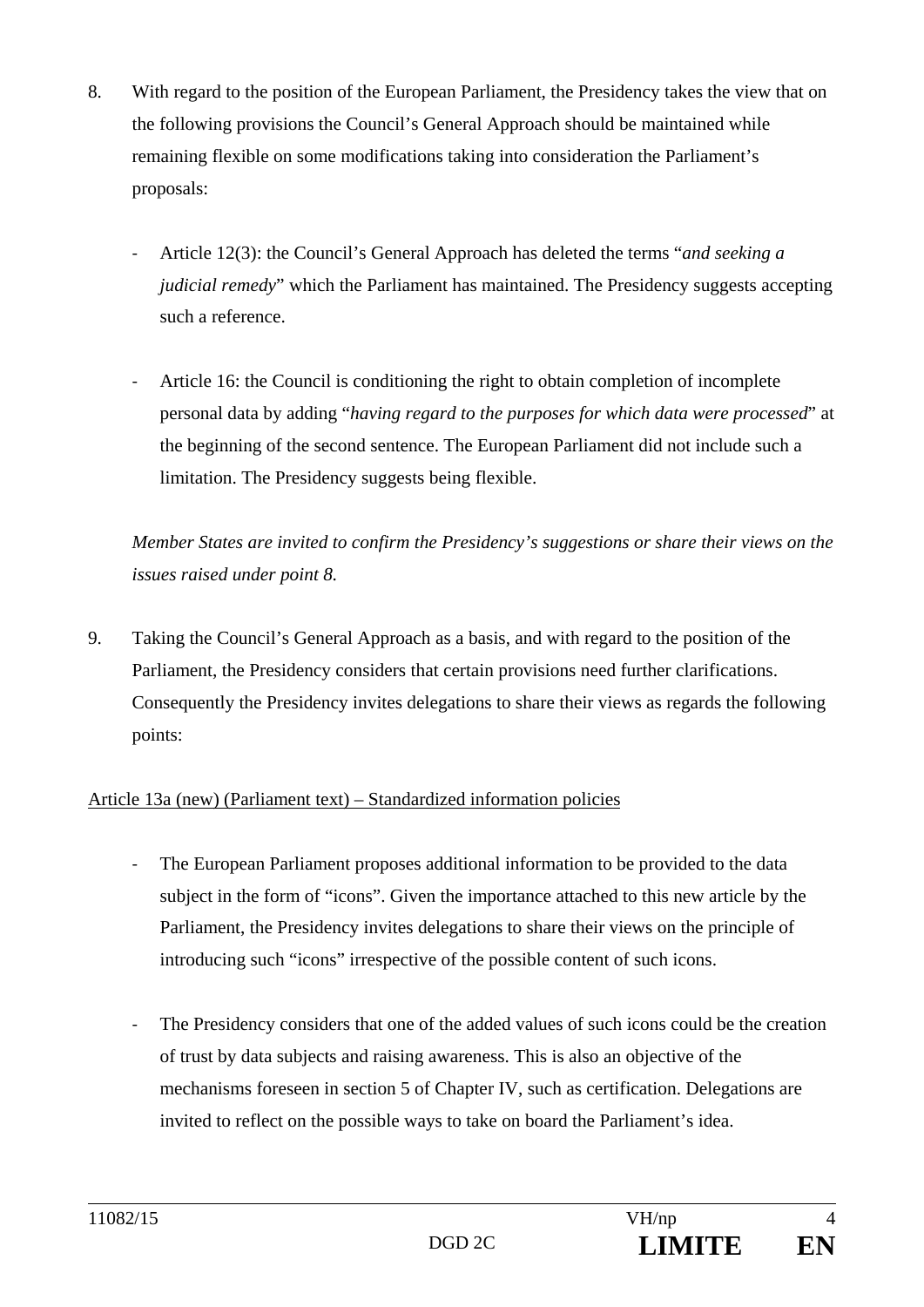8. With regard to the position of the European Parliament, the Presidency takes the view that on the following provisions the Council's General Approach should be maintained while remaining flexible on some modifications taking into consideration the Parliament's proposals:

   - Article 12(3): the Council's General Approach has deleted the terms "*and seeking a judicial remedy*" which the Parliament has maintained. The Presidency suggests accepting such a reference.

   - Article 16: the Council is conditioning the right to obtain completion of incomplete personal data by adding "*having regard to the purposes for which data were processed*" at the beginning of the second sentence. The European Parliament did not include such a limitation. The Presidency suggests being flexible.

   *Member States are invited to confirm the Presidency's suggestions or share their views on the issues raised under point 8.*

9. Taking the Council's General Approach as a basis, and with regard to the position of the Parliament, the Presidency considers that certain provisions need further clarifications. Consequently the Presidency invites delegations to share their views as regards the following points:

<u>Article 13a (new) (Parliament text) – Standardized information policies</u>

- The European Parliament proposes additional information to be provided to the data subject in the form of "icons". Given the importance attached to this new article by the Parliament, the Presidency invites delegations to share their views on the principle of introducing such "icons" irrespective of the possible content of such icons.

- The Presidency considers that one of the added values of such icons could be the creation of trust by data subjects and raising awareness. This is also an objective of the mechanisms foreseen in section 5 of Chapter IV, such as certification. Delegations are invited to reflect on the possible ways to take on board the Parliament's idea.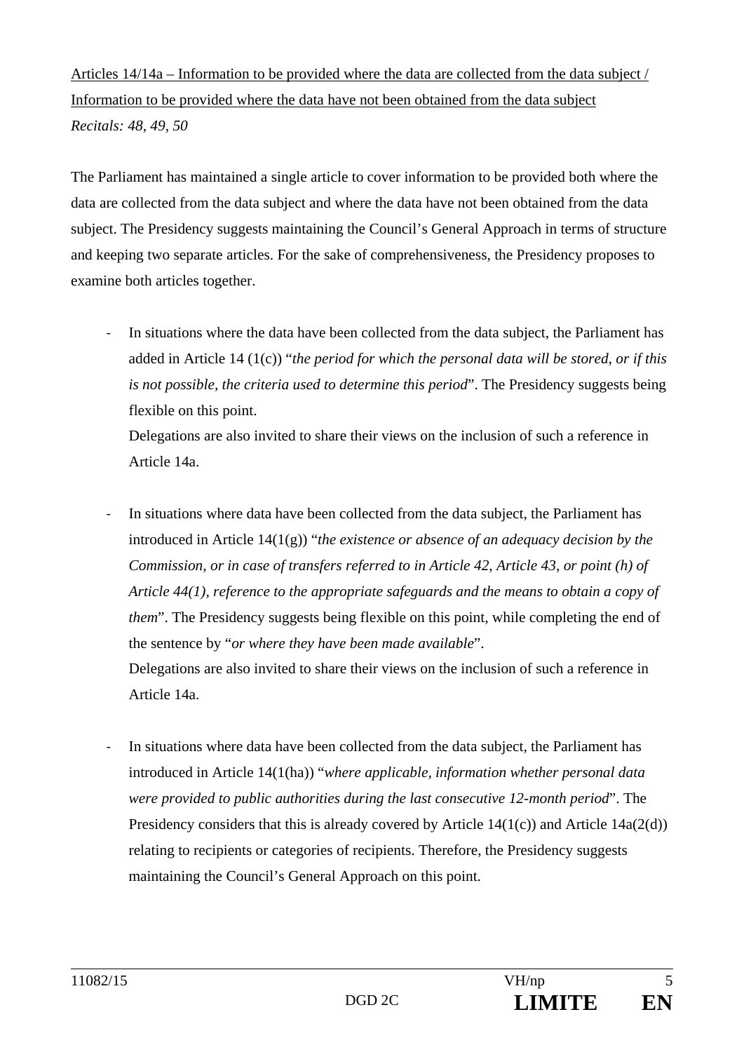Articles 14/14a – Information to be provided where the data are collected from the data subject / Information to be provided where the data have not been obtained from the data subject

*Recitals: 48, 49, 50*

The Parliament has maintained a single article to cover information to be provided both where the data are collected from the data subject and where the data have not been obtained from the data subject. The Presidency suggests maintaining the Council's General Approach in terms of structure and keeping two separate articles. For the sake of comprehensiveness, the Presidency proposes to examine both articles together.

- In situations where the data have been collected from the data subject, the Parliament has added in Article 14 (1(c)) "*the period for which the personal data will be stored, or if this is not possible, the criteria used to determine this period*". The Presidency suggests being flexible on this point.

  Delegations are also invited to share their views on the inclusion of such a reference in Article 14a.

- In situations where data have been collected from the data subject, the Parliament has introduced in Article 14(1(g)) "*the existence or absence of an adequacy decision by the Commission, or in case of transfers referred to in Article 42, Article 43, or point (h) of Article 44(1), reference to the appropriate safeguards and the means to obtain a copy of them*". The Presidency suggests being flexible on this point, while completing the end of the sentence by "*or where they have been made available*".

  Delegations are also invited to share their views on the inclusion of such a reference in Article 14a.

- In situations where data have been collected from the data subject, the Parliament has introduced in Article 14(1(ha)) "*where applicable, information whether personal data were provided to public authorities during the last consecutive 12-month period*". The Presidency considers that this is already covered by Article 14(1(c)) and Article 14a(2(d)) relating to recipients or categories of recipients. Therefore, the Presidency suggests maintaining the Council's General Approach on this point.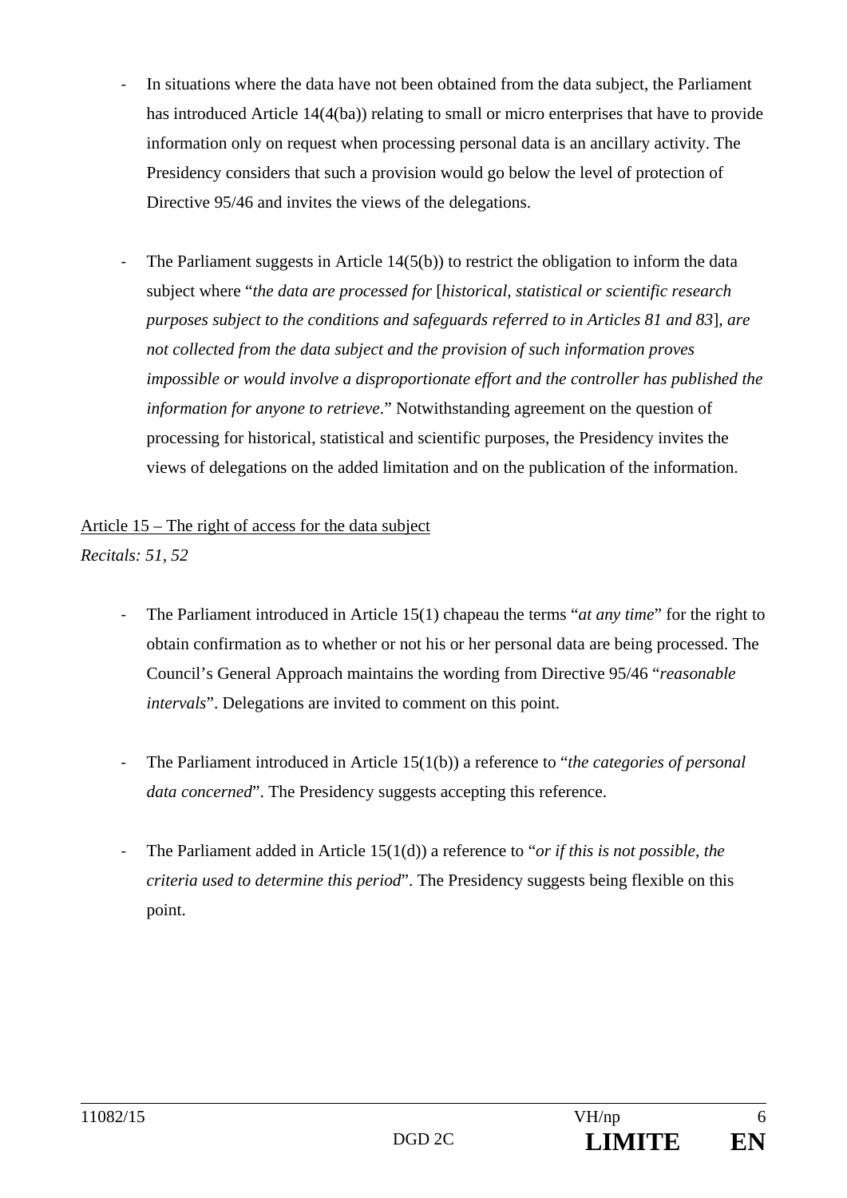- In situations where the data have not been obtained from the data subject, the Parliament has introduced Article 14(4(ba)) relating to small or micro enterprises that have to provide information only on request when processing personal data is an ancillary activity. The Presidency considers that such a provision would go below the level of protection of Directive 95/46 and invites the views of the delegations.

- The Parliament suggests in Article 14(5(b)) to restrict the obligation to inform the data subject where "*the data are processed for* [*historical, statistical or scientific research purposes subject to the conditions and safeguards referred to in Articles 81 and 83*]*, are not collected from the data subject and the provision of such information proves impossible or would involve a disproportionate effort and the controller has published the information for anyone to retrieve*." Notwithstanding agreement on the question of processing for historical, statistical and scientific purposes, the Presidency invites the views of delegations on the added limitation and on the publication of the information.

Article 15 – The right of access for the data subject

*Recitals: 51, 52*

- The Parliament introduced in Article 15(1) chapeau the terms "*at any time*" for the right to obtain confirmation as to whether or not his or her personal data are being processed. The Council's General Approach maintains the wording from Directive 95/46 "*reasonable intervals*". Delegations are invited to comment on this point.

- The Parliament introduced in Article 15(1(b)) a reference to "*the categories of personal data concerned*". The Presidency suggests accepting this reference.

- The Parliament added in Article 15(1(d)) a reference to "*or if this is not possible, the criteria used to determine this period*". The Presidency suggests being flexible on this point.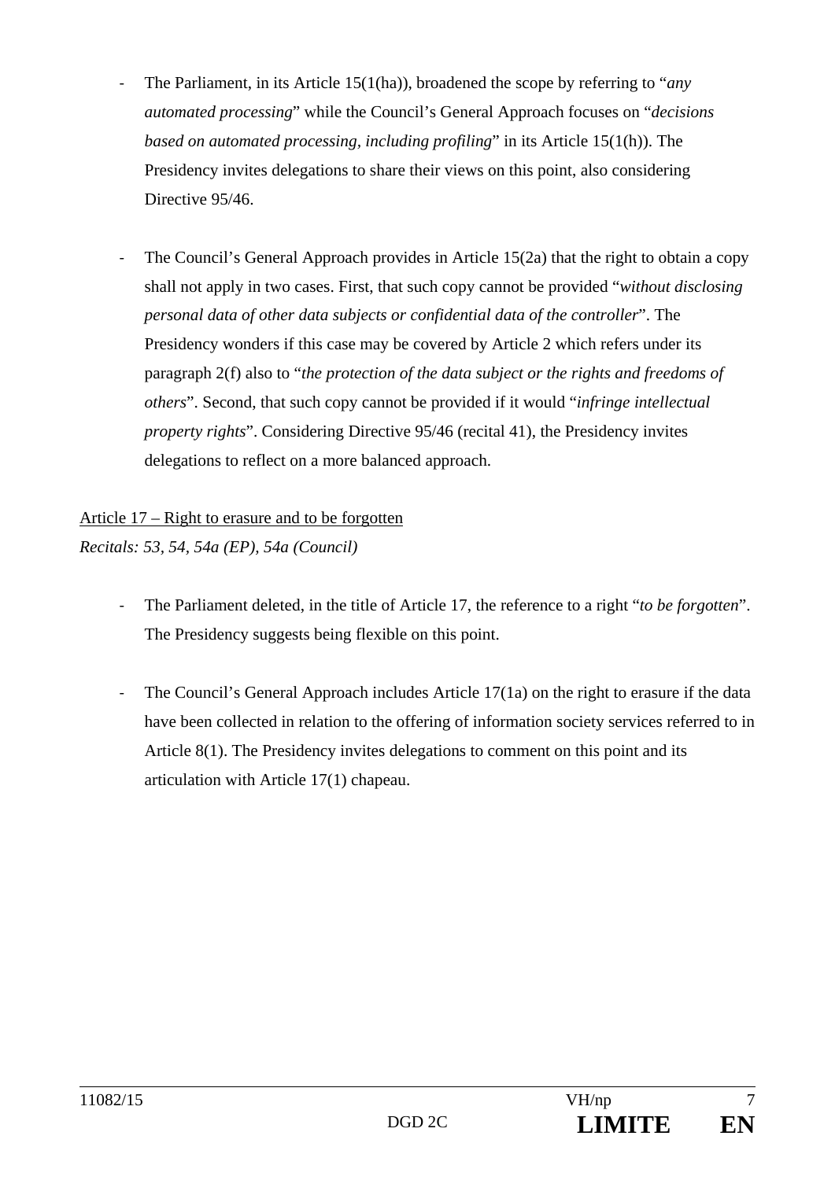- The Parliament, in its Article 15(1(ha)), broadened the scope by referring to "*any automated processing*" while the Council's General Approach focuses on "*decisions based on automated processing, including profiling*" in its Article 15(1(h)). The Presidency invites delegations to share their views on this point, also considering Directive 95/46.

- The Council's General Approach provides in Article 15(2a) that the right to obtain a copy shall not apply in two cases. First, that such copy cannot be provided "*without disclosing personal data of other data subjects or confidential data of the controller*". The Presidency wonders if this case may be covered by Article 2 which refers under its paragraph 2(f) also to "*the protection of the data subject or the rights and freedoms of others*". Second, that such copy cannot be provided if it would "*infringe intellectual property rights*". Considering Directive 95/46 (recital 41), the Presidency invites delegations to reflect on a more balanced approach.

<u>Article 17 – Right to erasure and to be forgotten</u>

*Recitals: 53, 54, 54a (EP), 54a (Council)*

- The Parliament deleted, in the title of Article 17, the reference to a right "*to be forgotten*". The Presidency suggests being flexible on this point.

- The Council's General Approach includes Article 17(1a) on the right to erasure if the data have been collected in relation to the offering of information society services referred to in Article 8(1). The Presidency invites delegations to comment on this point and its articulation with Article 17(1) chapeau.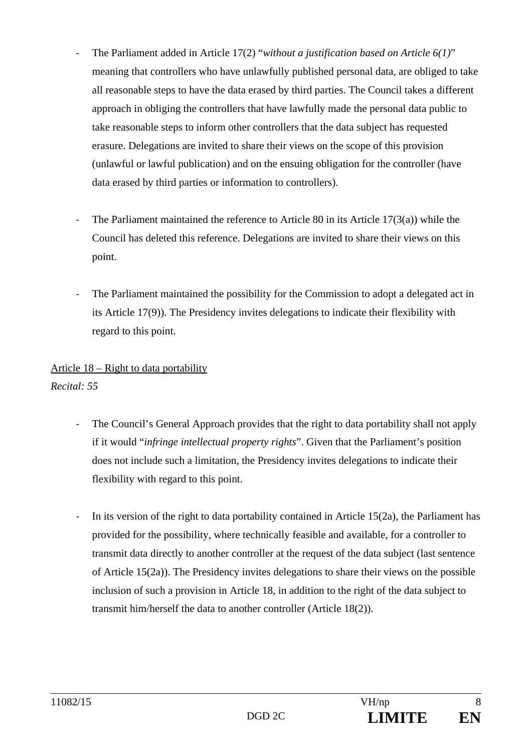- The Parliament added in Article 17(2) "*without a justification based on Article 6(1)*" meaning that controllers who have unlawfully published personal data, are obliged to take all reasonable steps to have the data erased by third parties. The Council takes a different approach in obliging the controllers that have lawfully made the personal data public to take reasonable steps to inform other controllers that the data subject has requested erasure. Delegations are invited to share their views on the scope of this provision (unlawful or lawful publication) and on the ensuing obligation for the controller (have data erased by third parties or information to controllers).

- The Parliament maintained the reference to Article 80 in its Article 17(3(a)) while the Council has deleted this reference. Delegations are invited to share their views on this point.

- The Parliament maintained the possibility for the Commission to adopt a delegated act in its Article 17(9)). The Presidency invites delegations to indicate their flexibility with regard to this point.

<u>Article 18 – Right to data portability</u>

*Recital: 55*

- The Council's General Approach provides that the right to data portability shall not apply if it would "*infringe intellectual property rights*". Given that the Parliament's position does not include such a limitation, the Presidency invites delegations to indicate their flexibility with regard to this point.

- In its version of the right to data portability contained in Article 15(2a), the Parliament has provided for the possibility, where technically feasible and available, for a controller to transmit data directly to another controller at the request of the data subject (last sentence of Article 15(2a)). The Presidency invites delegations to share their views on the possible inclusion of such a provision in Article 18, in addition to the right of the data subject to transmit him/herself the data to another controller (Article 18(2)).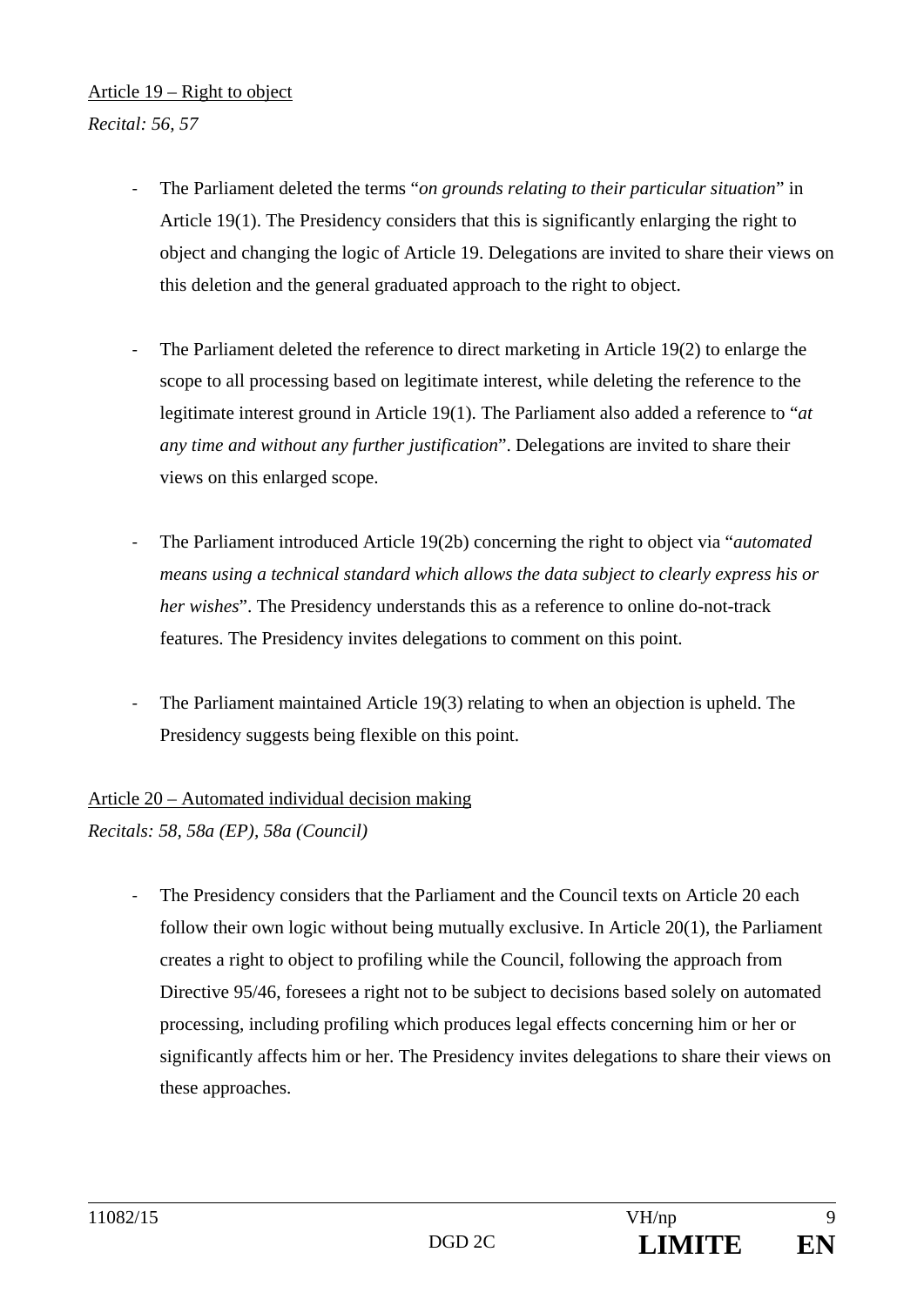Article 19 – Right to object

*Recital: 56, 57*

- The Parliament deleted the terms "*on grounds relating to their particular situation*" in Article 19(1). The Presidency considers that this is significantly enlarging the right to object and changing the logic of Article 19. Delegations are invited to share their views on this deletion and the general graduated approach to the right to object.

- The Parliament deleted the reference to direct marketing in Article 19(2) to enlarge the scope to all processing based on legitimate interest, while deleting the reference to the legitimate interest ground in Article 19(1). The Parliament also added a reference to "*at any time and without any further justification*". Delegations are invited to share their views on this enlarged scope.

- The Parliament introduced Article 19(2b) concerning the right to object via "*automated means using a technical standard which allows the data subject to clearly express his or her wishes*". The Presidency understands this as a reference to online do-not-track features. The Presidency invites delegations to comment on this point.

- The Parliament maintained Article 19(3) relating to when an objection is upheld. The Presidency suggests being flexible on this point.

Article 20 – Automated individual decision making

*Recitals: 58, 58a (EP), 58a (Council)*

- The Presidency considers that the Parliament and the Council texts on Article 20 each follow their own logic without being mutually exclusive. In Article 20(1), the Parliament creates a right to object to profiling while the Council, following the approach from Directive 95/46, foresees a right not to be subject to decisions based solely on automated processing, including profiling which produces legal effects concerning him or her or significantly affects him or her. The Presidency invites delegations to share their views on these approaches.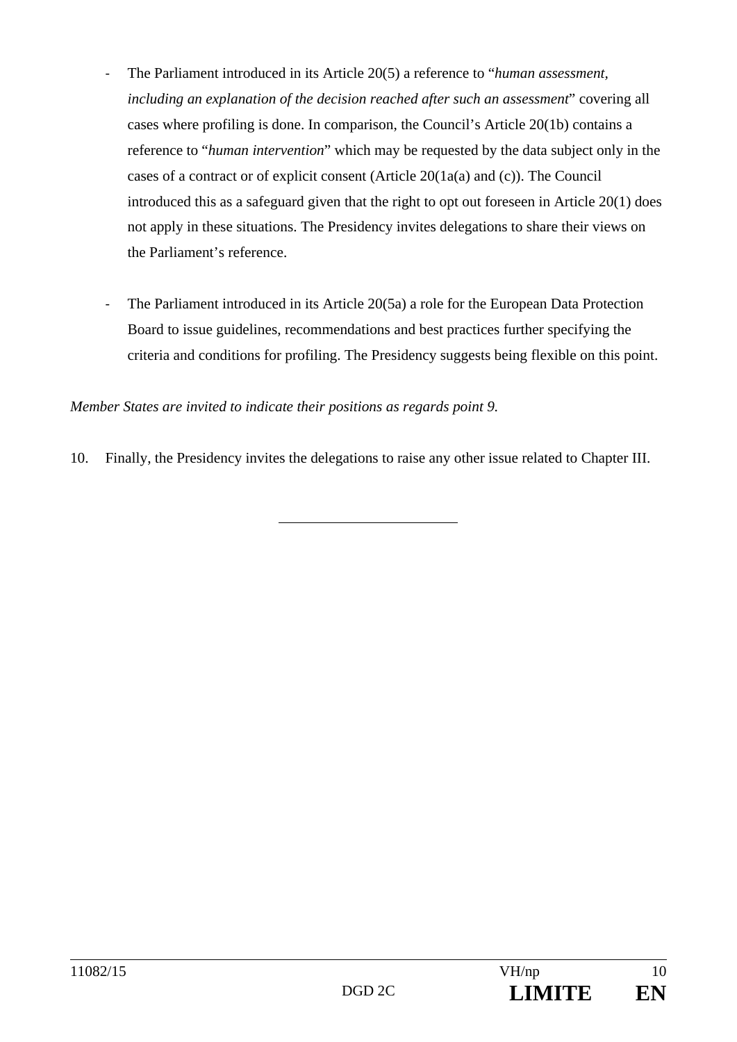- The Parliament introduced in its Article 20(5) a reference to "*human assessment, including an explanation of the decision reached after such an assessment*" covering all cases where profiling is done. In comparison, the Council's Article 20(1b) contains a reference to "*human intervention*" which may be requested by the data subject only in the cases of a contract or of explicit consent (Article 20(1a(a) and (c)). The Council introduced this as a safeguard given that the right to opt out foreseen in Article 20(1) does not apply in these situations. The Presidency invites delegations to share their views on the Parliament's reference.

- The Parliament introduced in its Article 20(5a) a role for the European Data Protection Board to issue guidelines, recommendations and best practices further specifying the criteria and conditions for profiling. The Presidency suggests being flexible on this point.

*Member States are invited to indicate their positions as regards point 9.*

10. Finally, the Presidency invites the delegations to raise any other issue related to Chapter III.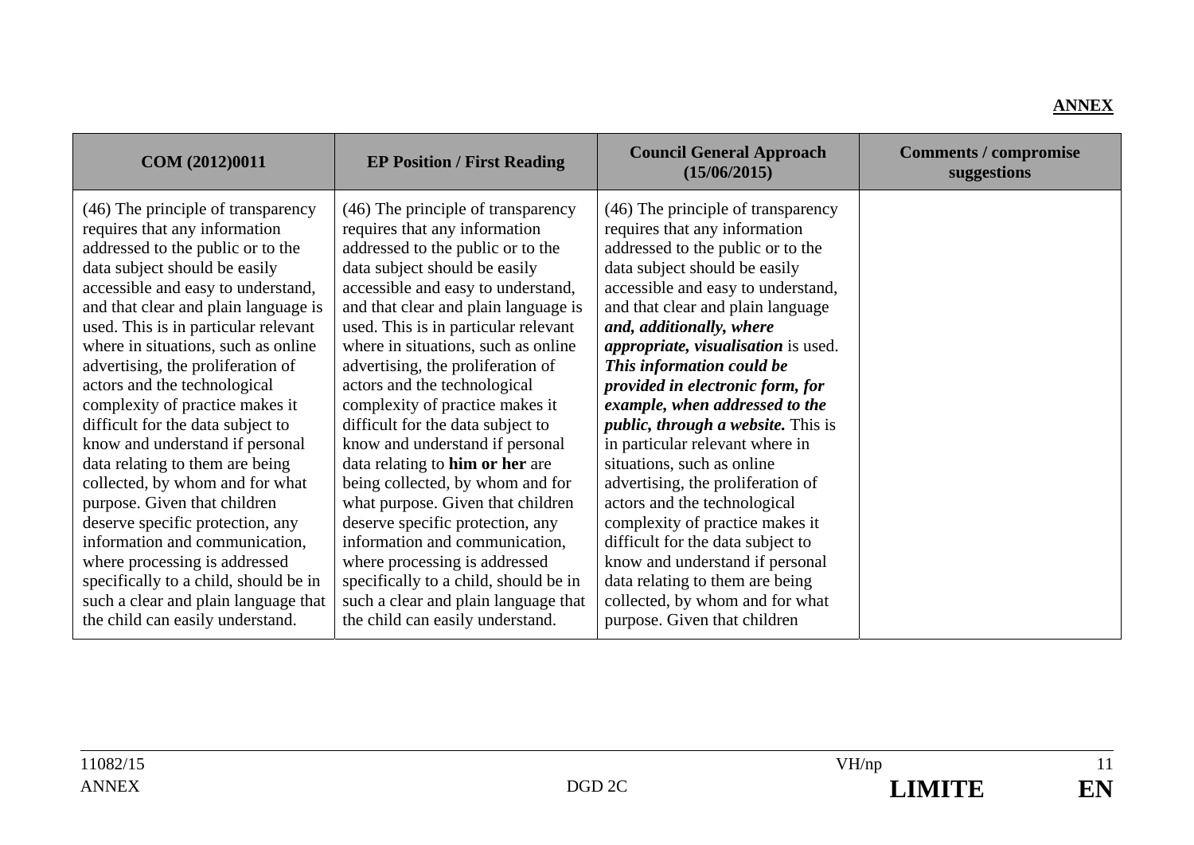**ANNEX**

| COM (2012)0011 | EP Position / First Reading | Council General Approach (15/06/2015) | Comments / compromise suggestions |
|---|---|---|---|
| (46) The principle of transparency requires that any information addressed to the public or to the data subject should be easily accessible and easy to understand, and that clear and plain language is used. This is in particular relevant where in situations, such as online advertising, the proliferation of actors and the technological complexity of practice makes it difficult for the data subject to know and understand if personal data relating to them are being collected, by whom and for what purpose. Given that children deserve specific protection, any information and communication, where processing is addressed specifically to a child, should be in such a clear and plain language that the child can easily understand. | (46) The principle of transparency requires that any information addressed to the public or to the data subject should be easily accessible and easy to understand, and that clear and plain language is used. This is in particular relevant where in situations, such as online advertising, the proliferation of actors and the technological complexity of practice makes it difficult for the data subject to know and understand if personal data relating to **him or her** are being collected, by whom and for what purpose. Given that children deserve specific protection, any information and communication, where processing is addressed specifically to a child, should be in such a clear and plain language that the child can easily understand. | (46) The principle of transparency requires that any information addressed to the public or to the data subject should be easily accessible and easy to understand, and that clear and plain language ***and, additionally, where appropriate, visualisation*** is used. ***This information could be provided in electronic form, for example, when addressed to the public, through a website.*** This is in particular relevant where in situations, such as online advertising, the proliferation of actors and the technological complexity of practice makes it difficult for the data subject to know and understand if personal data relating to them are being collected, by whom and for what purpose. Given that children | |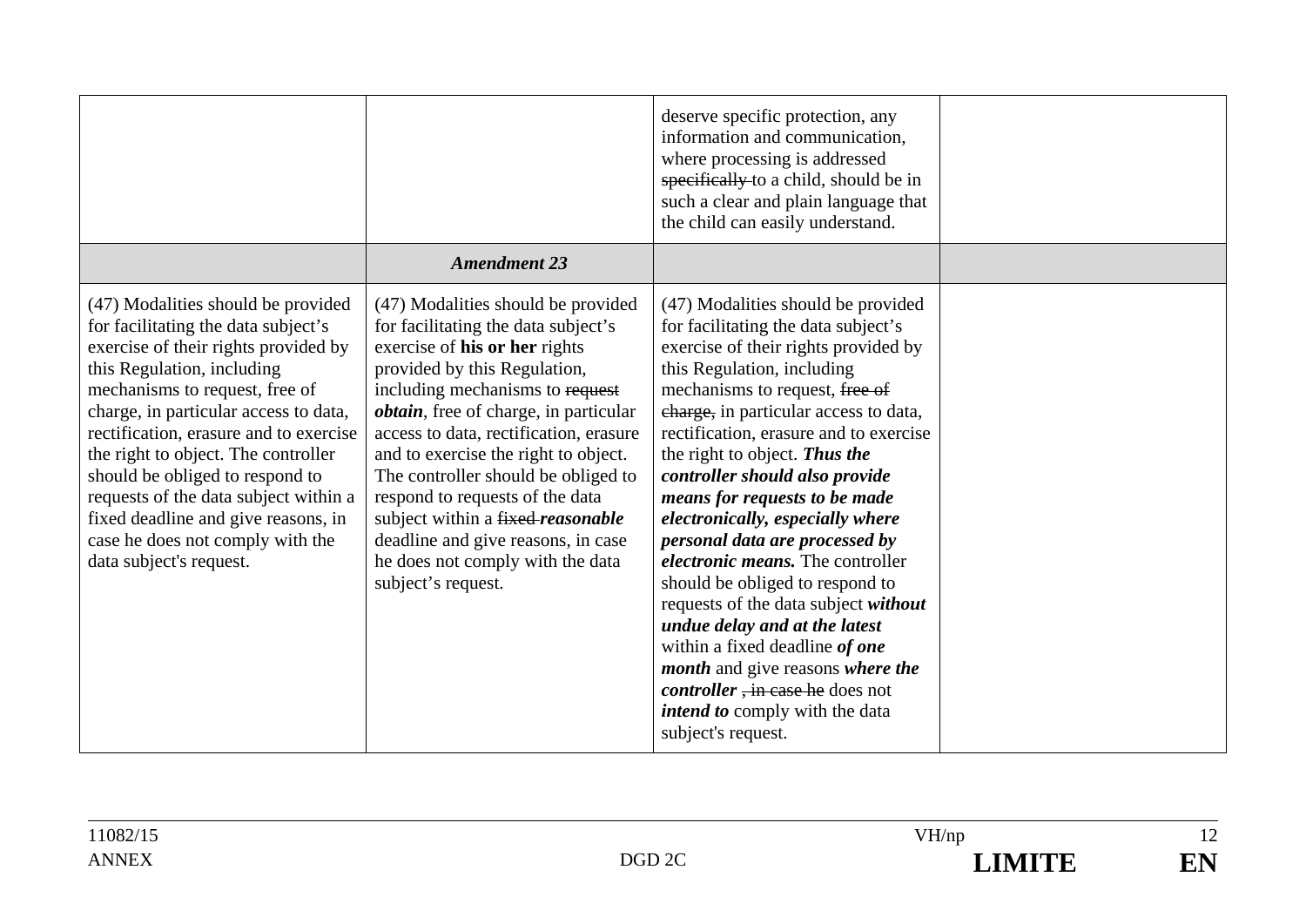| | | | |
|---|---|---|---|
| | | deserve specific protection, any information and communication, where processing is addressed ~~specifically~~ to a child, should be in such a clear and plain language that the child can easily understand. | |
| | ***Amendment 23*** | | |
| (47) Modalities should be provided for facilitating the data subject's exercise of their rights provided by this Regulation, including mechanisms to request, free of charge, in particular access to data, rectification, erasure and to exercise the right to object. The controller should be obliged to respond to requests of the data subject within a fixed deadline and give reasons, in case he does not comply with the data subject's request. | (47) Modalities should be provided for facilitating the data subject's exercise of **his or her** rights provided by this Regulation, including mechanisms to ~~request~~ ***obtain***, free of charge, in particular access to data, rectification, erasure and to exercise the right to object. The controller should be obliged to respond to requests of the data subject within a ~~fixed~~ ***reasonable*** deadline and give reasons, in case he does not comply with the data subject's request. | (47) Modalities should be provided for facilitating the data subject's exercise of their rights provided by this Regulation, including mechanisms to request, ~~free of charge,~~ in particular access to data, rectification, erasure and to exercise the right to object. ***Thus the controller should also provide means for requests to be made electronically, especially where personal data are processed by electronic means.*** The controller should be obliged to respond to requests of the data subject ***without undue delay and at the latest*** within a fixed deadline ***of one month*** and give reasons ***where the controller*** ~~, in case he~~ does not ***intend to*** comply with the data subject's request. | |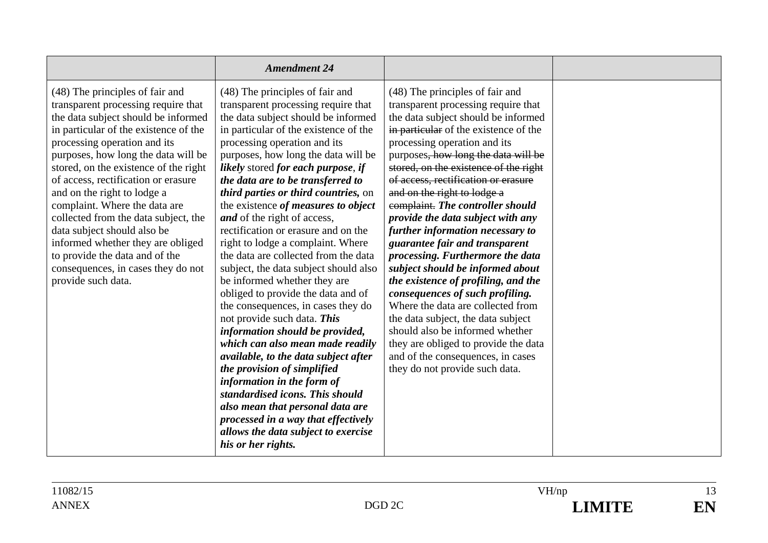| | *Amendment 24* | | |
|---|---|---|---|
| (48) The principles of fair and transparent processing require that the data subject should be informed in particular of the existence of the processing operation and its purposes, how long the data will be stored, on the existence of the right of access, rectification or erasure and on the right to lodge a complaint. Where the data are collected from the data subject, the data subject should also be informed whether they are obliged to provide the data and of the consequences, in cases they do not provide such data. | (48) The principles of fair and transparent processing require that the data subject should be informed in particular of the existence of the processing operation and its purposes, how long the data will be ***likely*** stored ***for each purpose***, ***if the data are to be transferred to third parties or third countries,*** on the existence ***of measures to object and*** of the right of access, rectification or erasure and on the right to lodge a complaint. Where the data are collected from the data subject, the data subject should also be informed whether they are obliged to provide the data and of the consequences, in cases they do not provide such data. ***This information should be provided, which can also mean made readily available, to the data subject after the provision of simplified information in the form of standardised icons. This should also mean that personal data are processed in a way that effectively allows the data subject to exercise his or her rights.*** | (48) The principles of fair and transparent processing require that the data subject should be informed ~~in particular~~ of the existence of the processing operation and its purposes~~, how long the data will be stored, on the existence of the right of access, rectification or erasure and on the right to lodge a complaint~~. ***The controller should provide the data subject with any further information necessary to guarantee fair and transparent processing. Furthermore the data subject should be informed about the existence of profiling, and the consequences of such profiling.*** Where the data are collected from the data subject, the data subject should also be informed whether they are obliged to provide the data and of the consequences, in cases they do not provide such data. | |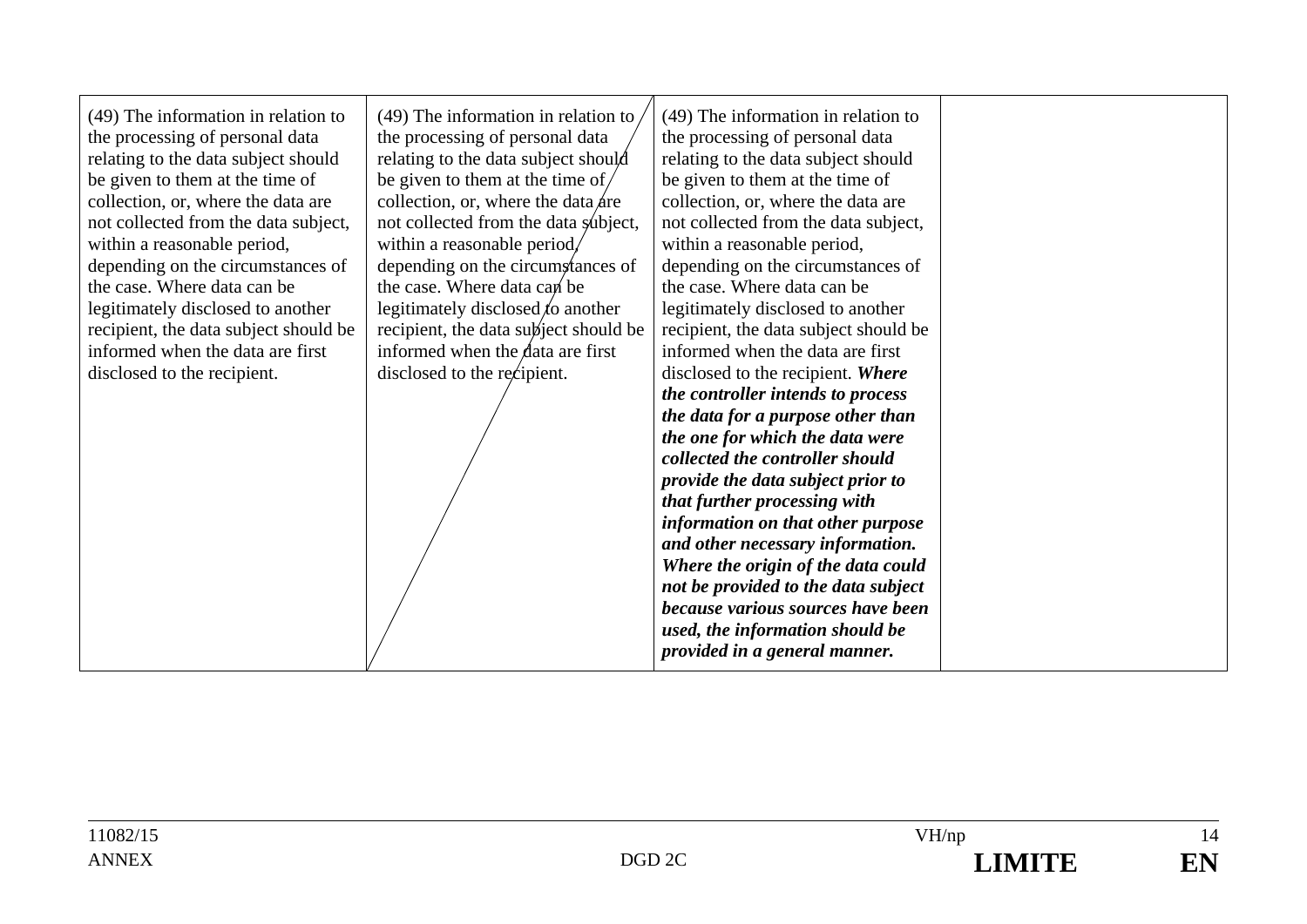| | | | |
|---|---|---|---|
| (49) The information in relation to the processing of personal data relating to the data subject should be given to them at the time of collection, or, where the data are not collected from the data subject, within a reasonable period, depending on the circumstances of the case. Where data can be legitimately disclosed to another recipient, the data subject should be informed when the data are first disclosed to the recipient. | (49) The information in relation to the processing of personal data relating to the data subject should be given to them at the time of collection, or, where the data are not collected from the data subject, within a reasonable period, depending on the circumstances of the case. Where data can be legitimately disclosed to another recipient, the data subject should be informed when the data are first disclosed to the recipient. | (49) The information in relation to the processing of personal data relating to the data subject should be given to them at the time of collection, or, where the data are not collected from the data subject, within a reasonable period, depending on the circumstances of the case. Where data can be legitimately disclosed to another recipient, the data subject should be informed when the data are first disclosed to the recipient. ***Where the controller intends to process the data for a purpose other than the one for which the data were collected the controller should provide the data subject prior to that further processing with information on that other purpose and other necessary information. Where the origin of the data could not be provided to the data subject because various sources have been used, the information should be provided in a general manner.*** | |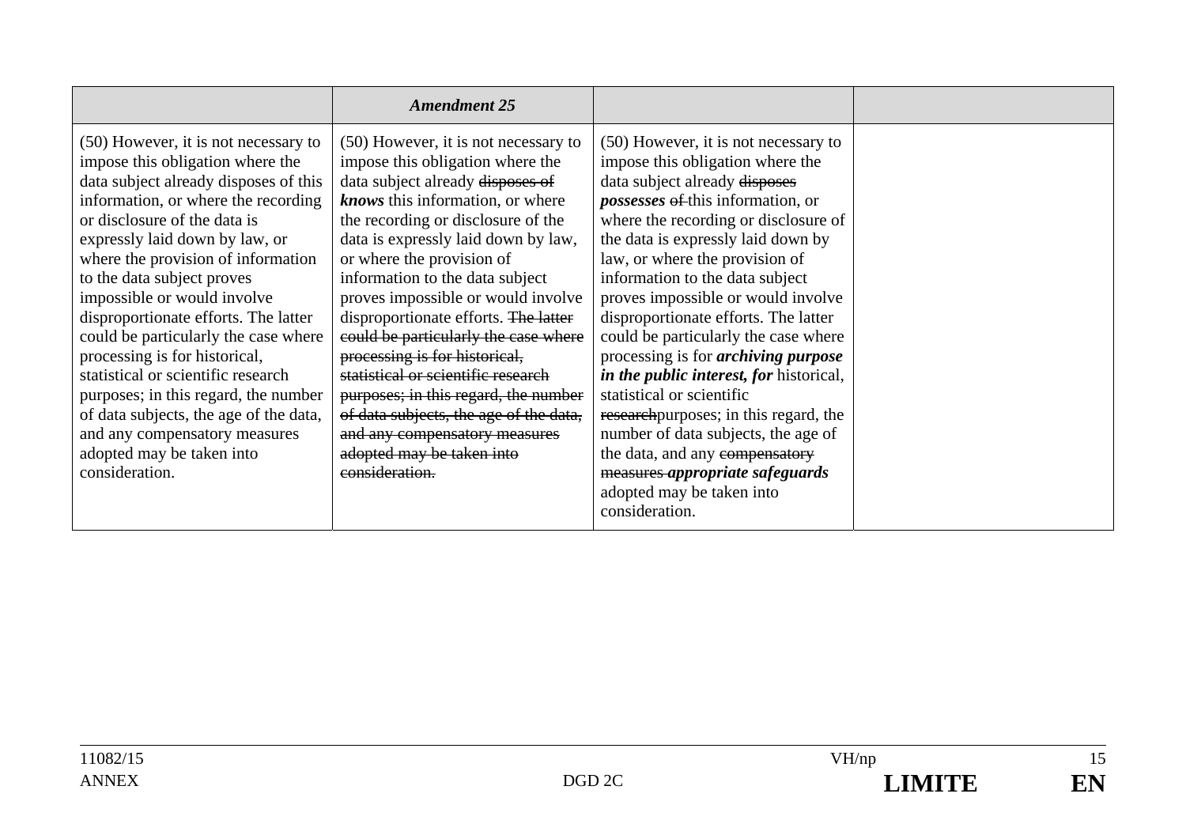| | *Amendment 25* | | |
|---|---|---|---|
| (50) However, it is not necessary to impose this obligation where the data subject already disposes of this information, or where the recording or disclosure of the data is expressly laid down by law, or where the provision of information to the data subject proves impossible or would involve disproportionate efforts. The latter could be particularly the case where processing is for historical, statistical or scientific research purposes; in this regard, the number of data subjects, the age of the data, and any compensatory measures adopted may be taken into consideration. | (50) However, it is not necessary to impose this obligation where the data subject already ~~disposes of~~ ***knows*** this information, or where the recording or disclosure of the data is expressly laid down by law, or where the provision of information to the data subject proves impossible or would involve disproportionate efforts. ~~The latter could be particularly the case where processing is for historical, statistical or scientific research purposes; in this regard, the number of data subjects, the age of the data, and any compensatory measures adopted may be taken into consideration.~~ | (50) However, it is not necessary to impose this obligation where the data subject already ~~disposes~~ ***possesses*** ~~of~~ this information, or where the recording or disclosure of the data is expressly laid down by law, or where the provision of information to the data subject proves impossible or would involve disproportionate efforts. The latter could be particularly the case where processing is for ***archiving purpose in the public interest, for*** historical, statistical or scientific ~~research~~purposes; in this regard, the number of data subjects, the age of the data, and any ~~compensatory measures~~ ***appropriate safeguards*** adopted may be taken into consideration. | |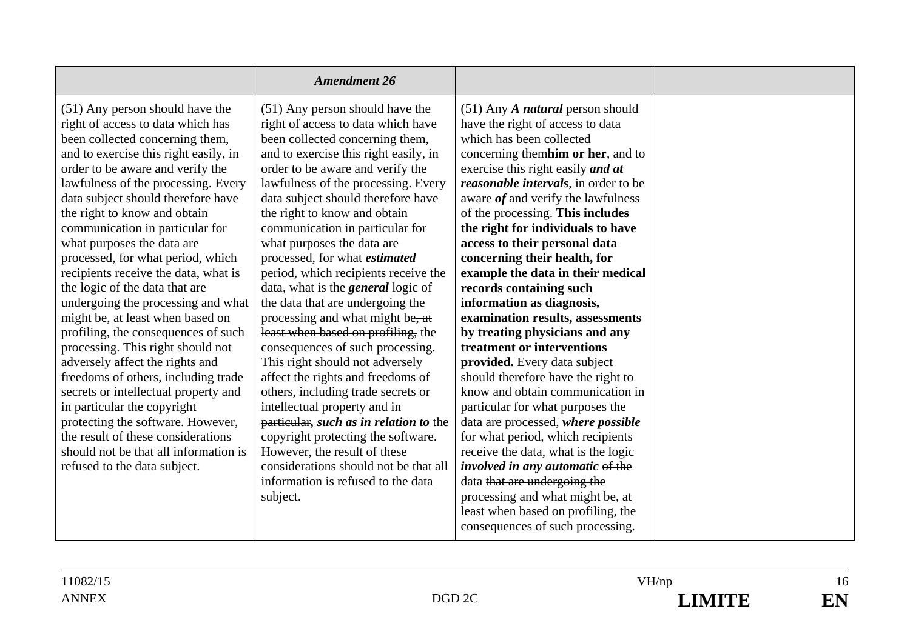| | *Amendment 26* | | |
|---|---|---|---|
| (51) Any person should have the right of access to data which has been collected concerning them, and to exercise this right easily, in order to be aware and verify the lawfulness of the processing. Every data subject should therefore have the right to know and obtain communication in particular for what purposes the data are processed, for what period, which recipients receive the data, what is the logic of the data that are undergoing the processing and what might be, at least when based on profiling, the consequences of such processing. This right should not adversely affect the rights and freedoms of others, including trade secrets or intellectual property and in particular the copyright protecting the software. However, the result of these considerations should not be that all information is refused to the data subject. | (51) Any person should have the right of access to data which have been collected concerning them, and to exercise this right easily, in order to be aware and verify the lawfulness of the processing. Every data subject should therefore have the right to know and obtain communication in particular for what purposes the data are processed, for what ***estimated*** period, which recipients receive the data, what is the ***general*** logic of the data that are undergoing the processing and what might be~~, at least when based on profiling,~~ the consequences of such processing. This right should not adversely affect the rights and freedoms of others, including trade secrets or intellectual property ~~and in particular~~***, such as in relation to*** the copyright protecting the software. However, the result of these considerations should not be that all information is refused to the data subject. | (51) ~~Any~~ ***A natural*** person should have the right of access to data which has been collected concerning ~~them~~**him or her**, and to exercise this right easily ***and at reasonable intervals***, in order to be aware ***of*** and verify the lawfulness of the processing. **This includes the right for individuals to have access to their personal data concerning their health, for example the data in their medical records containing such information as diagnosis, examination results, assessments by treating physicians and any treatment or interventions provided.** Every data subject should therefore have the right to know and obtain communication in particular for what purposes the data are processed, ***where possible*** for what period, which recipients receive the data, what is the logic ***involved in any automatic*** ~~of the~~ data ~~that are undergoing the~~ processing and what might be, at least when based on profiling, the consequences of such processing. | |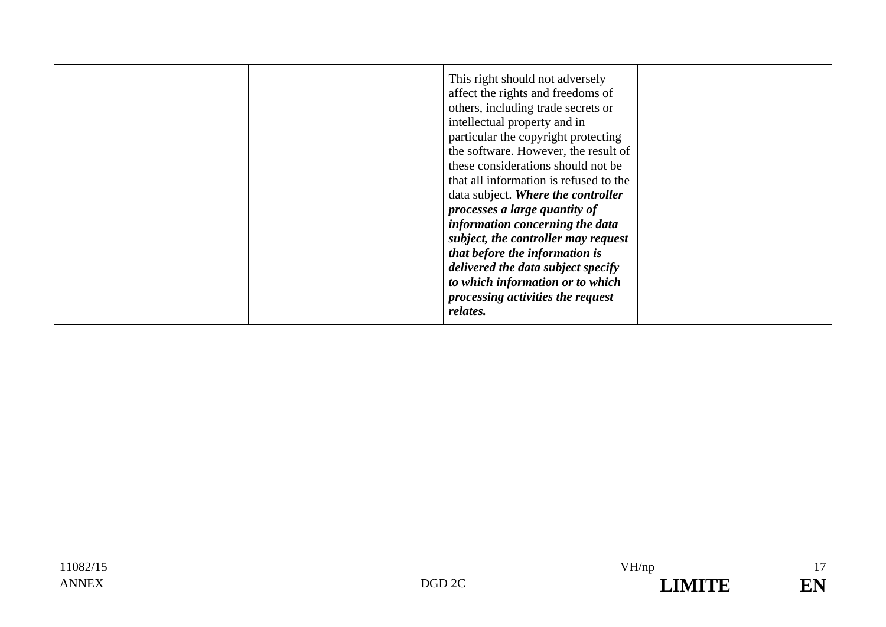| | | | |
|---|---|---|---|
| | | This right should not adversely affect the rights and freedoms of others, including trade secrets or intellectual property and in particular the copyright protecting the software. However, the result of these considerations should not be that all information is refused to the data subject. ***Where the controller processes a large quantity of information concerning the data subject, the controller may request that before the information is delivered the data subject specify to which information or to which processing activities the request relates.*** | |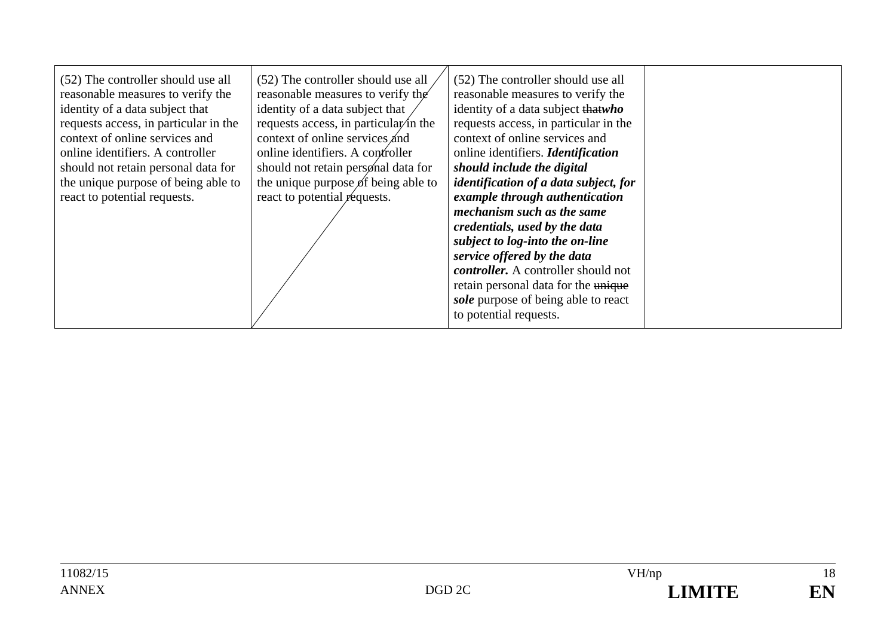| | | | |
|---|---|---|---|
| (52) The controller should use all reasonable measures to verify the identity of a data subject that requests access, in particular in the context of online services and online identifiers. A controller should not retain personal data for the unique purpose of being able to react to potential requests. | (52) The controller should use all reasonable measures to verify the identity of a data subject that requests access, in particular in the context of online services and online identifiers. A controller should not retain personal data for the unique purpose of being able to react to potential requests. | (52) The controller should use all reasonable measures to verify the identity of a data subject ~~that~~***who*** requests access, in particular in the context of online services and online identifiers. ***Identification should include the digital identification of a data subject, for example through authentication mechanism such as the same credentials, used by the data subject to log-into the on-line service offered by the data controller.*** A controller should not retain personal data for the ~~unique~~ ***sole*** purpose of being able to react to potential requests. | |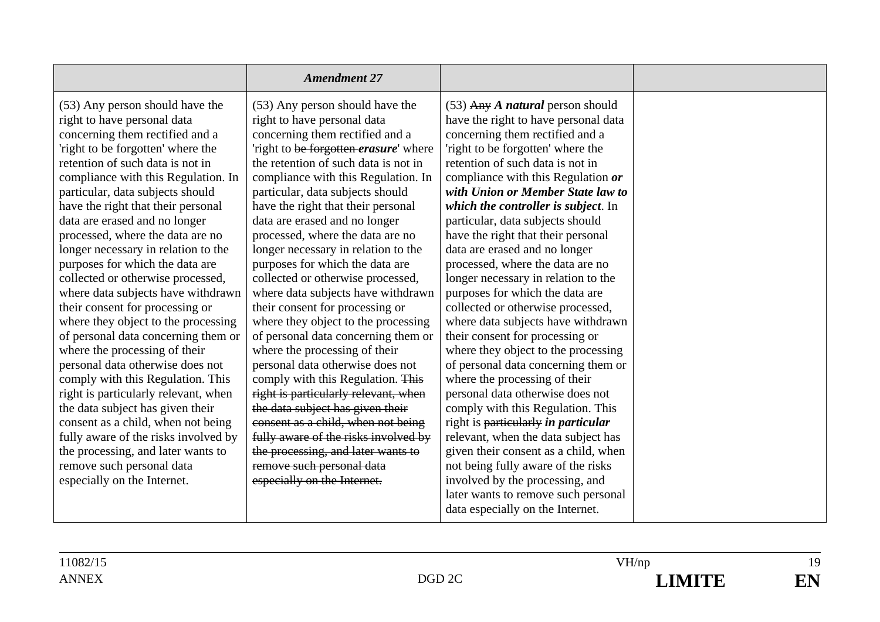| | *Amendment 27* | | |
|---|---|---|---|
| (53) Any person should have the right to have personal data concerning them rectified and a 'right to be forgotten' where the retention of such data is not in compliance with this Regulation. In particular, data subjects should have the right that their personal data are erased and no longer processed, where the data are no longer necessary in relation to the purposes for which the data are collected or otherwise processed, where data subjects have withdrawn their consent for processing or where they object to the processing of personal data concerning them or where the processing of their personal data otherwise does not comply with this Regulation. This right is particularly relevant, when the data subject has given their consent as a child, when not being fully aware of the risks involved by the processing, and later wants to remove such personal data especially on the Internet. | (53) Any person should have the right to have personal data concerning them rectified and a 'right to ~~be forgotten~~ ***erasure***' where the retention of such data is not in compliance with this Regulation. In particular, data subjects should have the right that their personal data are erased and no longer processed, where the data are no longer necessary in relation to the purposes for which the data are collected or otherwise processed, where data subjects have withdrawn their consent for processing or where they object to the processing of personal data concerning them or where the processing of their personal data otherwise does not comply with this Regulation. ~~This right is particularly relevant, when the data subject has given their consent as a child, when not being fully aware of the risks involved by the processing, and later wants to remove such personal data especially on the Internet.~~ | (53) ~~Any~~ ***A natural*** person should have the right to have personal data concerning them rectified and a 'right to be forgotten' where the retention of such data is not in compliance with this Regulation ***or with Union or Member State law to which the controller is subject***. In particular, data subjects should have the right that their personal data are erased and no longer processed, where the data are no longer necessary in relation to the purposes for which the data are collected or otherwise processed, where data subjects have withdrawn their consent for processing or where they object to the processing of personal data concerning them or where the processing of their personal data otherwise does not comply with this Regulation. This right is ~~particularly~~ ***in particular*** relevant, when the data subject has given their consent as a child, when not being fully aware of the risks involved by the processing, and later wants to remove such personal data especially on the Internet. | |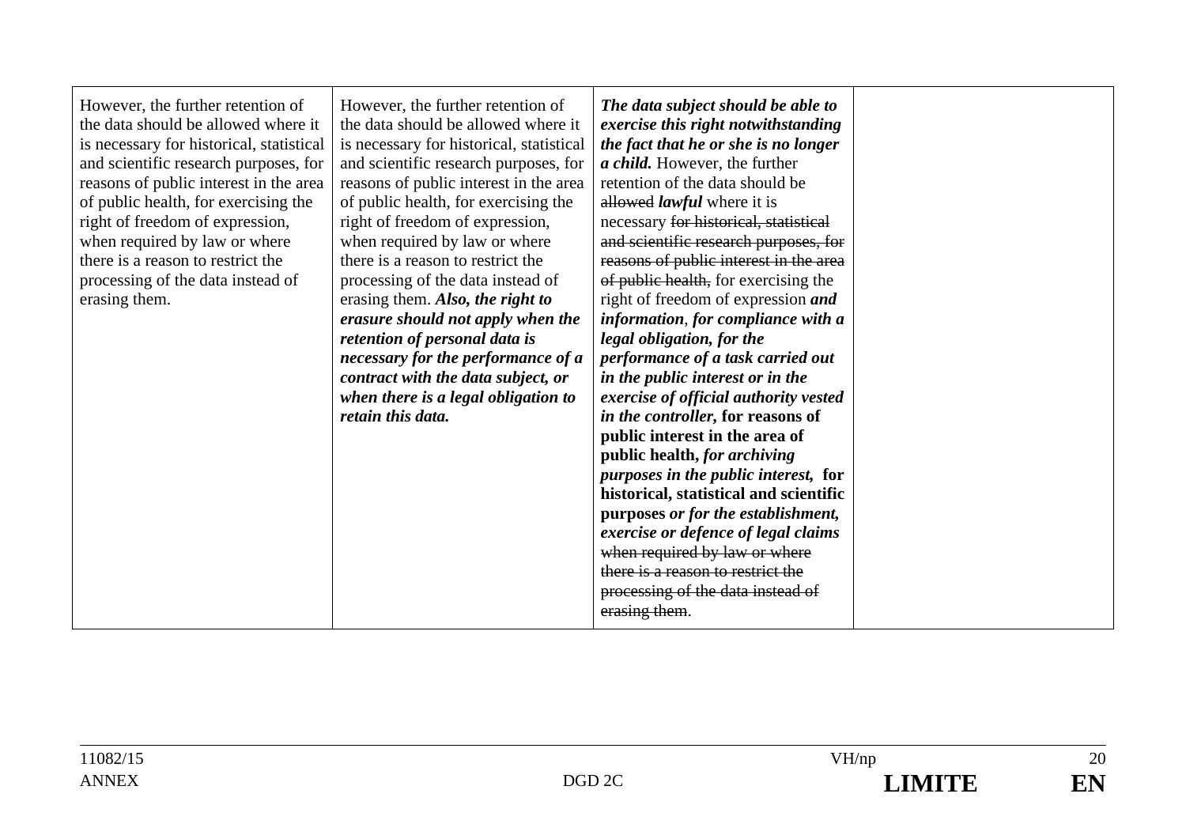| | | | |
|---|---|---|---|
| However, the further retention of the data should be allowed where it is necessary for historical, statistical and scientific research purposes, for reasons of public interest in the area of public health, for exercising the right of freedom of expression, when required by law or where there is a reason to restrict the processing of the data instead of erasing them. | However, the further retention of the data should be allowed where it is necessary for historical, statistical and scientific research purposes, for reasons of public interest in the area of public health, for exercising the right of freedom of expression, when required by law or where there is a reason to restrict the processing of the data instead of erasing them. ***Also, the right to erasure should not apply when the retention of personal data is necessary for the performance of a contract with the data subject, or when there is a legal obligation to retain this data.*** | ***The data subject should be able to exercise this right notwithstanding the fact that he or she is no longer a child.*** However, the further retention of the data should be ~~allowed~~ ***lawful*** where it is necessary ~~for historical, statistical and scientific research purposes, for reasons of public interest in the area of public health,~~ for exercising the right of freedom of expression ***and information***, ***for compliance with a legal obligation, for the performance of a task carried out in the public interest or in the exercise of official authority vested in the controller***, **for reasons of public interest in the area of public health,** ***for archiving purposes in the public interest,*** **for historical, statistical and scientific purposes** ***or for the establishment, exercise or defence of legal claims*** ~~when required by law or where there is a reason to restrict the processing of the data instead of erasing them~~. | |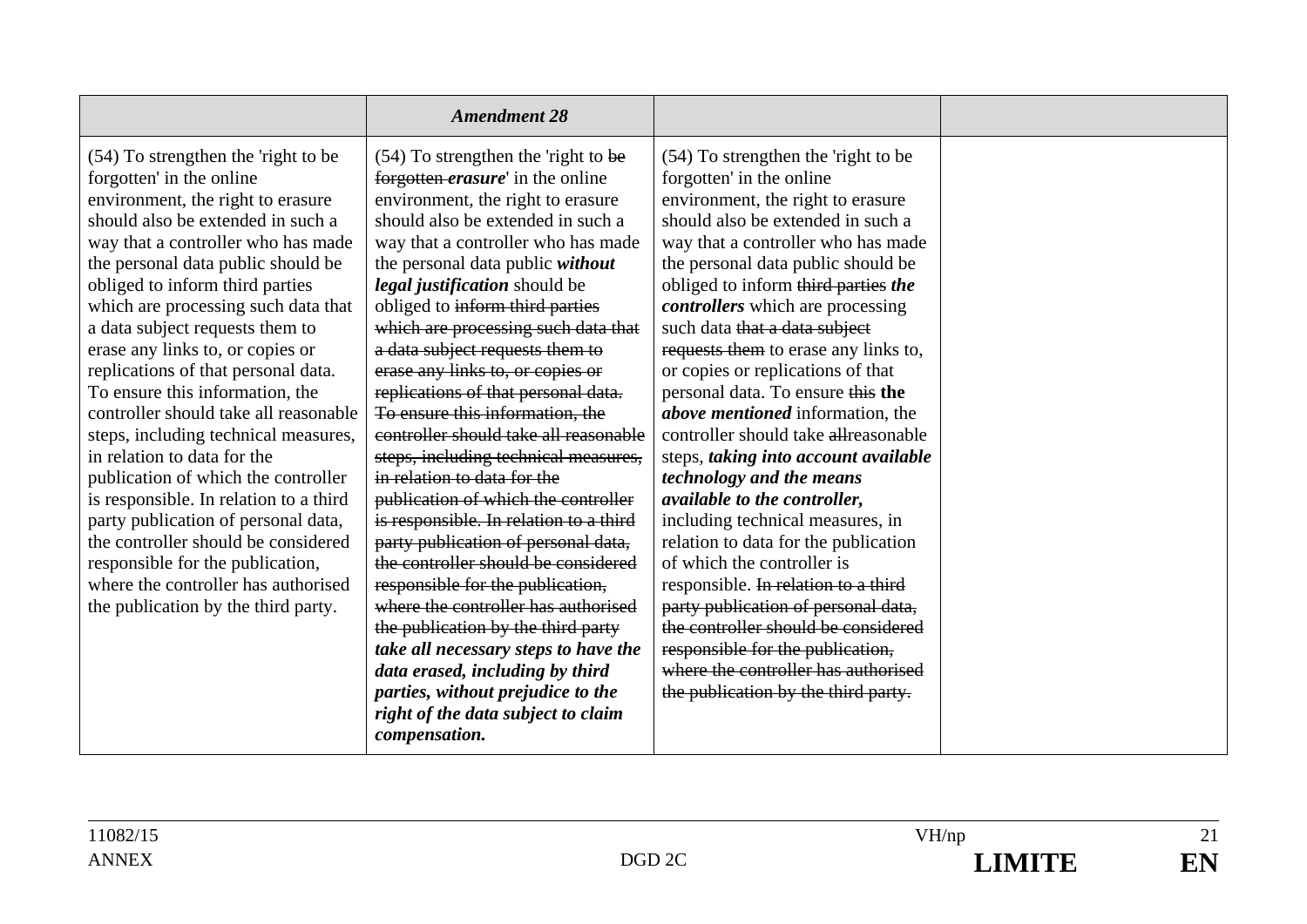| | *Amendment 28* | | |
|---|---|---|---|
| (54) To strengthen the 'right to be forgotten' in the online environment, the right to erasure should also be extended in such a way that a controller who has made the personal data public should be obliged to inform third parties which are processing such data that a data subject requests them to erase any links to, or copies or replications of that personal data. To ensure this information, the controller should take all reasonable steps, including technical measures, in relation to data for the publication of which the controller is responsible. In relation to a third party publication of personal data, the controller should be considered responsible for the publication, where the controller has authorised the publication by the third party. | (54) To strengthen the 'right to ~~be forgotten~~ ***erasure***' in the online environment, the right to erasure should also be extended in such a way that a controller who has made the personal data public ***without legal justification*** should be obliged to ~~inform third parties which are processing such data that a data subject requests them to erase any links to, or copies or replications of that personal data. To ensure this information, the controller should take all reasonable steps, including technical measures, in relation to data for the publication of which the controller is responsible. In relation to a third party publication of personal data, the controller should be considered responsible for the publication, where the controller has authorised the publication by the third party~~ ***take all necessary steps to have the data erased, including by third parties, without prejudice to the right of the data subject to claim compensation.*** | (54) To strengthen the 'right to be forgotten' in the online environment, the right to erasure should also be extended in such a way that a controller who has made the personal data public should be obliged to inform ~~third parties~~ ***the controllers*** which are processing such data ~~that a data subject requests them~~ to erase any links to, or copies or replications of that personal data. To ensure ~~this~~ **the** ***above mentioned*** information, the controller should take ~~all~~reasonable steps, ***taking into account available technology and the means available to the controller,*** including technical measures, in relation to data for the publication of which the controller is responsible. ~~In relation to a third party publication of personal data, the controller should be considered responsible for the publication, where the controller has authorised the publication by the third party.~~ | |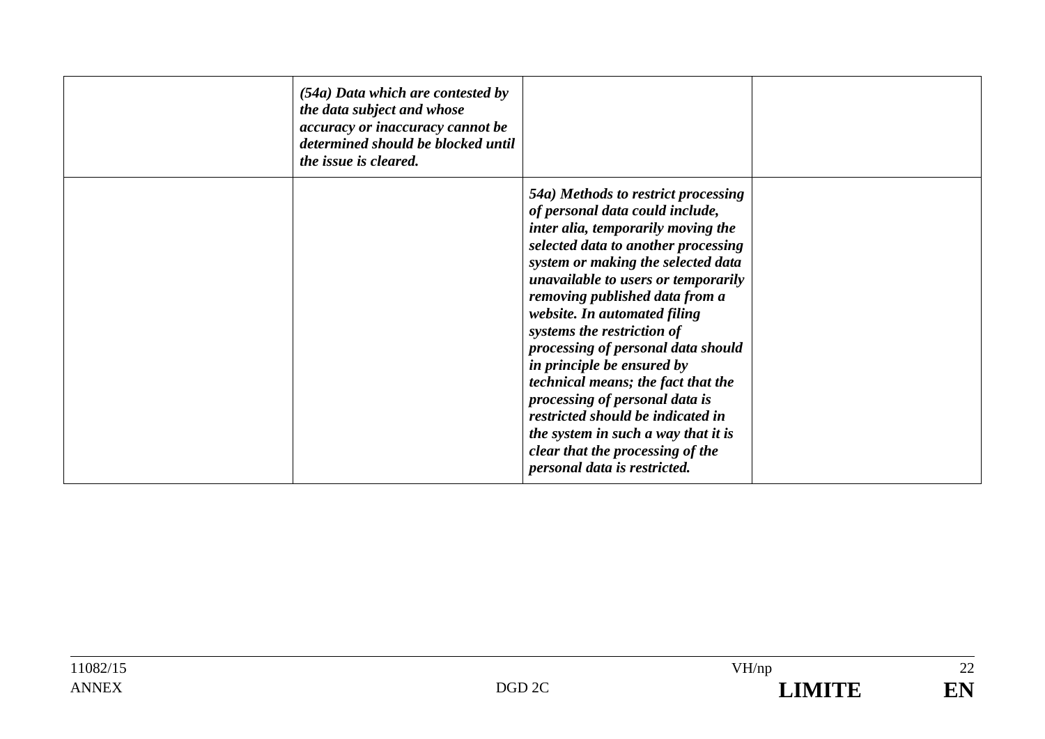| | | | |
|---|---|---|---|
| | ***(54a) Data which are contested by the data subject and whose accuracy or inaccuracy cannot be determined should be blocked until the issue is cleared.*** | | |
| | | ***54a) Methods to restrict processing of personal data could include, inter alia, temporarily moving the selected data to another processing system or making the selected data unavailable to users or temporarily removing published data from a website. In automated filing systems the restriction of processing of personal data should in principle be ensured by technical means; the fact that the processing of personal data is restricted should be indicated in the system in such a way that it is clear that the processing of the personal data is restricted.*** | |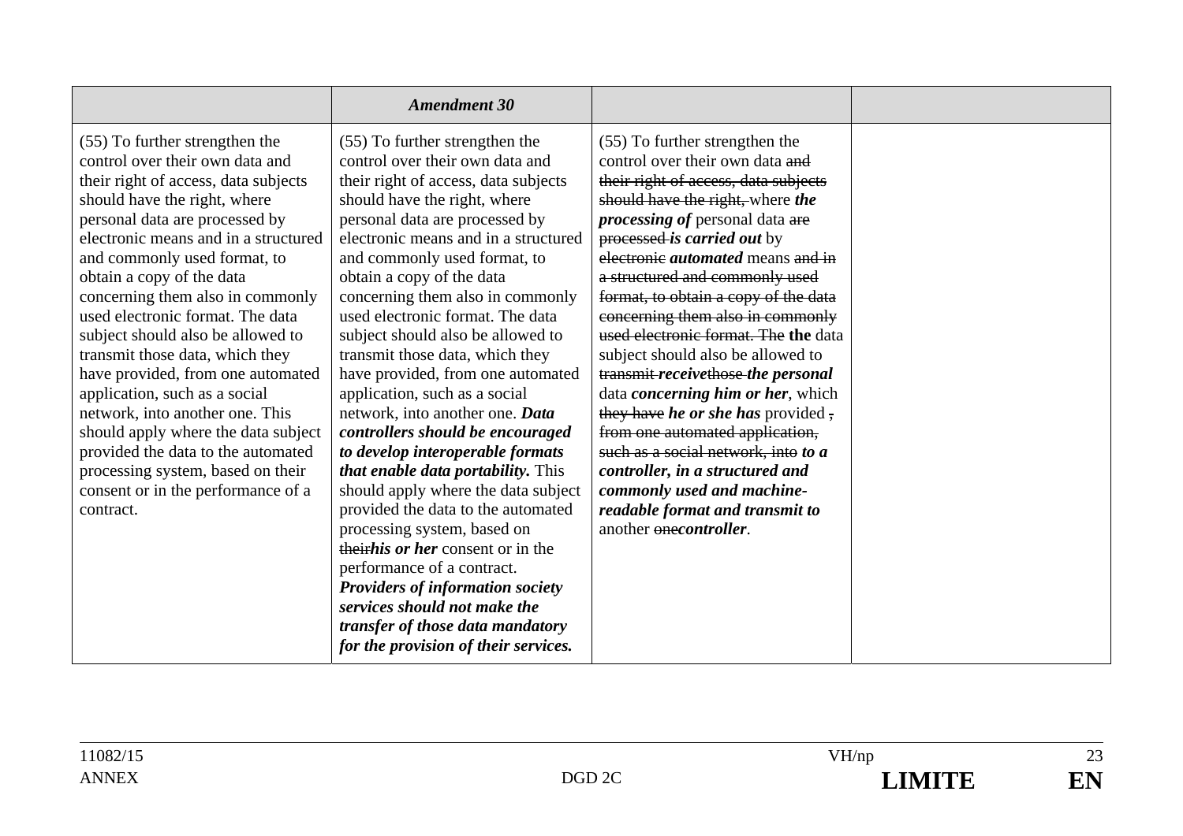| | *Amendment 30* | | |
|---|---|---|---|
| (55) To further strengthen the control over their own data and their right of access, data subjects should have the right, where personal data are processed by electronic means and in a structured and commonly used format, to obtain a copy of the data concerning them also in commonly used electronic format. The data subject should also be allowed to transmit those data, which they have provided, from one automated application, such as a social network, into another one. This should apply where the data subject provided the data to the automated processing system, based on their consent or in the performance of a contract. | (55) To further strengthen the control over their own data and their right of access, data subjects should have the right, where personal data are processed by electronic means and in a structured and commonly used format, to obtain a copy of the data concerning them also in commonly used electronic format. The data subject should also be allowed to transmit those data, which they have provided, from one automated application, such as a social network, into another one. ***Data controllers should be encouraged to develop interoperable formats that enable data portability.*** This should apply where the data subject provided the data to the automated processing system, based on ~~their~~***his or her*** consent or in the performance of a contract. ***Providers of information society services should not make the transfer of those data mandatory for the provision of their services.*** | (55) To further strengthen the control over their own data ~~and their right of access, data subjects should have the right,~~ where ***the processing of*** personal data ~~are processed~~ ***is carried out*** by ~~electronic~~ ***automated*** means ~~and in a structured and commonly used format, to obtain a copy of the data concerning them also in commonly used electronic format. The~~ **the** data subject should also be allowed to ~~transmit~~ ***receive***~~those~~ ***the personal*** data ***concerning him or her***, which ~~they have~~ ***he or she has*** provided ~~, from one automated application, such as a social network, into~~ ***to a controller, in a structured and commonly used and machine-readable format and transmit to*** another ~~one~~***controller***. | |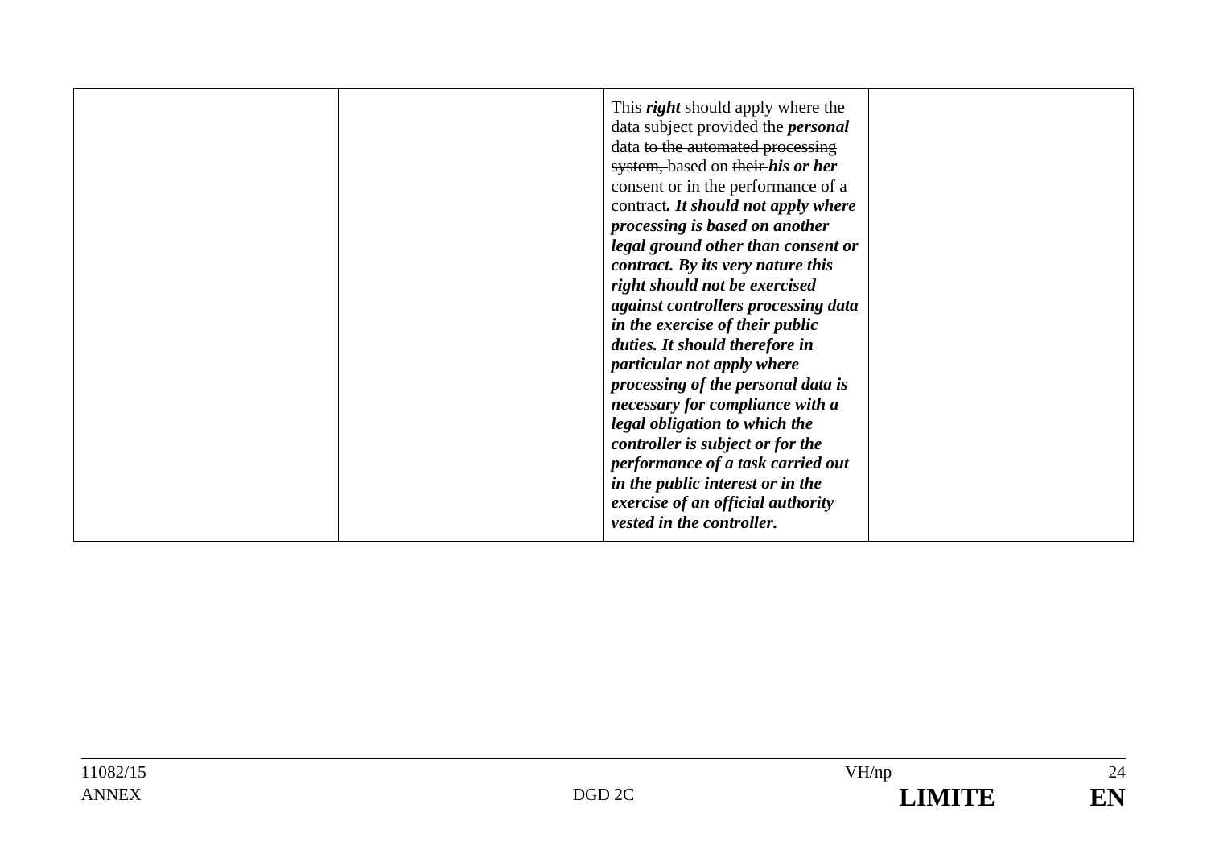| | | | |
|---|---|---|---|
| | | This ***right*** should apply where the data subject provided the ***personal*** data ~~to the automated processing system,~~ based on ~~their~~ ***his or her*** consent or in the performance of a contract***. It should not apply where processing is based on another legal ground other than consent or contract. By its very nature this right should not be exercised against controllers processing data in the exercise of their public duties. It should therefore in particular not apply where processing of the personal data is necessary for compliance with a legal obligation to which the controller is subject or for the performance of a task carried out in the public interest or in the exercise of an official authority vested in the controller.*** | |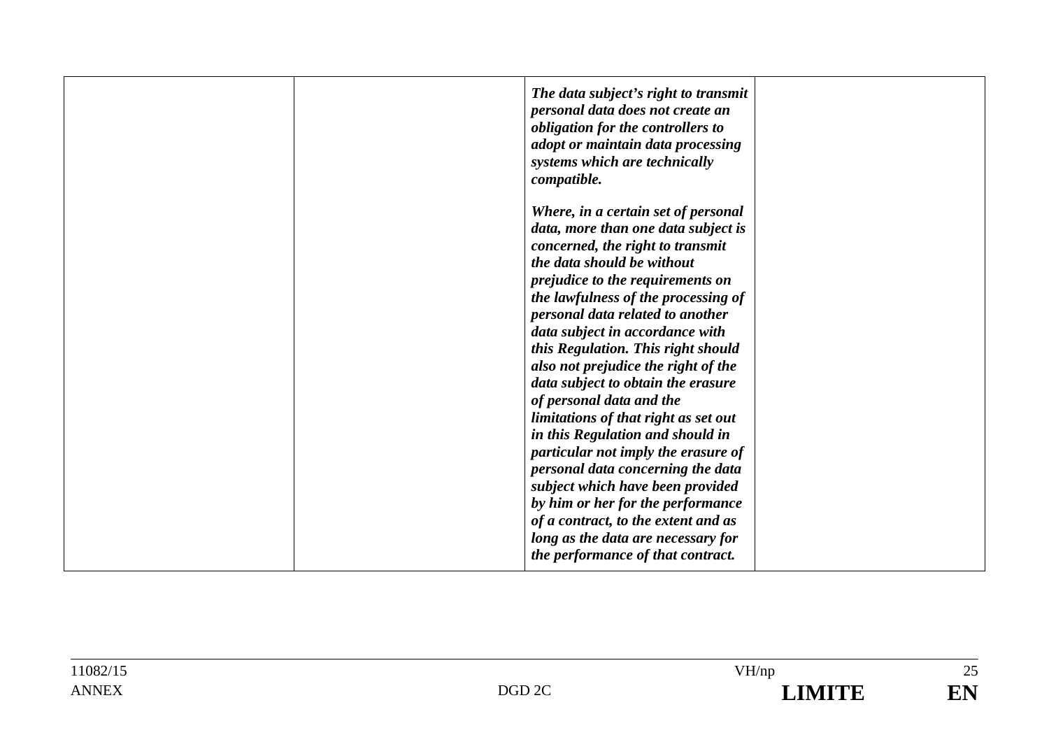| | | | |
|---|---|---|---|
| | | ***The data subject's right to transmit personal data does not create an obligation for the controllers to adopt or maintain data processing systems which are technically compatible.***<br><br>***Where, in a certain set of personal data, more than one data subject is concerned, the right to transmit the data should be without prejudice to the requirements on the lawfulness of the processing of personal data related to another data subject in accordance with this Regulation. This right should also not prejudice the right of the data subject to obtain the erasure of personal data and the limitations of that right as set out in this Regulation and should in particular not imply the erasure of personal data concerning the data subject which have been provided by him or her for the performance of a contract, to the extent and as long as the data are necessary for the performance of that contract.*** | |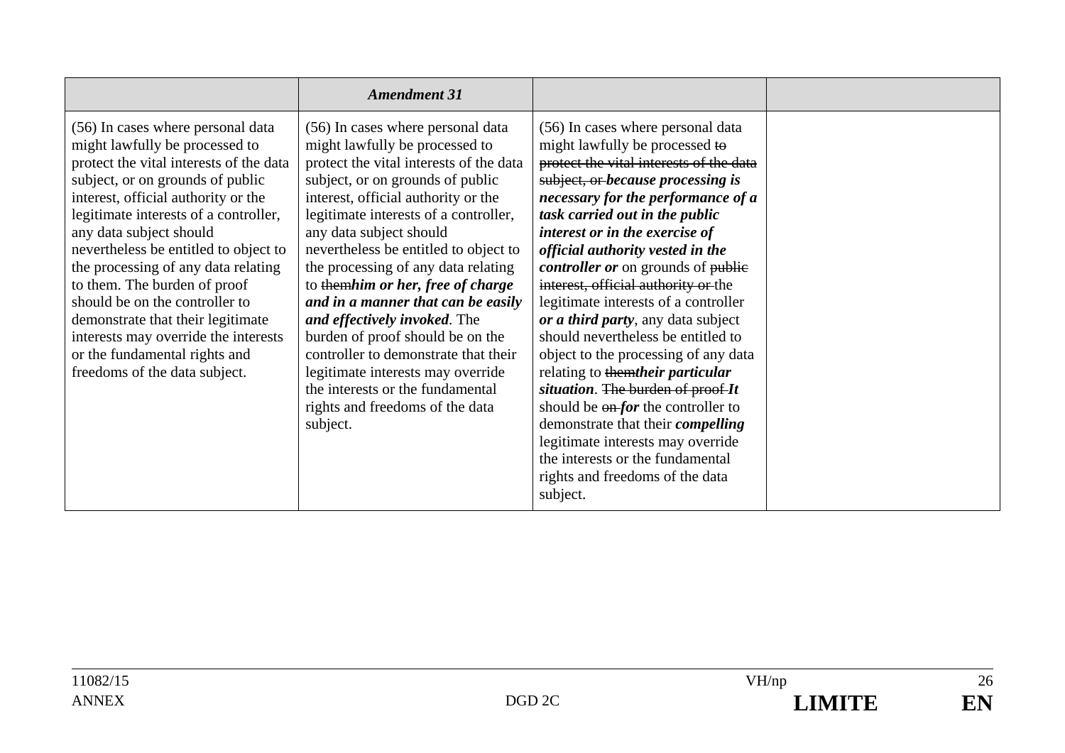| | *Amendment 31* | | |
|---|---|---|---|
| (56) In cases where personal data might lawfully be processed to protect the vital interests of the data subject, or on grounds of public interest, official authority or the legitimate interests of a controller, any data subject should nevertheless be entitled to object to the processing of any data relating to them. The burden of proof should be on the controller to demonstrate that their legitimate interests may override the interests or the fundamental rights and freedoms of the data subject. | (56) In cases where personal data might lawfully be processed to protect the vital interests of the data subject, or on grounds of public interest, official authority or the legitimate interests of a controller, any data subject should nevertheless be entitled to object to the processing of any data relating to ~~them~~***him or her, free of charge and in a manner that can be easily and effectively invoked***. The burden of proof should be on the controller to demonstrate that their legitimate interests may override the interests or the fundamental rights and freedoms of the data subject. | (56) In cases where personal data might lawfully be processed ~~to protect the vital interests of the data subject, or~~ ***because processing is necessary for the performance of a task carried out in the public interest or in the exercise of official authority vested in the controller or*** on grounds of ~~public interest, official authority or~~ the legitimate interests of a controller ***or a third party***, any data subject should nevertheless be entitled to object to the processing of any data relating to ~~them~~***their particular situation***. ~~The burden of proof~~ ***It*** should be ~~on~~ ***for*** the controller to demonstrate that their ***compelling*** legitimate interests may override the interests or the fundamental rights and freedoms of the data subject. | |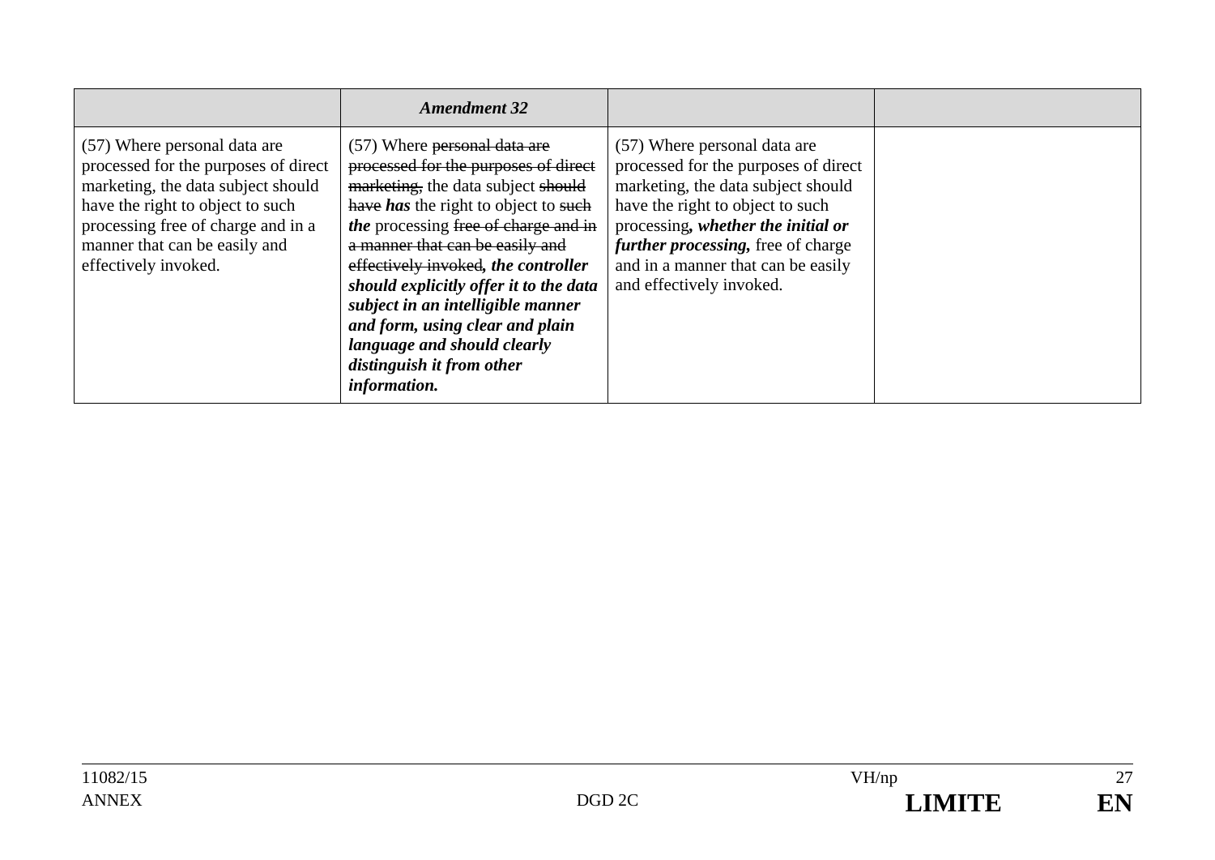| | *Amendment 32* | | |
|---|---|---|---|
| (57) Where personal data are processed for the purposes of direct marketing, the data subject should have the right to object to such processing free of charge and in a manner that can be easily and effectively invoked. | (57) Where ~~personal data are processed for the purposes of direct marketing,~~ the data subject ~~should have~~ ***has*** the right to object to ~~such~~ ***the*** processing ~~free of charge and in a manner that can be easily and effectively invoked~~***, the controller should explicitly offer it to the data subject in an intelligible manner and form, using clear and plain language and should clearly distinguish it from other information.*** | (57) Where personal data are processed for the purposes of direct marketing, the data subject should have the right to object to such processing***, whether the initial or further processing,*** free of charge and in a manner that can be easily and effectively invoked. | |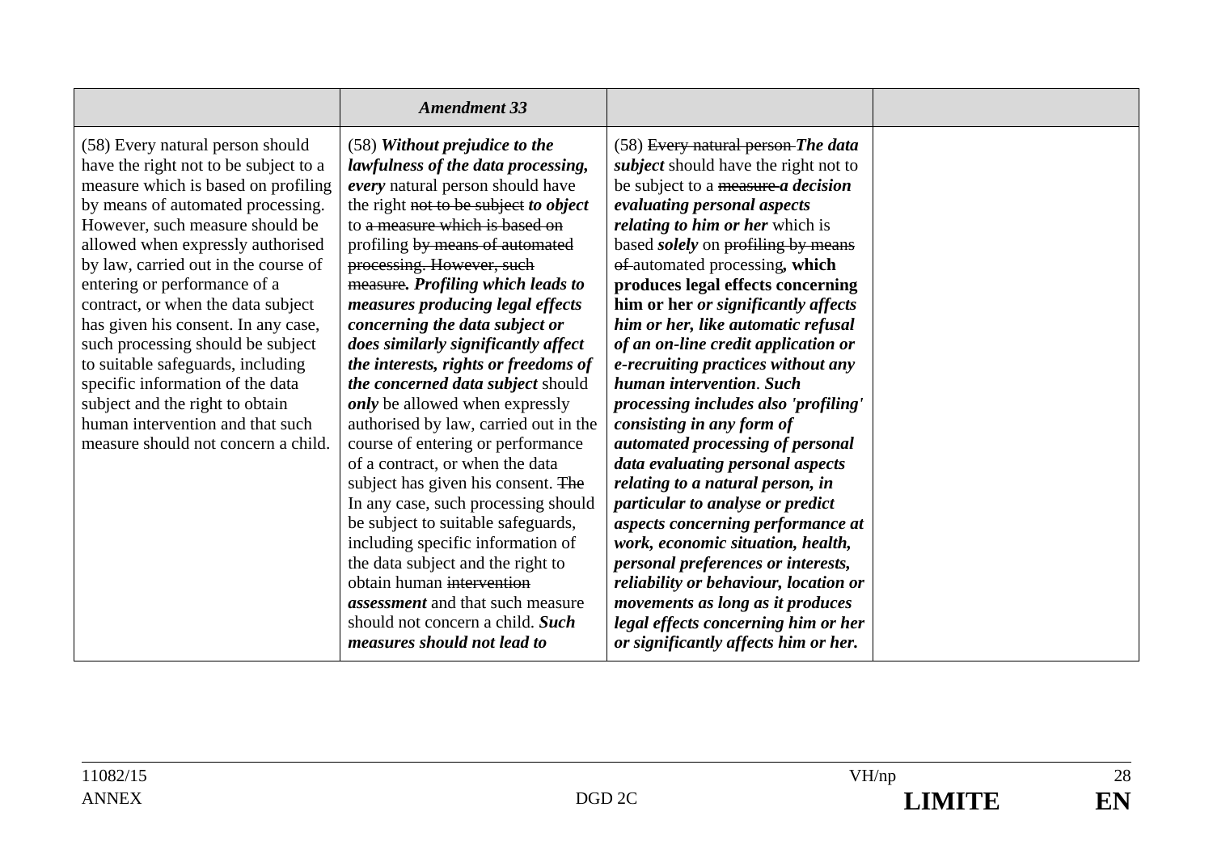| | *Amendment 33* | | |
|---|---|---|---|
| (58) Every natural person should have the right not to be subject to a measure which is based on profiling by means of automated processing. However, such measure should be allowed when expressly authorised by law, carried out in the course of entering or performance of a contract, or when the data subject has given his consent. In any case, such processing should be subject to suitable safeguards, including specific information of the data subject and the right to obtain human intervention and that such measure should not concern a child. | (58) ***Without prejudice to the lawfulness of the data processing, every*** natural person should have the right ~~not to be subject~~ ***to object*** to ~~a measure which is based on~~ profiling ~~by means of automated processing. However, such measure~~***. Profiling which leads to measures producing legal effects concerning the data subject or does similarly significantly affect the interests, rights or freedoms of the concerned data subject*** should ***only*** be allowed when expressly authorised by law, carried out in the course of entering or performance of a contract, or when the data subject has given his consent. ~~The~~ In any case, such processing should be subject to suitable safeguards, including specific information of the data subject and the right to obtain human ~~intervention~~ ***assessment*** and that such measure should not concern a child. ***Such measures should not lead to*** | (58) ~~Every natural person~~ ***The data subject*** should have the right not to be subject to a ~~measure~~ ***a decision evaluating personal aspects relating to him or her*** which is based ***solely*** on ~~profiling by means of~~ automated processing**, which produces legal effects concerning him or her *or significantly affects him or her, like automatic refusal of an on-line credit application or e-recruiting practices without any human intervention*. *Such processing includes also 'profiling' consisting in any form of automated processing of personal data evaluating personal aspects relating to a natural person, in particular to analyse or predict aspects concerning performance at work, economic situation, health, personal preferences or interests, reliability or behaviour, location or movements as long as it produces legal effects concerning him or her or significantly affects him or her.*** | |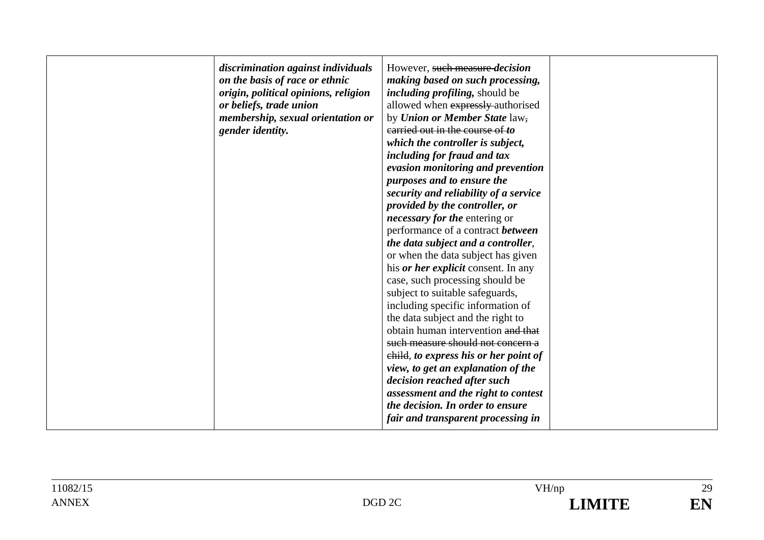| | | | |
|---|---|---|---|
| | ***discrimination against individuals on the basis of race or ethnic origin, political opinions, religion or beliefs, trade union membership, sexual orientation or gender identity.*** | However, ~~such measure~~ ***decision making based on such processing, including profiling,*** should be allowed when ~~expressly~~ authorised by ***Union or Member State*** law~~,~~ ~~carried out in the course of~~ ***to which the controller is subject, including for fraud and tax evasion monitoring and prevention purposes and to ensure the security and reliability of a service provided by the controller, or necessary for the*** entering or performance of a contract ***between the data subject and a controller***, or when the data subject has given his ***or her explicit*** consent. In any case, such processing should be subject to suitable safeguards, including specific information of the data subject and the right to obtain human intervention ~~and that such measure should not concern a child~~, ***to express his or her point of view, to get an explanation of the decision reached after such assessment and the right to contest the decision. In order to ensure fair and transparent processing in*** | |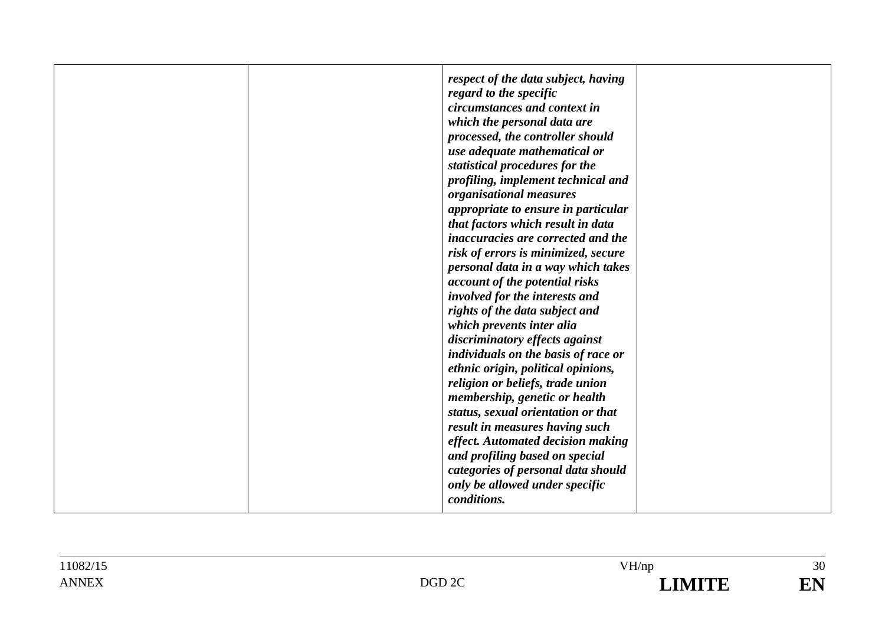| | | | |
|---|---|---|---|
| | | ***respect of the data subject, having regard to the specific circumstances and context in which the personal data are processed, the controller should use adequate mathematical or statistical procedures for the profiling, implement technical and organisational measures appropriate to ensure in particular that factors which result in data inaccuracies are corrected and the risk of errors is minimized, secure personal data in a way which takes account of the potential risks involved for the interests and rights of the data subject and which prevents inter alia discriminatory effects against individuals on the basis of race or ethnic origin, political opinions, religion or beliefs, trade union membership, genetic or health status, sexual orientation or that result in measures having such effect. Automated decision making and profiling based on special categories of personal data should only be allowed under specific conditions.*** | |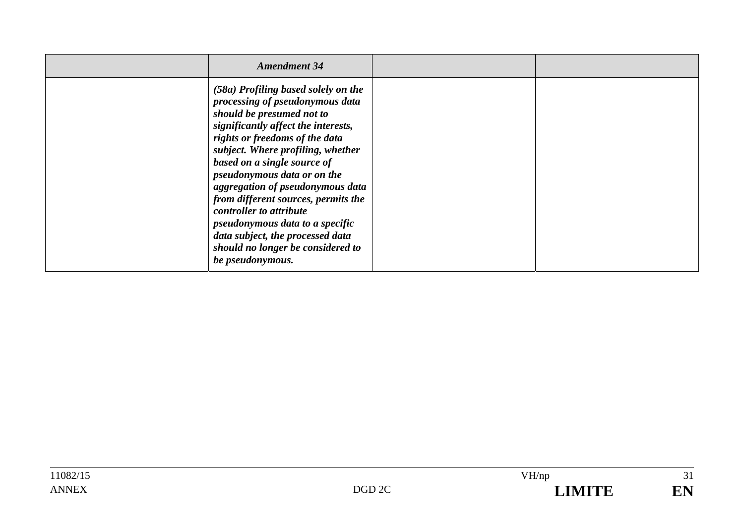| | ***Amendment 34*** | | |
|---|---|---|---|
| | ***(58a) Profiling based solely on the processing of pseudonymous data should be presumed not to significantly affect the interests, rights or freedoms of the data subject. Where profiling, whether based on a single source of pseudonymous data or on the aggregation of pseudonymous data from different sources, permits the controller to attribute pseudonymous data to a specific data subject, the processed data should no longer be considered to be pseudonymous.*** | | |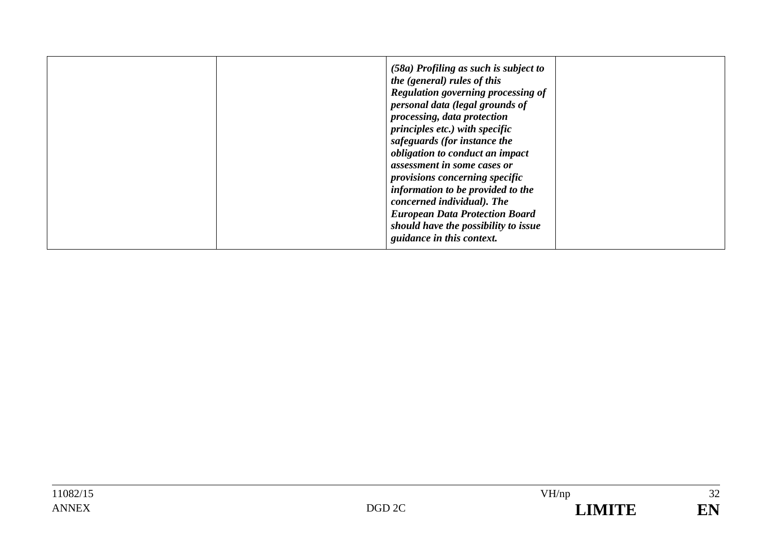| | | | |
|---|---|---|---|
| | | ***(58a) Profiling as such is subject to the (general) rules of this Regulation governing processing of personal data (legal grounds of processing, data protection principles etc.) with specific safeguards (for instance the obligation to conduct an impact assessment in some cases or provisions concerning specific information to be provided to the concerned individual). The European Data Protection Board should have the possibility to issue guidance in this context.*** | |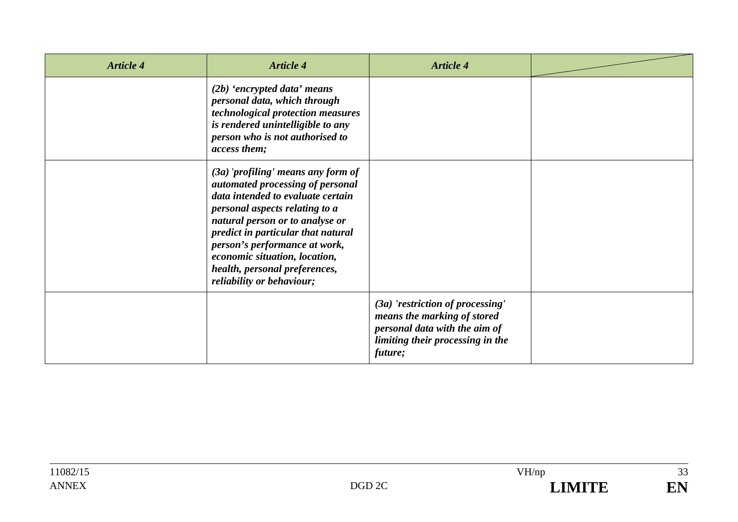| *Article 4* | *Article 4* | *Article 4* | |
|---|---|---|---|
| | ***(2b) 'encrypted data' means personal data, which through technological protection measures is rendered unintelligible to any person who is not authorised to access them;*** | | |
| | ***(3a) 'profiling' means any form of automated processing of personal data intended to evaluate certain personal aspects relating to a natural person or to analyse or predict in particular that natural person's performance at work, economic situation, location, health, personal preferences, reliability or behaviour;*** | | |
| | | ***(3a) 'restriction of processing' means the marking of stored personal data with the aim of limiting their processing in the future;*** | |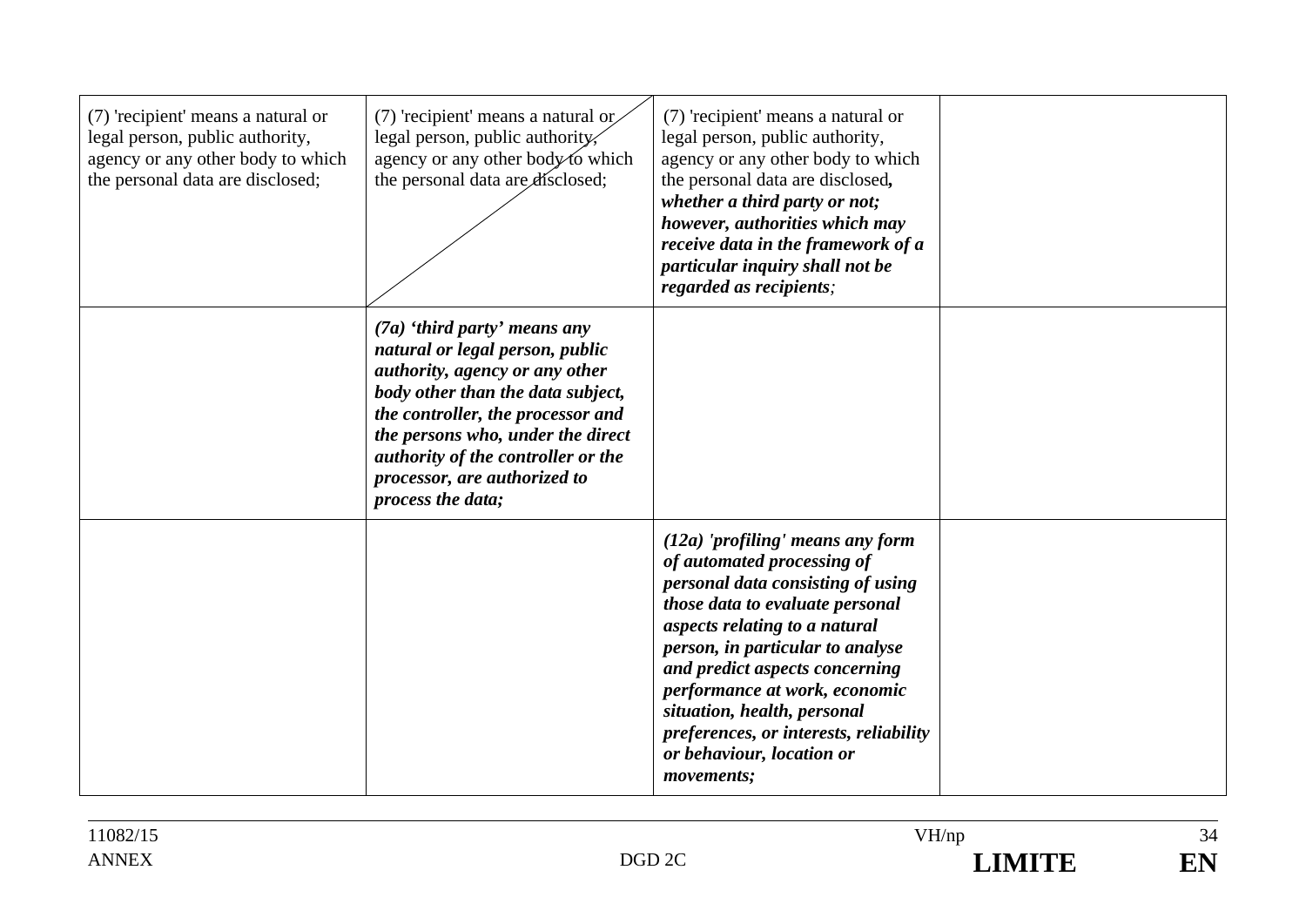| | | | |
|---|---|---|---|
| (7) 'recipient' means a natural or legal person, public authority, agency or any other body to which the personal data are disclosed; | (7) 'recipient' means a natural or legal person, public authority, agency or any other body to which the personal data are disclosed; | (7) 'recipient' means a natural or legal person, public authority, agency or any other body to which the personal data are disclosed***, whether a third party or not; however, authorities which may receive data in the framework of a particular inquiry shall not be regarded as recipients****;* | |
| | ***(7a) 'third party' means any natural or legal person, public authority, agency or any other body other than the data subject, the controller, the processor and the persons who, under the direct authority of the controller or the processor, are authorized to process the data;*** | | |
| | | ***(12a) 'profiling' means any form of automated processing of personal data consisting of using those data to evaluate personal aspects relating to a natural person, in particular to analyse and predict aspects concerning performance at work, economic situation, health, personal preferences, or interests, reliability or behaviour, location or movements;*** | |

11082/15 VH/np
ANNEX DGD 2C **LIMITE** **EN**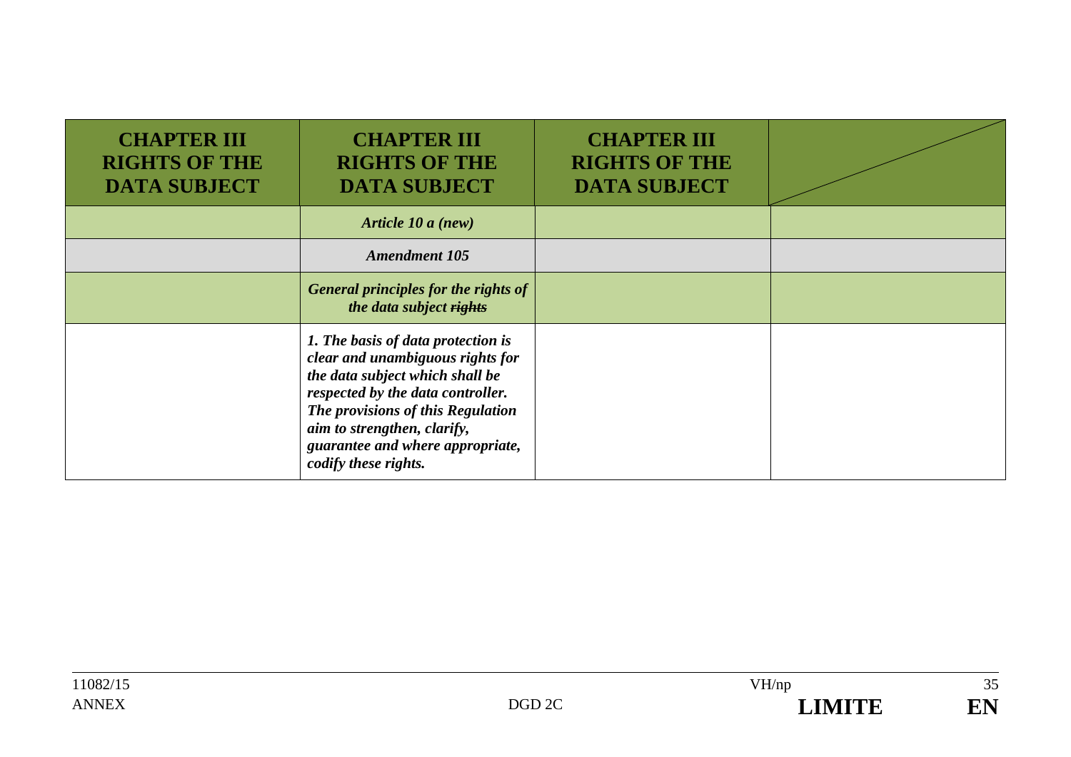| **CHAPTER III RIGHTS OF THE DATA SUBJECT** | **CHAPTER III RIGHTS OF THE DATA SUBJECT** | **CHAPTER III RIGHTS OF THE DATA SUBJECT** | |
|---|---|---|---|
| | ***Article 10 a (new)*** | | |
| | ***Amendment 105*** | | |
| | ***General principles for the rights of the data subject ~~rights~~*** | | |
| | ***1. The basis of data protection is clear and unambiguous rights for the data subject which shall be respected by the data controller. The provisions of this Regulation aim to strengthen, clarify, guarantee and where appropriate, codify these rights.*** | | |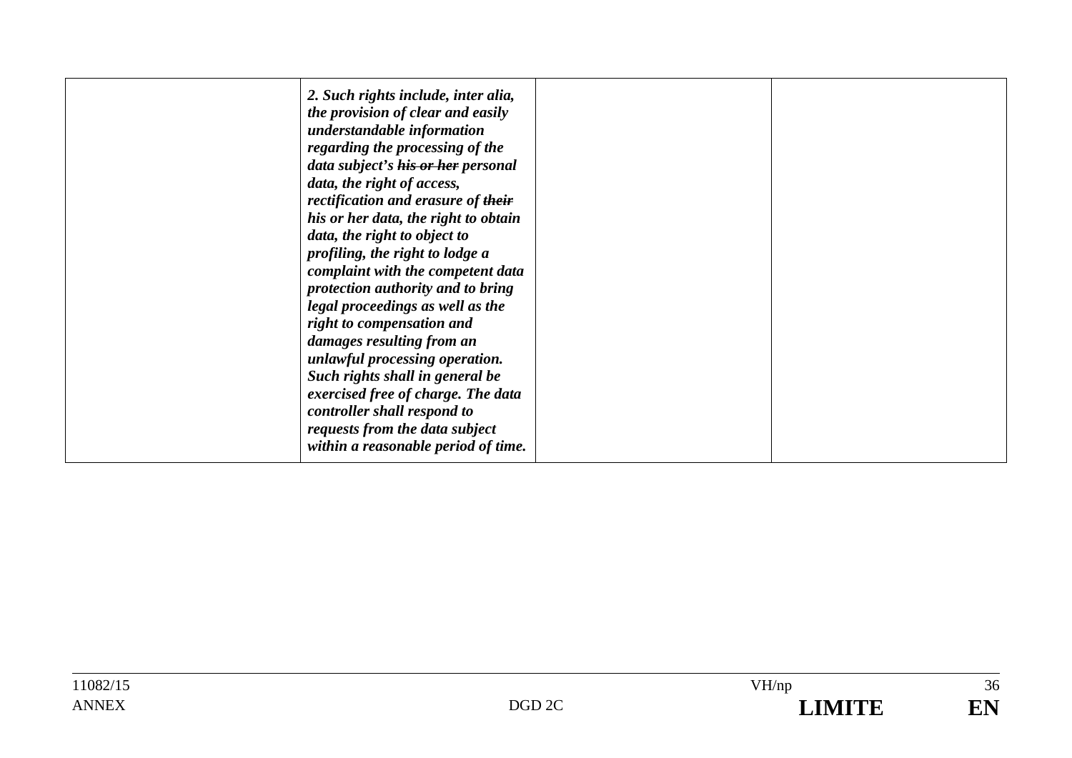| | | | |
|---|---|---|---|
| | ***2. Such rights include, inter alia, the provision of clear and easily understandable information regarding the processing of the data subject's ~~his or her~~ personal data, the right of access, rectification and erasure of ~~their~~ his or her data, the right to obtain data, the right to object to profiling, the right to lodge a complaint with the competent data protection authority and to bring legal proceedings as well as the right to compensation and damages resulting from an unlawful processing operation. Such rights shall in general be exercised free of charge. The data controller shall respond to requests from the data subject within a reasonable period of time.*** | | |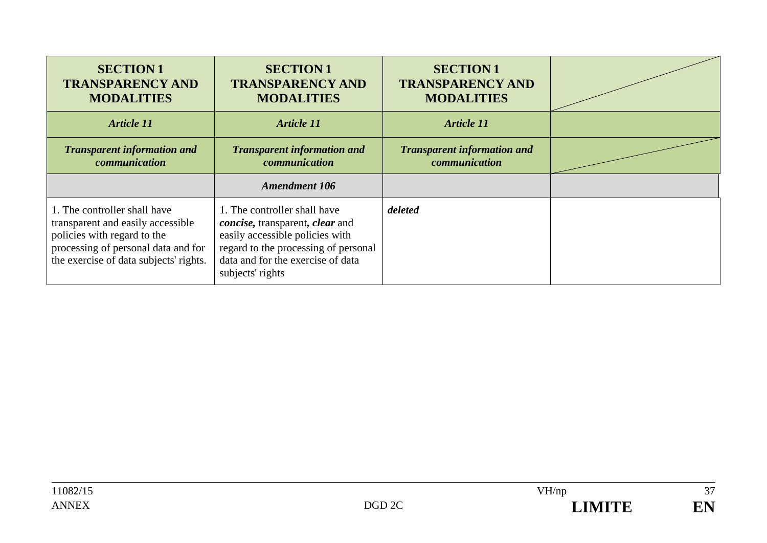| | | | |
|---|---|---|---|
| **SECTION 1 TRANSPARENCY AND MODALITIES** | **SECTION 1 TRANSPARENCY AND MODALITIES** | **SECTION 1 TRANSPARENCY AND MODALITIES** | |
| ***Article 11*** | ***Article 11*** | ***Article 11*** | |
| ***Transparent information and communication*** | ***Transparent information and communication*** | ***Transparent information and communication*** | |
| | ***Amendment 106*** | | |
| 1. The controller shall have transparent and easily accessible policies with regard to the processing of personal data and for the exercise of data subjects' rights. | 1. The controller shall have ***concise,*** transparent***, clear*** and easily accessible policies with regard to the processing of personal data and for the exercise of data subjects' rights | ***deleted*** | |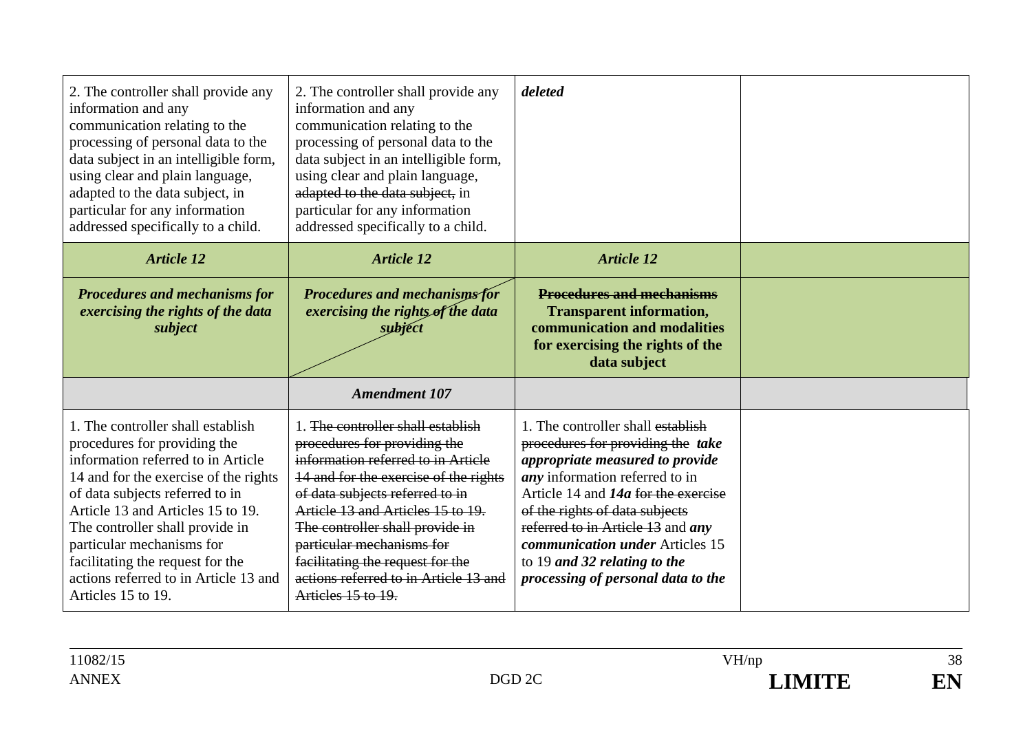| | | | |
|---|---|---|---|
| 2. The controller shall provide any information and any communication relating to the processing of personal data to the data subject in an intelligible form, using clear and plain language, adapted to the data subject, in particular for any information addressed specifically to a child. | 2. The controller shall provide any information and any communication relating to the processing of personal data to the data subject in an intelligible form, using clear and plain language, ~~adapted to the data subject,~~ in particular for any information addressed specifically to a child. | ***deleted*** | |
| ***Article 12*** | ***Article 12*** | ***Article 12*** | |
| ***Procedures and mechanisms for exercising the rights of the data subject*** | ***Procedures and mechanisms for exercising the rights of the data subject*** | **~~Procedures and mechanisms~~ Transparent information, communication and modalities for exercising the rights of the data subject** | |
| | ***Amendment 107*** | | |
| 1. The controller shall establish procedures for providing the information referred to in Article 14 and for the exercise of the rights of data subjects referred to in Article 13 and Articles 15 to 19. The controller shall provide in particular mechanisms for facilitating the request for the actions referred to in Article 13 and Articles 15 to 19. | 1. ~~The controller shall establish procedures for providing the information referred to in Article 14 and for the exercise of the rights of data subjects referred to in Article 13 and Articles 15 to 19. The controller shall provide in particular mechanisms for facilitating the request for the actions referred to in Article 13 and Articles 15 to 19.~~ | 1. The controller shall ~~establish procedures for providing the~~ ***take appropriate measured to provide any*** information referred to in Article 14 and ***14a*** ~~for the exercise of the rights of data subjects referred to in Article 13~~ and ***any communication under*** Articles 15 to 19 ***and 32 relating to the processing of personal data to the*** | |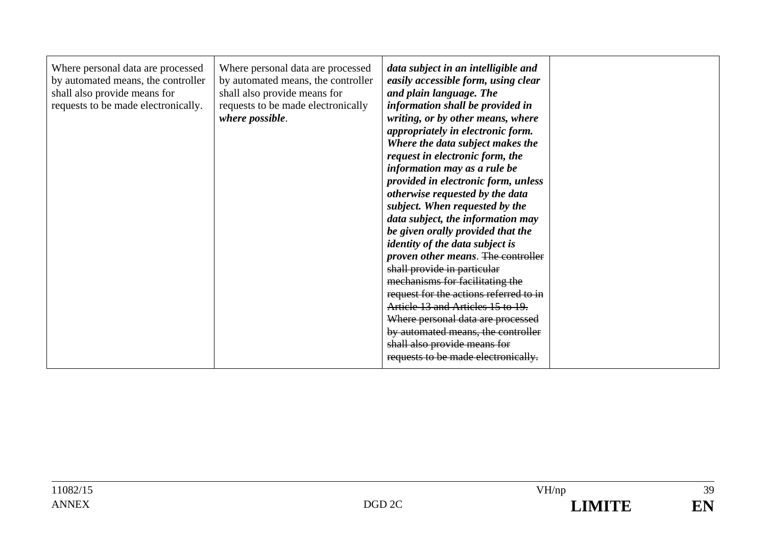| | | | |
|---|---|---|---|
| Where personal data are processed by automated means, the controller shall also provide means for requests to be made electronically. | Where personal data are processed by automated means, the controller shall also provide means for requests to be made electronically *where possible*. | ***data subject in an intelligible and easily accessible form, using clear and plain language. The information shall be provided in writing, or by other means, where appropriately in electronic form. Where the data subject makes the request in electronic form, the information may as a rule be provided in electronic form, unless otherwise requested by the data subject. When requested by the data subject, the information may be given orally provided that the identity of the data subject is proven other means***. ~~The controller shall provide in particular mechanisms for facilitating the request for the actions referred to in Article 13 and Articles 15 to 19. Where personal data are processed by automated means, the controller shall also provide means for requests to be made electronically.~~ | |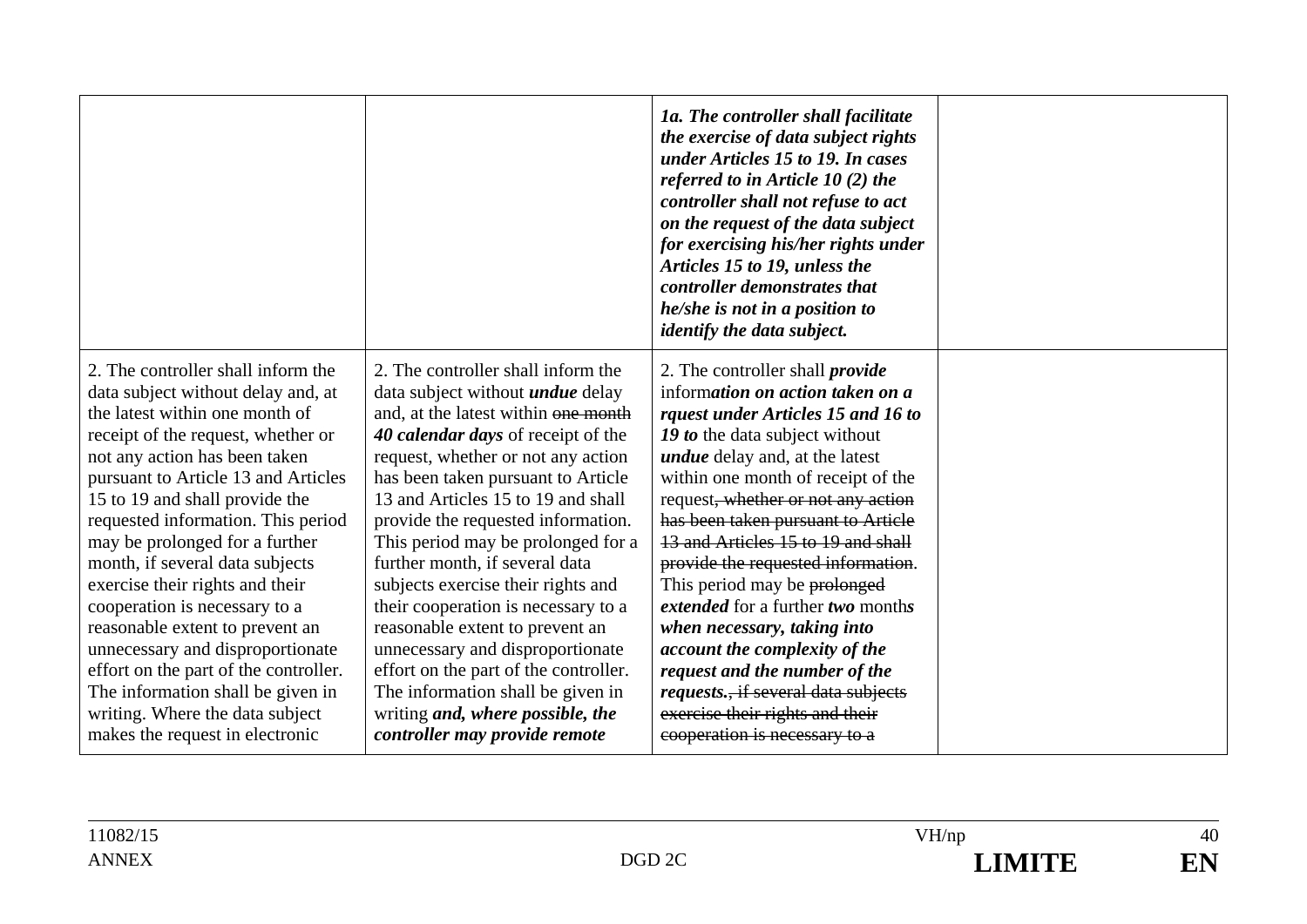| | | | |
|---|---|---|---|
| | | ***1a. The controller shall facilitate the exercise of data subject rights under Articles 15 to 19. In cases referred to in Article 10 (2) the controller shall not refuse to act on the request of the data subject for exercising his/her rights under Articles 15 to 19, unless the controller demonstrates that he/she is not in a position to identify the data subject.*** | |
| 2. The controller shall inform the data subject without delay and, at the latest within one month of receipt of the request, whether or not any action has been taken pursuant to Article 13 and Articles 15 to 19 and shall provide the requested information. This period may be prolonged for a further month, if several data subjects exercise their rights and their cooperation is necessary to a reasonable extent to prevent an unnecessary and disproportionate effort on the part of the controller. The information shall be given in writing. Where the data subject makes the request in electronic | 2. The controller shall inform the data subject without ***undue*** delay and, at the latest within ~~one month~~ ***40 calendar days*** of receipt of the request, whether or not any action has been taken pursuant to Article 13 and Articles 15 to 19 and shall provide the requested information. This period may be prolonged for a further month, if several data subjects exercise their rights and their cooperation is necessary to a reasonable extent to prevent an unnecessary and disproportionate effort on the part of the controller. The information shall be given in writing ***and, where possible, the controller may provide remote*** | 2. The controller shall ***provide*** inform***ation on action taken on a rquest under Articles 15 and 16 to 19 to*** the data subject without ***undue*** delay and, at the latest within one month of receipt of the request~~, whether or not any action has been taken pursuant to Article 13 and Articles 15 to 19 and shall provide the requested information~~. This period may be ~~prolonged~~ ***extended*** for a further ***two*** month***s when necessary, taking into account the complexity of the request and the number of the requests.***~~, if several data subjects exercise their rights and their cooperation is necessary to a~~ | |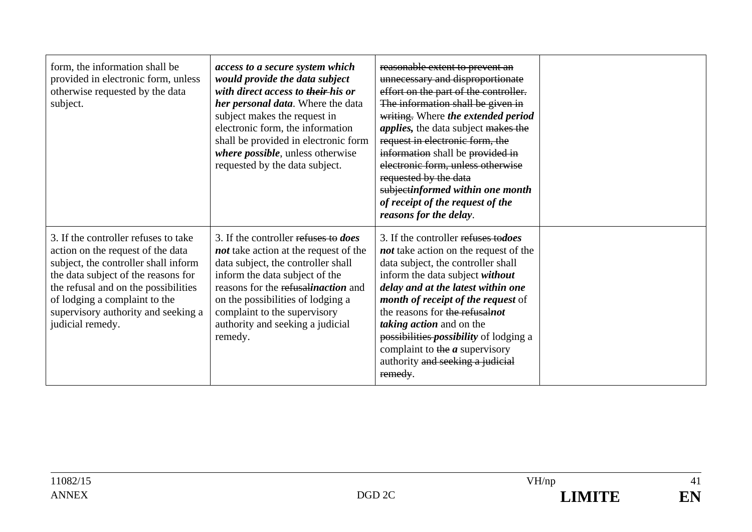| | | | |
|---|---|---|---|
| form, the information shall be provided in electronic form, unless otherwise requested by the data subject. | ***access to a secure system which would provide the data subject with direct access to ~~their~~ his or her personal data***. Where the data subject makes the request in electronic form, the information shall be provided in electronic form ***where possible***, unless otherwise requested by the data subject. | ~~reasonable extent to prevent an unnecessary and disproportionate effort on the part of the controller. The information shall be given in writing.~~ Where ***the extended period applies,*** the data subject ~~makes the request in electronic form, the information~~ shall be ~~provided in electronic form, unless otherwise requested by the data subject~~***informed within one month of receipt of the request of the reasons for the delay***. | |
| 3. If the controller refuses to take action on the request of the data subject, the controller shall inform the data subject of the reasons for the refusal and on the possibilities of lodging a complaint to the supervisory authority and seeking a judicial remedy. | 3. If the controller ~~refuses to~~ ***does not*** take action at the request of the data subject, the controller shall inform the data subject of the reasons for the ~~refusal~~***inaction*** and on the possibilities of lodging a complaint to the supervisory authority and seeking a judicial remedy. | 3. If the controller ~~refuses to~~***does not*** take action on the request of the data subject, the controller shall inform the data subject ***without delay and at the latest within one month of receipt of the request*** of the reasons for ~~the refusal~~***not taking action*** and on the ~~possibilities~~ ***possibility*** of lodging a complaint to ~~the~~ ***a*** supervisory authority ~~and seeking a judicial remedy~~. | |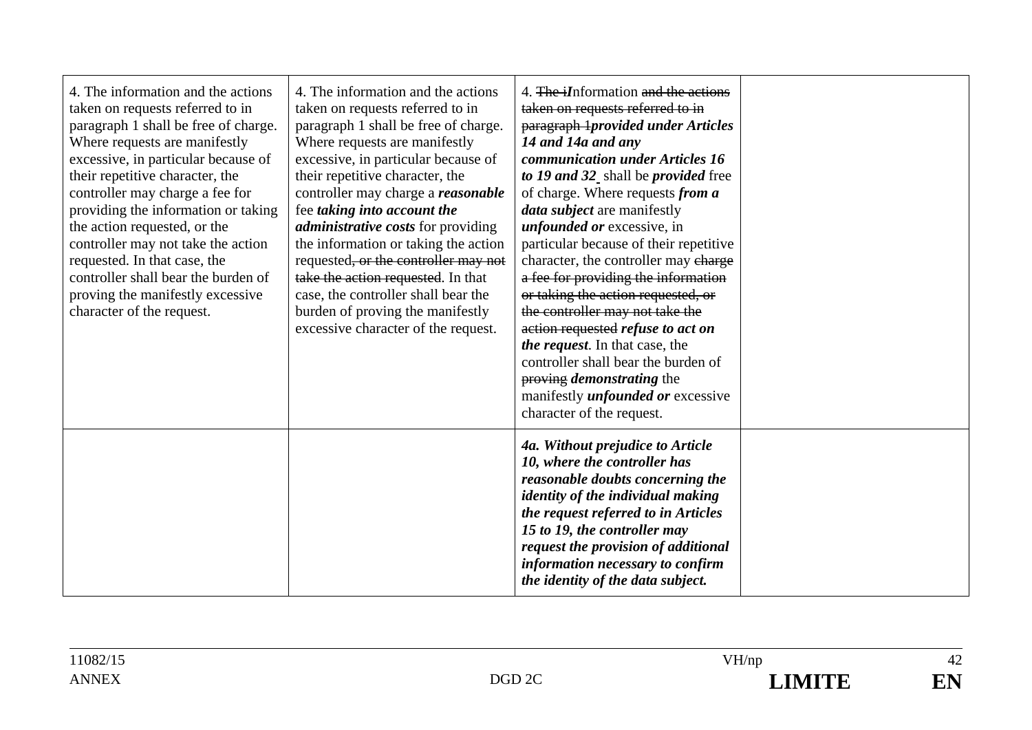| | | | |
|---|---|---|---|
| 4. The information and the actions taken on requests referred to in paragraph 1 shall be free of charge. Where requests are manifestly excessive, in particular because of their repetitive character, the controller may charge a fee for providing the information or taking the action requested, or the controller may not take the action requested. In that case, the controller shall bear the burden of proving the manifestly excessive character of the request. | 4. The information and the actions taken on requests referred to in paragraph 1 shall be free of charge. Where requests are manifestly excessive, in particular because of their repetitive character, the controller may charge a ***reasonable*** fee ***taking into account the administrative costs*** for providing the information or taking the action requested~~, or the controller may not take the action requested~~. In that case, the controller shall bear the burden of proving the manifestly excessive character of the request. | 4. ~~The i~~***I***nformation ~~and the actions taken on requests referred to in paragraph 1~~***provided under Articles 14 and 14a and any communication under Articles 16 to 19 and 32*** shall be ***provided*** free of charge. Where requests ***from a data subject*** are manifestly ***unfounded or*** excessive, in particular because of their repetitive character, the controller may ~~charge a fee for providing the information or taking the action requested, or the controller may not take the action requested~~ ***refuse to act on the request***. In that case, the controller shall bear the burden of ~~proving~~ ***demonstrating*** the manifestly ***unfounded or*** excessive character of the request. | |
| | | ***4a. Without prejudice to Article 10, where the controller has reasonable doubts concerning the identity of the individual making the request referred to in Articles 15 to 19, the controller may request the provision of additional information necessary to confirm the identity of the data subject.*** | |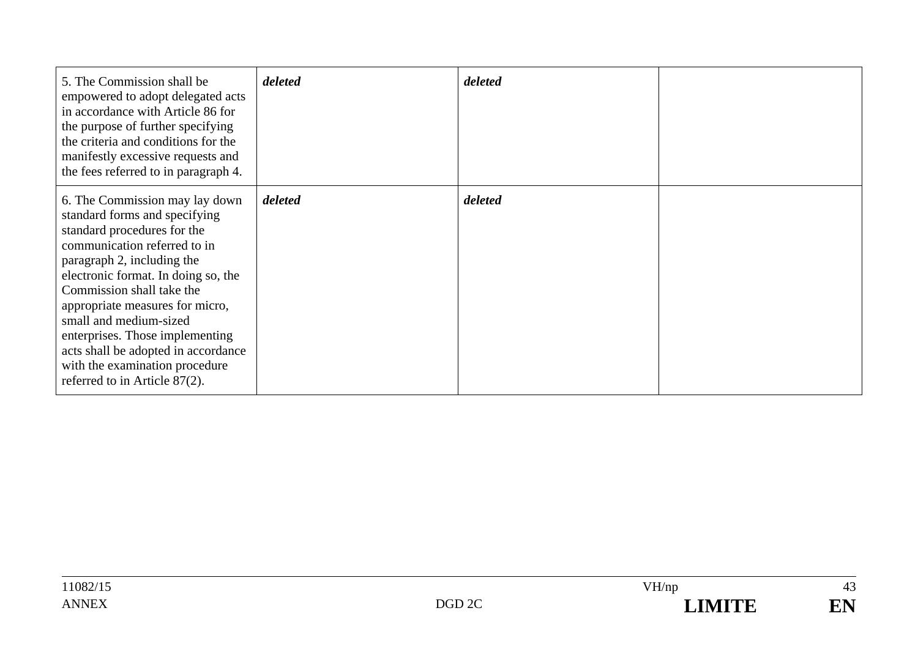| | | | |
|---|---|---|---|
| 5. The Commission shall be empowered to adopt delegated acts in accordance with Article 86 for the purpose of further specifying the criteria and conditions for the manifestly excessive requests and the fees referred to in paragraph 4. | ***deleted*** | ***deleted*** | |
| 6. The Commission may lay down standard forms and specifying standard procedures for the communication referred to in paragraph 2, including the electronic format. In doing so, the Commission shall take the appropriate measures for micro, small and medium-sized enterprises. Those implementing acts shall be adopted in accordance with the examination procedure referred to in Article 87(2). | ***deleted*** | ***deleted*** | |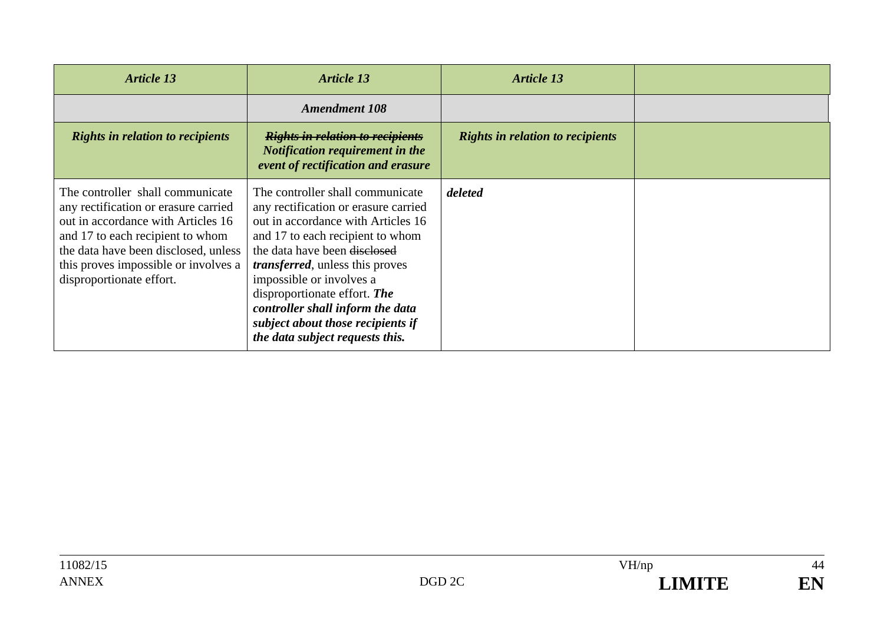| *Article 13* | *Article 13* | *Article 13* | |
|---|---|---|---|
| | *Amendment 108* | | |
| ***Rights in relation to recipients*** | ~~***Rights in relation to recipients***~~ ***Notification requirement in the event of rectification and erasure*** | ***Rights in relation to recipients*** | |
| The controller shall communicate any rectification or erasure carried out in accordance with Articles 16 and 17 to each recipient to whom the data have been disclosed, unless this proves impossible or involves a disproportionate effort. | The controller shall communicate any rectification or erasure carried out in accordance with Articles 16 and 17 to each recipient to whom the data have been ~~disclosed~~ ***transferred***, unless this proves impossible or involves a disproportionate effort. ***The controller shall inform the data subject about those recipients if the data subject requests this.*** | ***deleted*** | |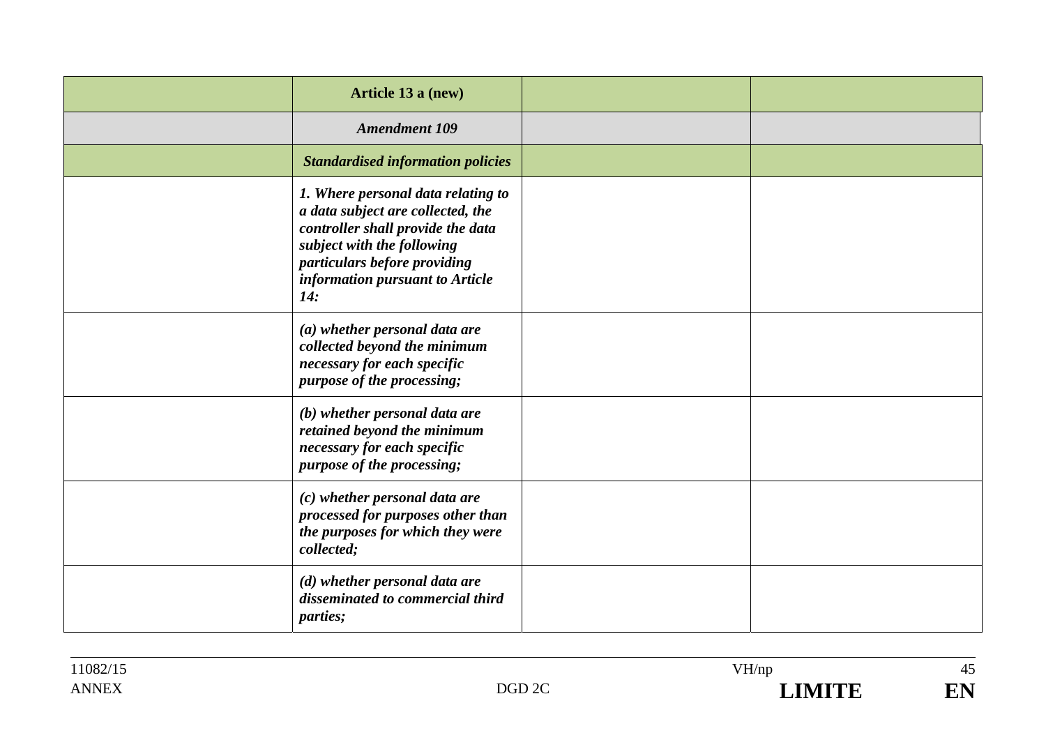| | | | |
|---|---|---|---|
| | **Article 13 a (new)** | | |
| | ***Amendment 109*** | | |
| | ***Standardised information policies*** | | |
| | ***1. Where personal data relating to a data subject are collected, the controller shall provide the data subject with the following particulars before providing information pursuant to Article 14:*** | | |
| | ***(a) whether personal data are collected beyond the minimum necessary for each specific purpose of the processing;*** | | |
| | ***(b) whether personal data are retained beyond the minimum necessary for each specific purpose of the processing;*** | | |
| | ***(c) whether personal data are processed for purposes other than the purposes for which they were collected;*** | | |
| | ***(d) whether personal data are disseminated to commercial third parties;*** | | |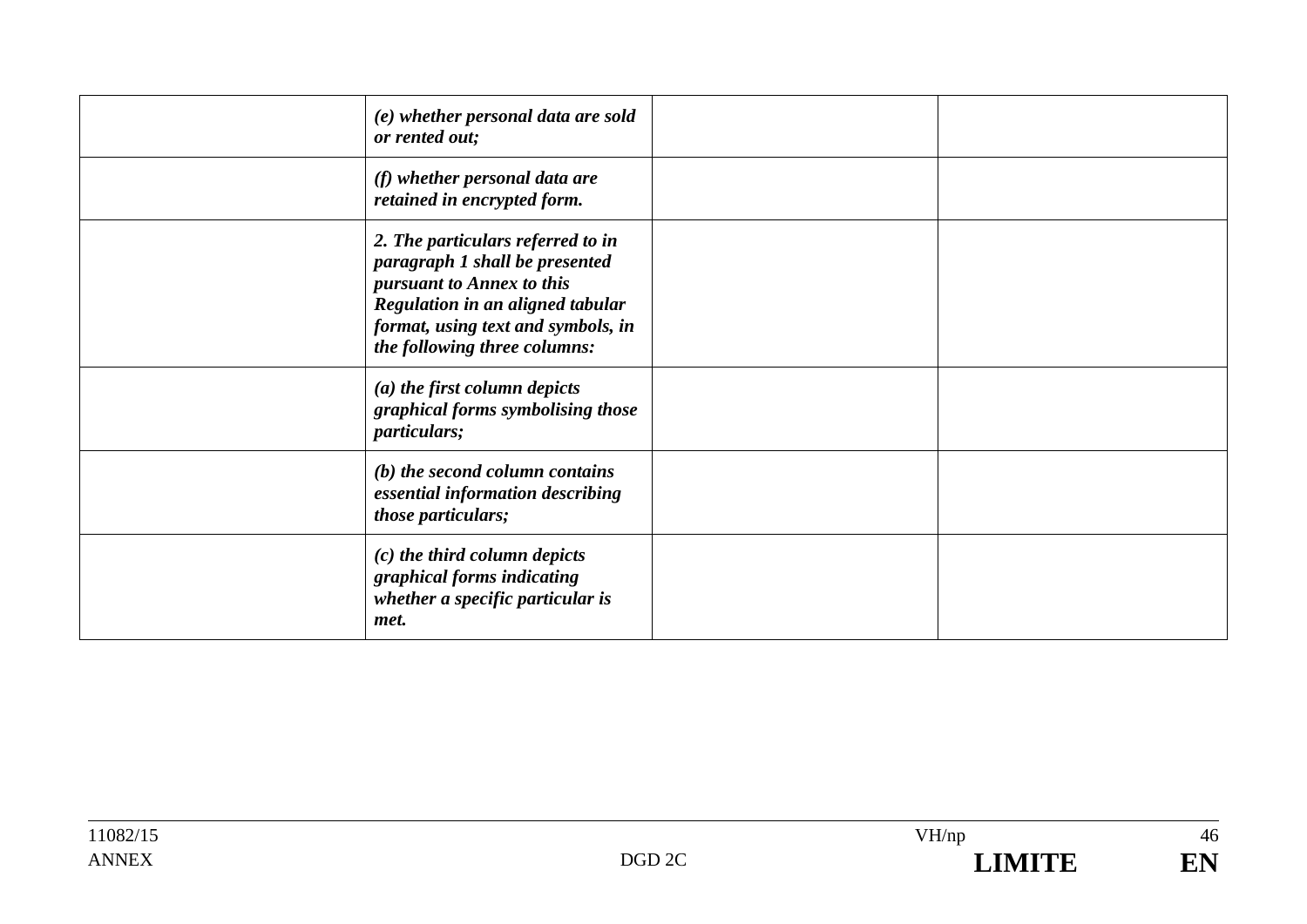| | | | |
|---|---|---|---|
| | ***(e) whether personal data are sold or rented out;*** | | |
| | ***(f) whether personal data are retained in encrypted form.*** | | |
| | ***2. The particulars referred to in paragraph 1 shall be presented pursuant to Annex to this Regulation in an aligned tabular format, using text and symbols, in the following three columns:*** | | |
| | ***(a) the first column depicts graphical forms symbolising those particulars;*** | | |
| | ***(b) the second column contains essential information describing those particulars;*** | | |
| | ***(c) the third column depicts graphical forms indicating whether a specific particular is met.*** | | |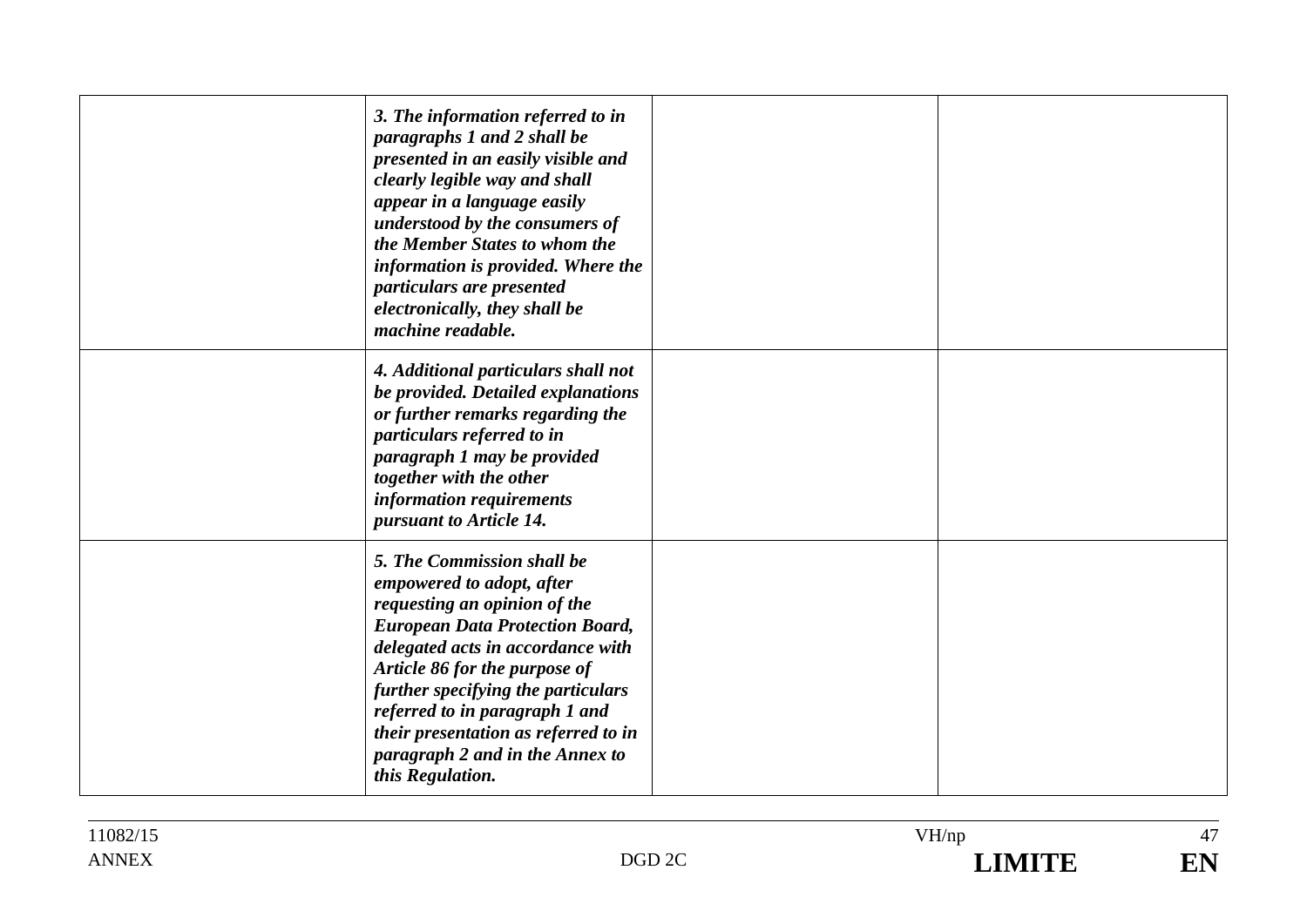| | | | |
|---|---|---|---|
| | ***3. The information referred to in paragraphs 1 and 2 shall be presented in an easily visible and clearly legible way and shall appear in a language easily understood by the consumers of the Member States to whom the information is provided. Where the particulars are presented electronically, they shall be machine readable.*** | | |
| | ***4. Additional particulars shall not be provided. Detailed explanations or further remarks regarding the particulars referred to in paragraph 1 may be provided together with the other information requirements pursuant to Article 14.*** | | |
| | ***5. The Commission shall be empowered to adopt, after requesting an opinion of the European Data Protection Board, delegated acts in accordance with Article 86 for the purpose of further specifying the particulars referred to in paragraph 1 and their presentation as referred to in paragraph 2 and in the Annex to this Regulation.*** | | |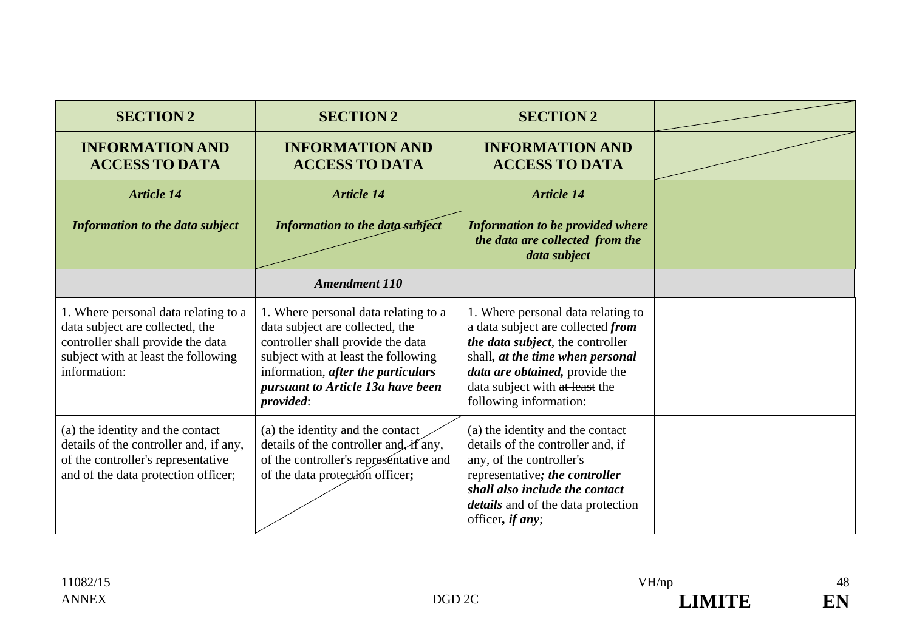| | | | |
|---|---|---|---|
| **SECTION 2** | **SECTION 2** | **SECTION 2** | |
| **INFORMATION AND ACCESS TO DATA** | **INFORMATION AND ACCESS TO DATA** | **INFORMATION AND ACCESS TO DATA** | |
| ***Article 14*** | ***Article 14*** | ***Article 14*** | |
| ***Information to the data subject*** | ***Information to the data subject*** | ***Information to be provided where the data are collected from the data subject*** | |
| | ***Amendment 110*** | | |
| 1. Where personal data relating to a data subject are collected, the controller shall provide the data subject with at least the following information: | 1. Where personal data relating to a data subject are collected, the controller shall provide the data subject with at least the following information, ***after the particulars pursuant to Article 13a have been provided***: | 1. Where personal data relating to a data subject are collected ***from the data subject***, the controller shall***, at the time when personal data are obtained,*** provide the data subject with ~~at least~~ the following information: | |
| (a) the identity and the contact details of the controller and, if any, of the controller's representative and of the data protection officer; | (a) the identity and the contact details of the controller and, if any, of the controller's representative and of the data protection officer**;** | (a) the identity and the contact details of the controller and, if any, of the controller's representative***; the controller shall also include the contact details*** ~~and~~ of the data protection officer***, if any***; | |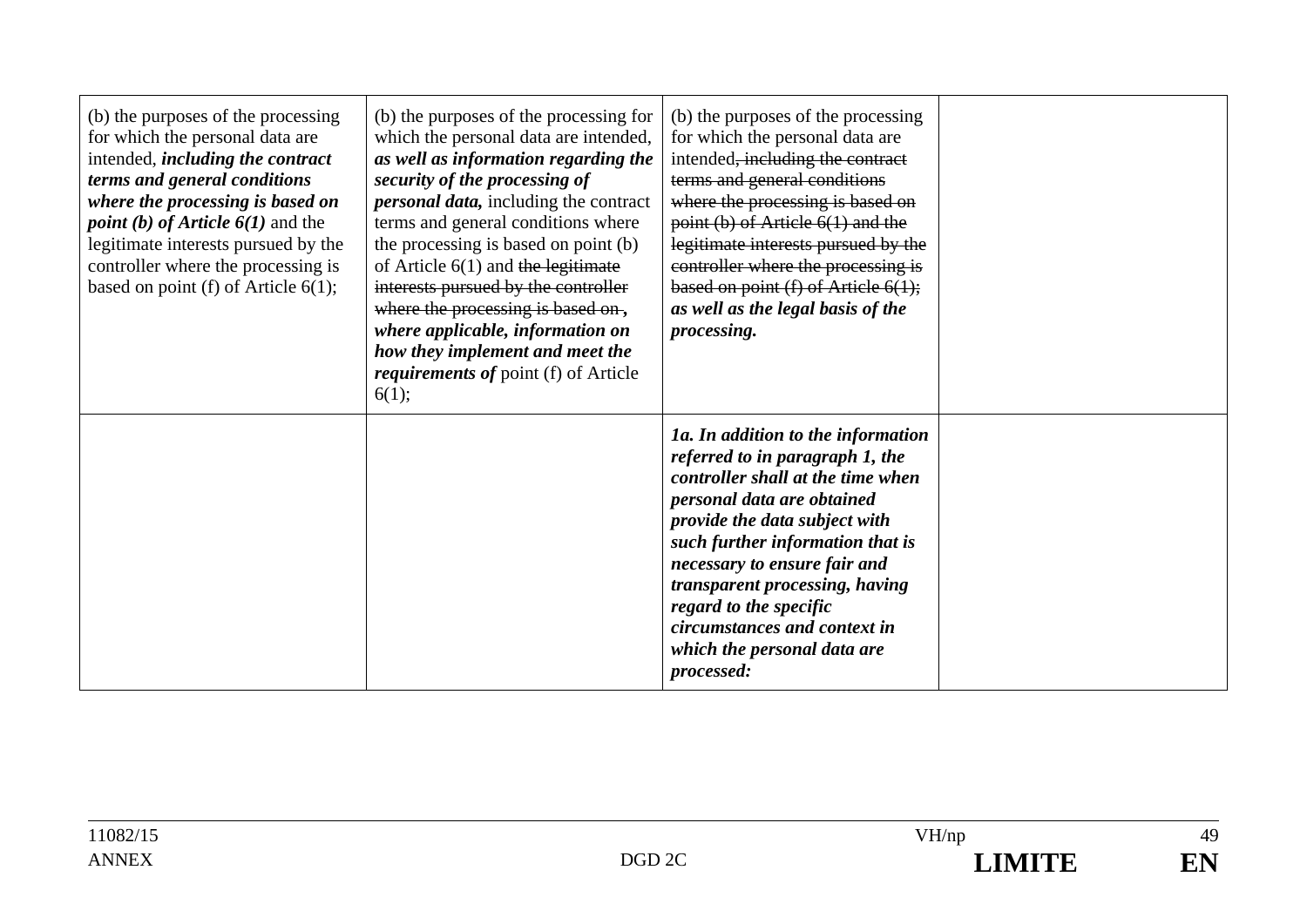| | | | |
|---|---|---|---|
| (b) the purposes of the processing for which the personal data are intended, ***including the contract terms and general conditions where the processing is based on point (b) of Article 6(1)*** and the legitimate interests pursued by the controller where the processing is based on point (f) of Article 6(1); | (b) the purposes of the processing for which the personal data are intended, ***as well as information regarding the security of the processing of personal data,*** including the contract terms and general conditions where the processing is based on point (b) of Article 6(1) and ~~the legitimate interests pursued by the controller where the processing is based on~~ ***,*** ***where applicable, information on how they implement and meet the requirements of*** point (f) of Article 6(1); | (b) the purposes of the processing for which the personal data are intended~~, including the contract terms and general conditions where the processing is based on point (b) of Article 6(1) and the legitimate interests pursued by the controller where the processing is based on point (f) of Article 6(1);~~ ***as well as the legal basis of the processing.*** | |
| | | ***1a. In addition to the information referred to in paragraph 1, the controller shall at the time when personal data are obtained provide the data subject with such further information that is necessary to ensure fair and transparent processing, having regard to the specific circumstances and context in which the personal data are processed:*** | |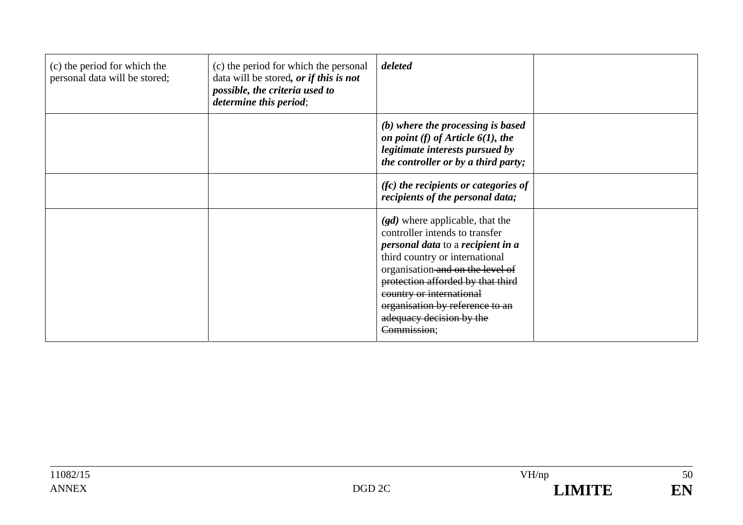| | | | |
|---|---|---|---|
| (c) the period for which the personal data will be stored; | (c) the period for which the personal data will be stored***, or if this is not possible, the criteria used to determine this period***; | ***deleted*** | |
| | | ***(b) where the processing is based on point (f) of Article 6(1), the legitimate interests pursued by the controller or by a third party;*** | |
| | | ***(~~f~~c) the recipients or categories of recipients of the personal data;*** | |
| | | ***(~~g~~d)*** where applicable, that the controller intends to transfer ***personal data*** to a ***recipient in a*** third country or international organisation ~~and on the level of protection afforded by that third country or international organisation by reference to an adequacy decision by the Commission~~; | |

11082/15 VH/np
ANNEX DGD 2C **LIMITE EN**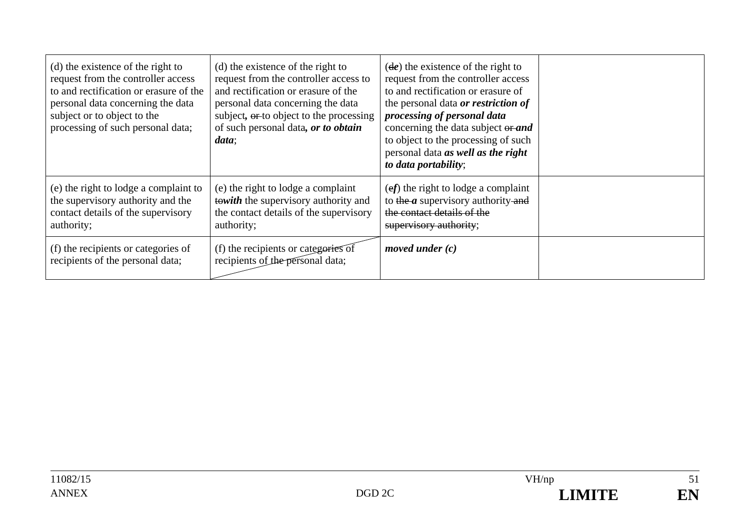| | | | |
|---|---|---|---|
| (d) the existence of the right to request from the controller access to and rectification or erasure of the personal data concerning the data subject or to object to the processing of such personal data; | (d) the existence of the right to request from the controller access to and rectification or erasure of the personal data concerning the data subject***,*** ~~or~~ to object to the processing of such personal data***, or to obtain data***; | (~~d~~***e***) the existence of the right to request from the controller access to and rectification or erasure of the personal data ***or restriction of processing of personal data*** concerning the data subject ~~or~~ ***and*** to object to the processing of such personal data ***as well as the right to data portability***; | |
| (e) the right to lodge a complaint to the supervisory authority and the contact details of the supervisory authority; | (e) the right to lodge a complaint ~~to~~***with*** the supervisory authority and the contact details of the supervisory authority; | (~~e~~***f***) the right to lodge a complaint to ~~the~~ ***a*** supervisory authority ~~and the contact details of the supervisory authority~~; | |
| (f) the recipients or categories of recipients of the personal data; | ~~(f) the recipients or categories of recipients of the personal data;~~ | ***moved under (c)*** | |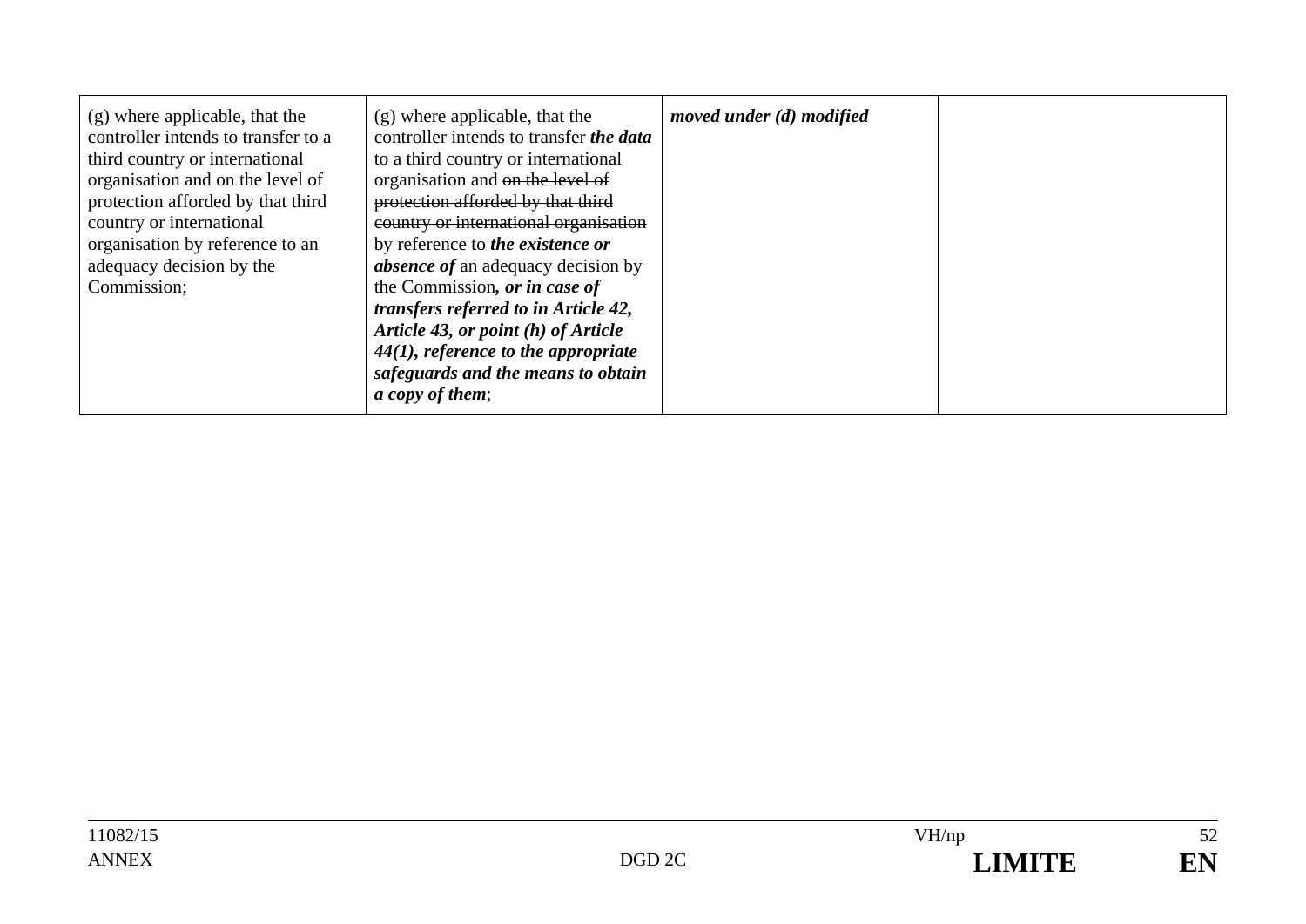| | | | |
|---|---|---|---|
| (g) where applicable, that the controller intends to transfer to a third country or international organisation and on the level of protection afforded by that third country or international organisation by reference to an adequacy decision by the Commission; | (g) where applicable, that the controller intends to transfer ***the data*** to a third country or international organisation and ~~on the level of protection afforded by that third country or international organisation by reference to~~ ***the existence or absence of*** an adequacy decision by the Commission***, or in case of transfers referred to in Article 42, Article 43, or point (h) of Article 44(1), reference to the appropriate safeguards and the means to obtain a copy of them***; | ***moved under (d) modified*** | |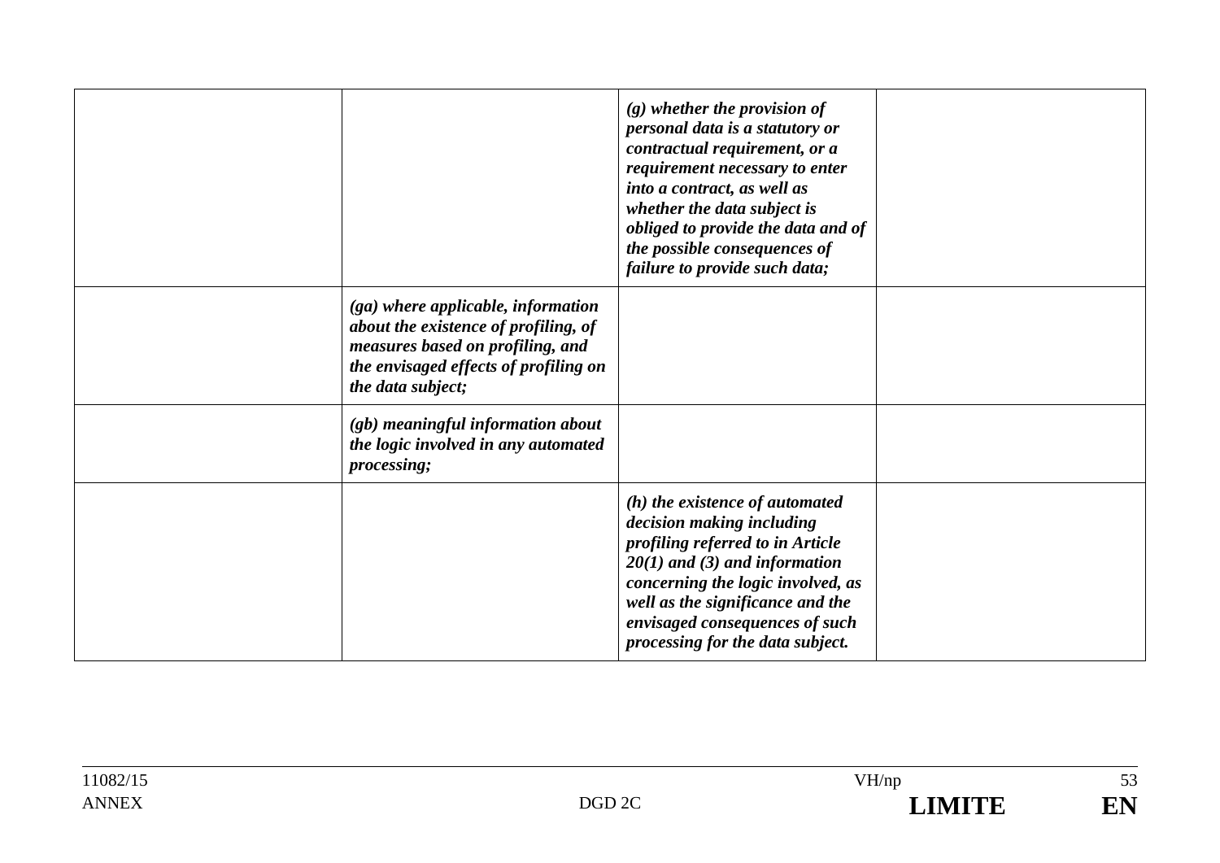| | | | |
|---|---|---|---|
| | | ***(g) whether the provision of personal data is a statutory or contractual requirement, or a requirement necessary to enter into a contract, as well as whether the data subject is obliged to provide the data and of the possible consequences of failure to provide such data;*** | |
| | ***(ga) where applicable, information about the existence of profiling, of measures based on profiling, and the envisaged effects of profiling on the data subject;*** | | |
| | ***(gb) meaningful information about the logic involved in any automated processing;*** | | |
| | | ***(h) the existence of automated decision making including profiling referred to in Article 20(1) and (3) and information concerning the logic involved, as well as the significance and the envisaged consequences of such processing for the data subject.*** | |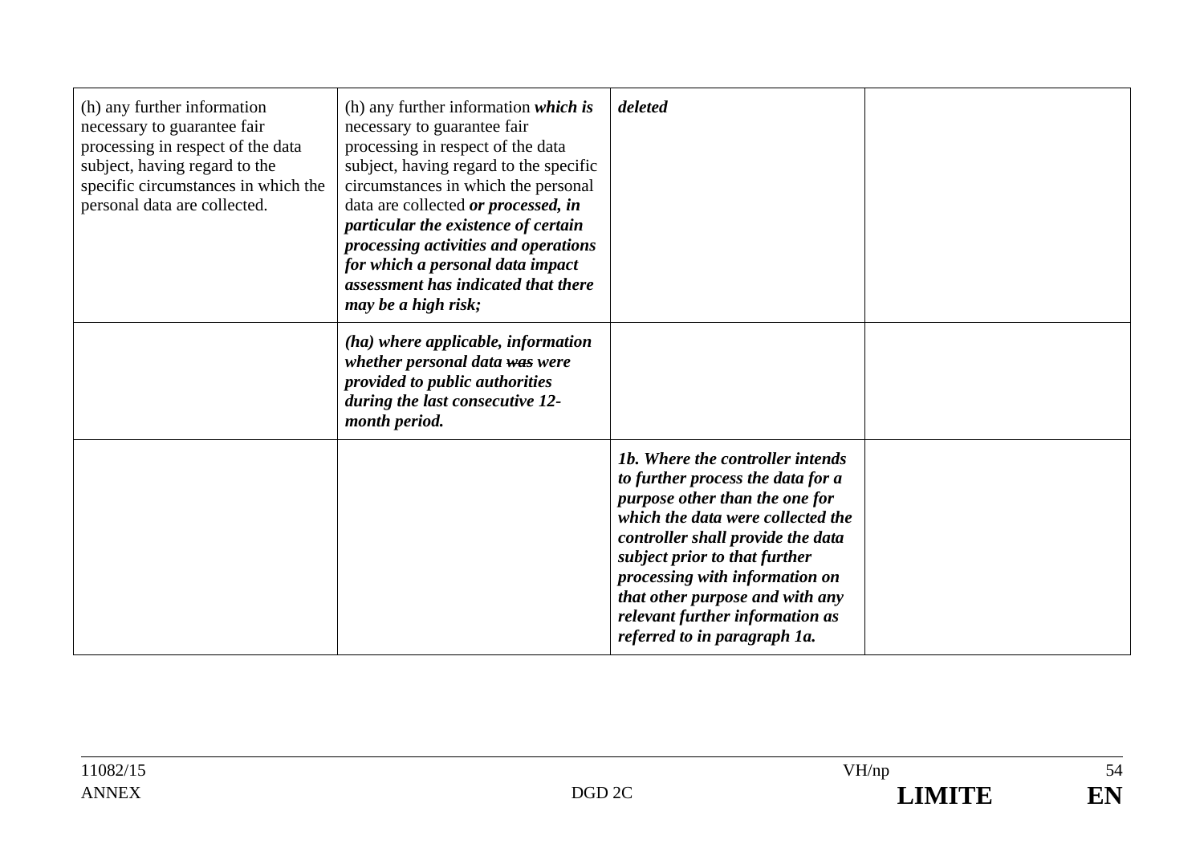| | | | |
|---|---|---|---|
| (h) any further information necessary to guarantee fair processing in respect of the data subject, having regard to the specific circumstances in which the personal data are collected. | (h) any further information ***which is*** necessary to guarantee fair processing in respect of the data subject, having regard to the specific circumstances in which the personal data are collected ***or processed, in particular the existence of certain processing activities and operations for which a personal data impact assessment has indicated that there may be a high risk;*** | ***deleted*** | |
| | ***(ha) where applicable, information whether personal data ~~was~~ were provided to public authorities during the last consecutive 12-month period.*** | | |
| | | ***1b. Where the controller intends to further process the data for a purpose other than the one for which the data were collected the controller shall provide the data subject prior to that further processing with information on that other purpose and with any relevant further information as referred to in paragraph 1a.*** | |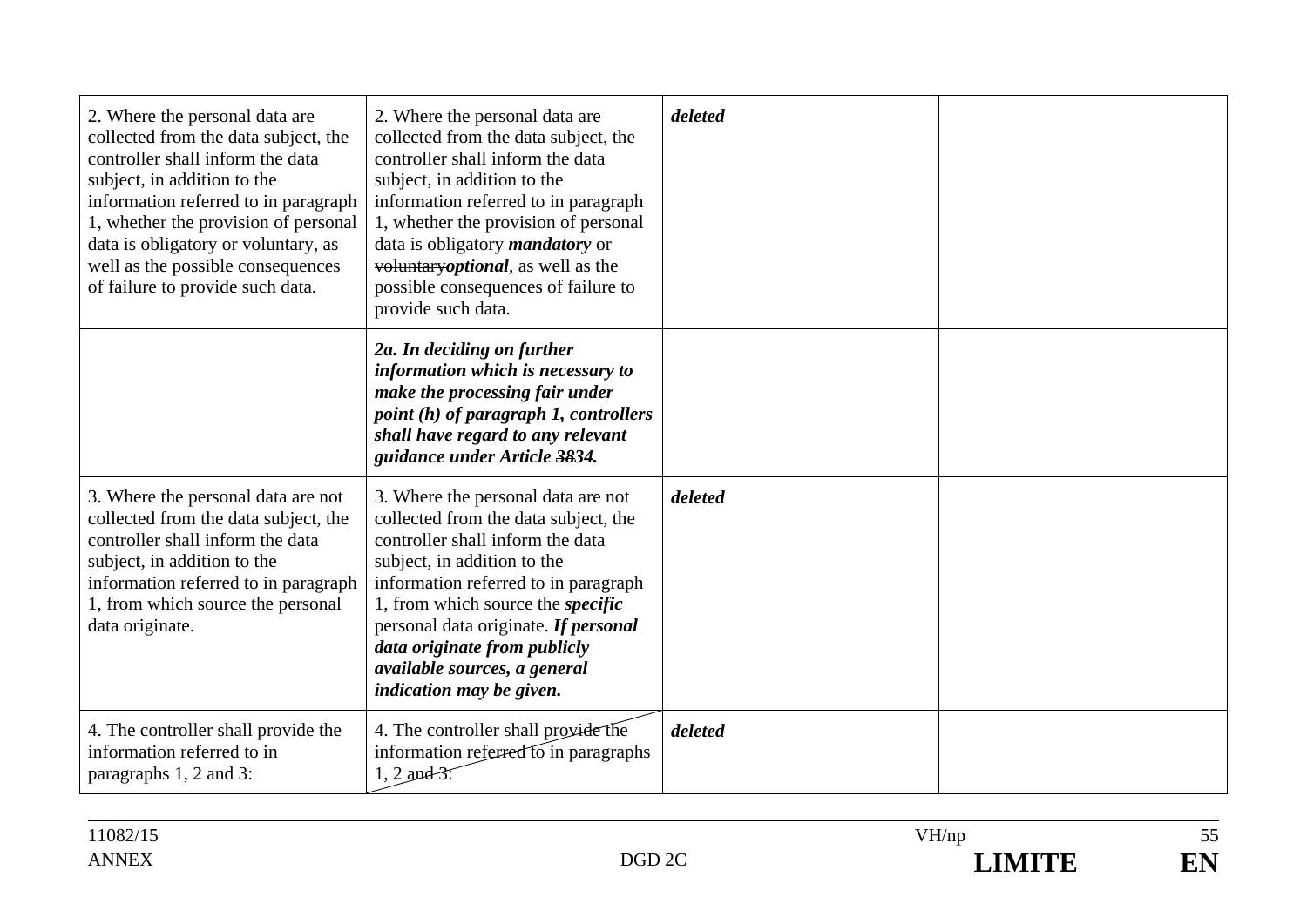| | | | |
|---|---|---|---|
| 2. Where the personal data are collected from the data subject, the controller shall inform the data subject, in addition to the information referred to in paragraph 1, whether the provision of personal data is obligatory or voluntary, as well as the possible consequences of failure to provide such data. | 2. Where the personal data are collected from the data subject, the controller shall inform the data subject, in addition to the information referred to in paragraph 1, whether the provision of personal data is ~~obligatory~~ ***mandatory*** or ~~voluntary~~***optional***, as well as the possible consequences of failure to provide such data. | ***deleted*** | |
| | ***2a. In deciding on further information which is necessary to make the processing fair under point (h) of paragraph 1, controllers shall have regard to any relevant guidance under Article ~~38~~34.*** | | |
| 3. Where the personal data are not collected from the data subject, the controller shall inform the data subject, in addition to the information referred to in paragraph 1, from which source the personal data originate. | 3. Where the personal data are not collected from the data subject, the controller shall inform the data subject, in addition to the information referred to in paragraph 1, from which source the ***specific*** personal data originate. ***If personal data originate from publicly available sources, a general indication may be given.*** | ***deleted*** | |
| 4. The controller shall provide the information referred to in paragraphs 1, 2 and 3: | ~~4. The controller shall provide the information referred to in paragraphs 1, 2 and 3:~~ | ***deleted*** | |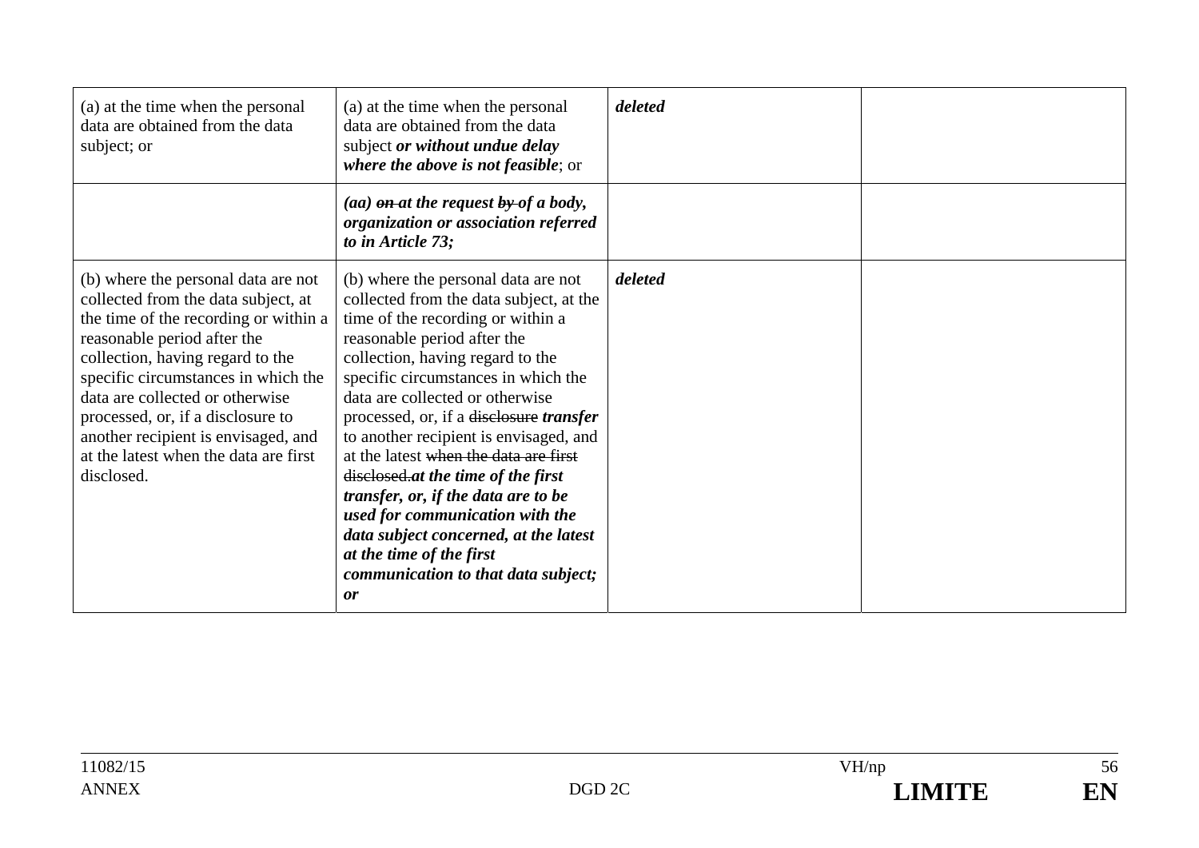| | | | |
|---|---|---|---|
| (a) at the time when the personal data are obtained from the data subject; or | (a) at the time when the personal data are obtained from the data subject ***or without undue delay where the above is not feasible***; or | ***deleted*** | |
| | ***(aa)*** ~~***on***~~ ***at the request*** ~~***by***~~ ***of a body, organization or association referred to in Article 73;*** | | |
| (b) where the personal data are not collected from the data subject, at the time of the recording or within a reasonable period after the collection, having regard to the specific circumstances in which the data are collected or otherwise processed, or, if a disclosure to another recipient is envisaged, and at the latest when the data are first disclosed. | (b) where the personal data are not collected from the data subject, at the time of the recording or within a reasonable period after the collection, having regard to the specific circumstances in which the data are collected or otherwise processed, or, if a ~~disclosure~~ ***transfer*** to another recipient is envisaged, and at the latest ~~when the data are first disclosed.~~***at the time of the first transfer, or, if the data are to be used for communication with the data subject concerned, at the latest at the time of the first communication to that data subject; or*** | ***deleted*** | |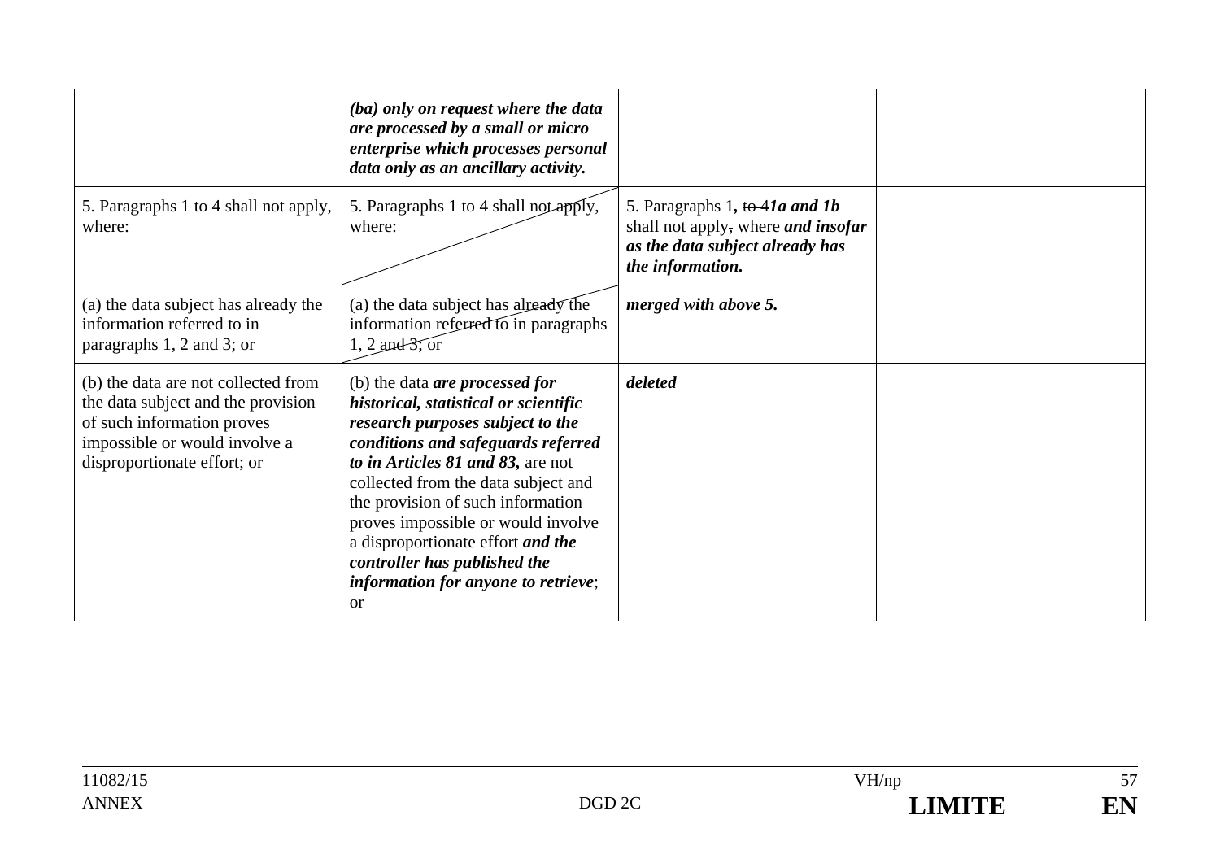| | | | |
|---|---|---|---|
| | ***(ba) only on request where the data are processed by a small or micro enterprise which processes personal data only as an ancillary activity.*** | | |
| 5. Paragraphs 1 to 4 shall not apply, where: | 5. Paragraphs 1 to 4 shall not apply, where: | 5. Paragraphs 1**,** ~~to 4~~***1a and 1b*** shall not apply~~,~~ where ***and insofar as the data subject already has the information.*** | |
| (a) the data subject has already the information referred to in paragraphs 1, 2 and 3; or | (a) the data subject has already the information referred to in paragraphs 1, 2 and 3; or | ***merged with above 5.*** | |
| (b) the data are not collected from the data subject and the provision of such information proves impossible or would involve a disproportionate effort; or | (b) the data ***are processed for historical, statistical or scientific research purposes subject to the conditions and safeguards referred to in Articles 81 and 83,*** are not collected from the data subject and the provision of such information proves impossible or would involve a disproportionate effort ***and the controller has published the information for anyone to retrieve***; or | ***deleted*** | |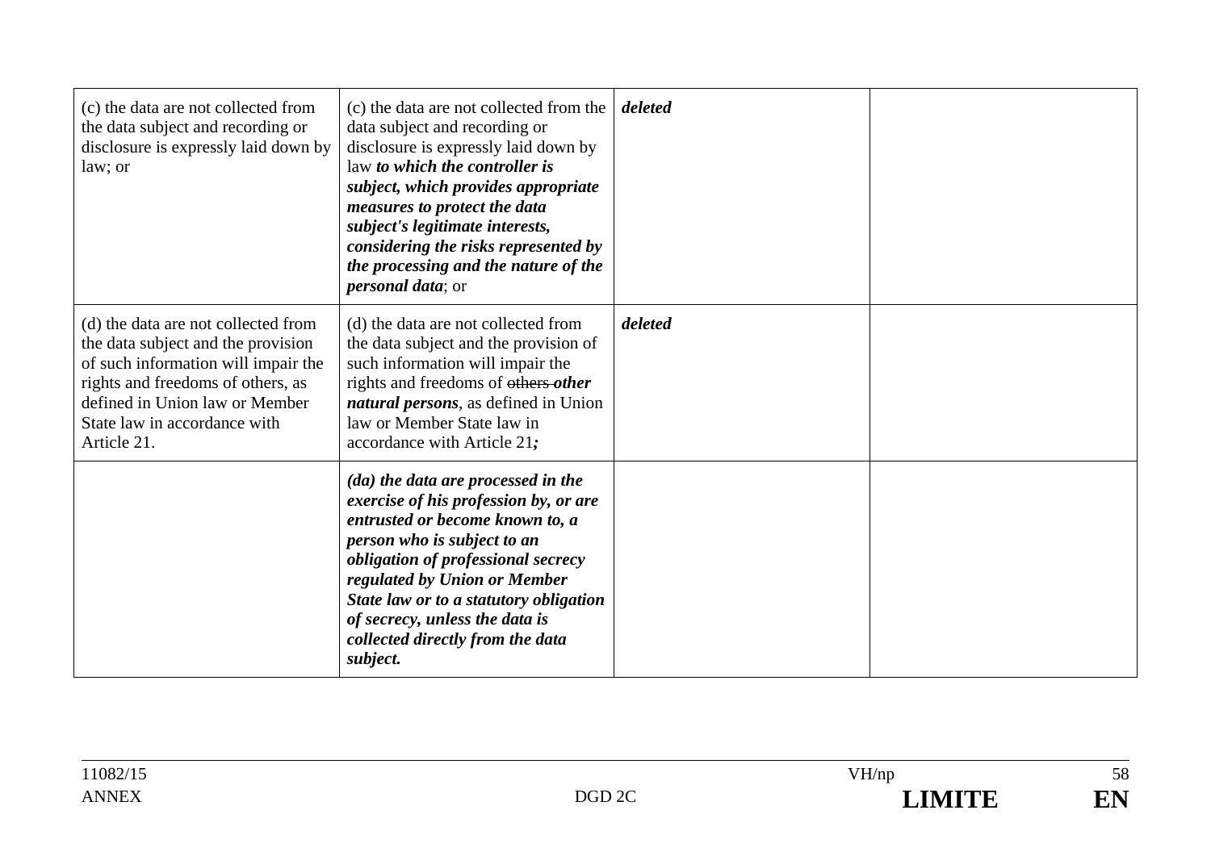| | | | |
|---|---|---|---|
| (c) the data are not collected from the data subject and recording or disclosure is expressly laid down by law; or | (c) the data are not collected from the data subject and recording or disclosure is expressly laid down by law ***to which the controller is subject, which provides appropriate measures to protect the data subject's legitimate interests, considering the risks represented by the processing and the nature of the personal data***; or | ***deleted*** | |
| (d) the data are not collected from the data subject and the provision of such information will impair the rights and freedoms of others, as defined in Union law or Member State law in accordance with Article 21. | (d) the data are not collected from the data subject and the provision of such information will impair the rights and freedoms of ~~others~~ ***other natural persons***, as defined in Union law or Member State law in accordance with Article 21***;*** | ***deleted*** | |
| | ***(da) the data are processed in the exercise of his profession by, or are entrusted or become known to, a person who is subject to an obligation of professional secrecy regulated by Union or Member State law or to a statutory obligation of secrecy, unless the data is collected directly from the data subject.*** | | |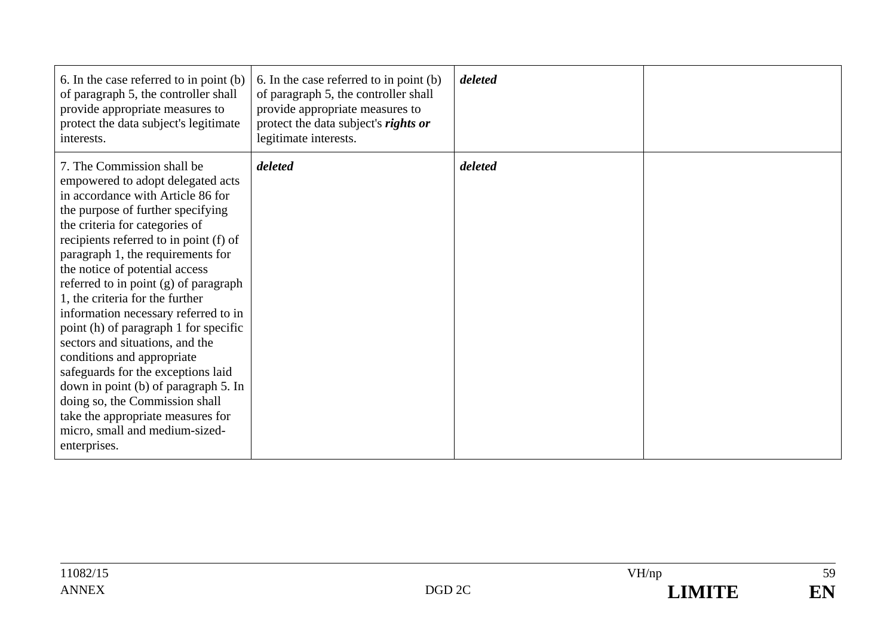| | | | |
|---|---|---|---|
| 6. In the case referred to in point (b) of paragraph 5, the controller shall provide appropriate measures to protect the data subject's legitimate interests. | 6. In the case referred to in point (b) of paragraph 5, the controller shall provide appropriate measures to protect the data subject's ***rights or*** legitimate interests. | ***deleted*** | |
| 7. The Commission shall be empowered to adopt delegated acts in accordance with Article 86 for the purpose of further specifying the criteria for categories of recipients referred to in point (f) of paragraph 1, the requirements for the notice of potential access referred to in point (g) of paragraph 1, the criteria for the further information necessary referred to in point (h) of paragraph 1 for specific sectors and situations, and the conditions and appropriate safeguards for the exceptions laid down in point (b) of paragraph 5. In doing so, the Commission shall take the appropriate measures for micro, small and medium-sized-enterprises. | ***deleted*** | ***deleted*** | |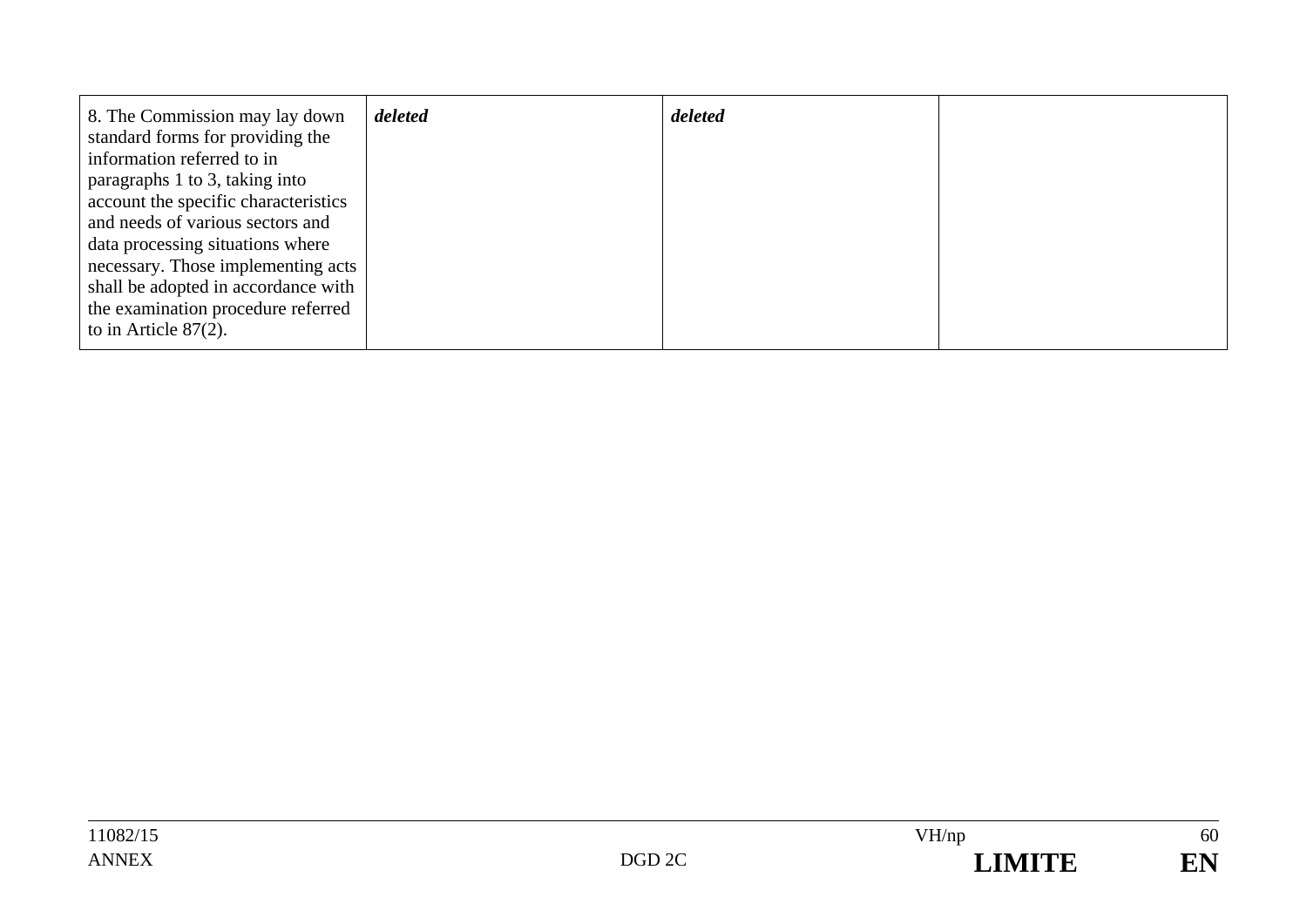| | | | |
|---|---|---|---|
| 8. The Commission may lay down standard forms for providing the information referred to in paragraphs 1 to 3, taking into account the specific characteristics and needs of various sectors and data processing situations where necessary. Those implementing acts shall be adopted in accordance with the examination procedure referred to in Article 87(2). | ***deleted*** | ***deleted*** | |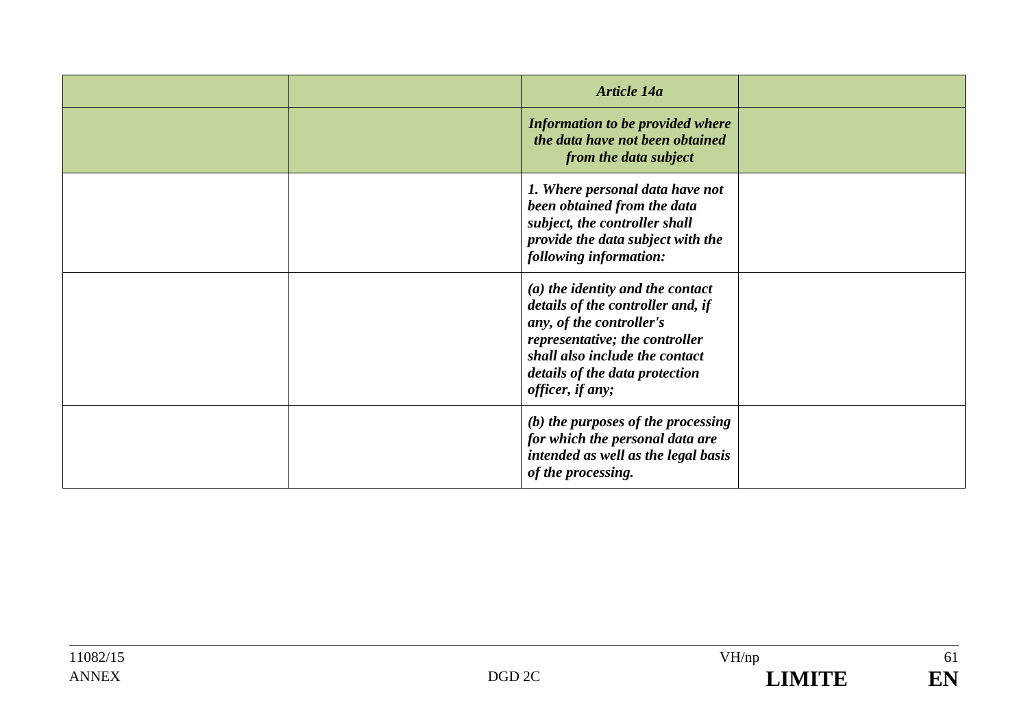| | | | |
|---|---|---|---|
| | | ***Article 14a*** | |
| | | ***Information to be provided where the data have not been obtained from the data subject*** | |
| | | ***1. Where personal data have not been obtained from the data subject, the controller shall provide the data subject with the following information:*** | |
| | | ***(a) the identity and the contact details of the controller and, if any, of the controller's representative; the controller shall also include the contact details of the data protection officer, if any;*** | |
| | | ***(b) the purposes of the processing for which the personal data are intended as well as the legal basis of the processing.*** | |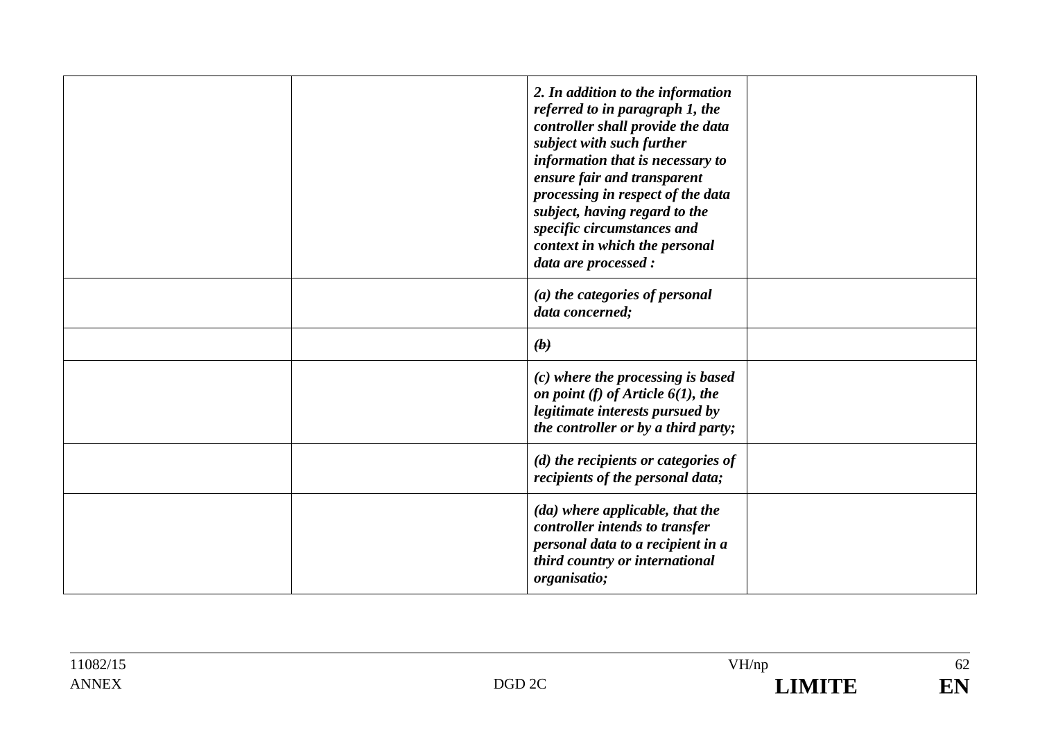| | | | |
|---|---|---|---|
| | | ***2. In addition to the information referred to in paragraph 1, the controller shall provide the data subject with such further information that is necessary to ensure fair and transparent processing in respect of the data subject, having regard to the specific circumstances and context in which the personal data are processed :*** | |
| | | ***(a) the categories of personal data concerned;*** | |
| | | ***~~(b)~~*** | |
| | | ***(c) where the processing is based on point (f) of Article 6(1), the legitimate interests pursued by the controller or by a third party;*** | |
| | | ***(d) the recipients or categories of recipients of the personal data;*** | |
| | | ***(da) where applicable, that the controller intends to transfer personal data to a recipient in a third country or international organisatio;*** | |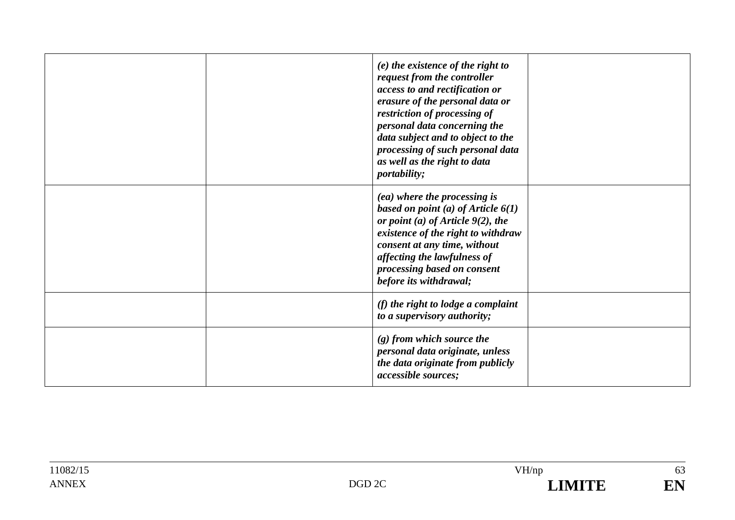| | | | |
|---|---|---|---|
| | | ***(e) the existence of the right to request from the controller access to and rectification or erasure of the personal data or restriction of processing of personal data concerning the data subject and to object to the processing of such personal data as well as the right to data portability;*** | |
| | | ***(ea) where the processing is based on point (a) of Article 6(1) or point (a) of Article 9(2), the existence of the right to withdraw consent at any time, without affecting the lawfulness of processing based on consent before its withdrawal;*** | |
| | | ***(f) the right to lodge a complaint to a supervisory authority;*** | |
| | | ***(g) from which source the personal data originate, unless the data originate from publicly accessible sources;*** | |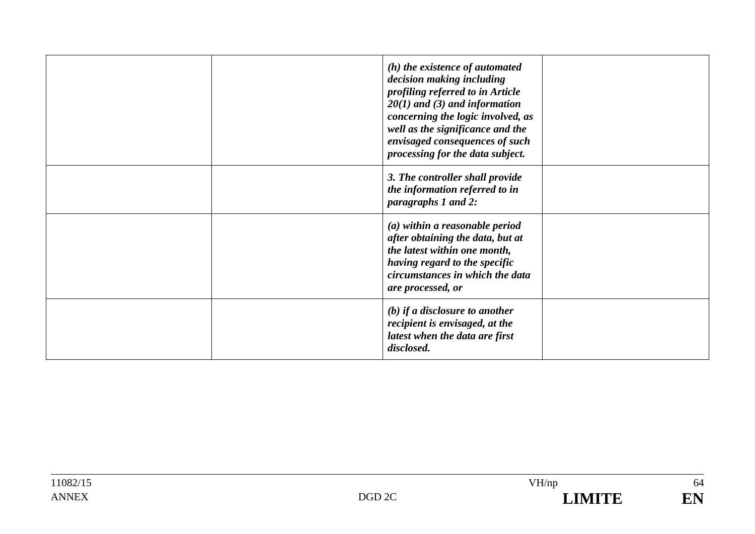| | | | |
|---|---|---|---|
| | | ***(h) the existence of automated decision making including profiling referred to in Article 20(1) and (3) and information concerning the logic involved, as well as the significance and the envisaged consequences of such processing for the data subject.*** | |
| | | ***3. The controller shall provide the information referred to in paragraphs 1 and 2:*** | |
| | | ***(a) within a reasonable period after obtaining the data, but at the latest within one month, having regard to the specific circumstances in which the data are processed, or*** | |
| | | ***(b) if a disclosure to another recipient is envisaged, at the latest when the data are first disclosed.*** | |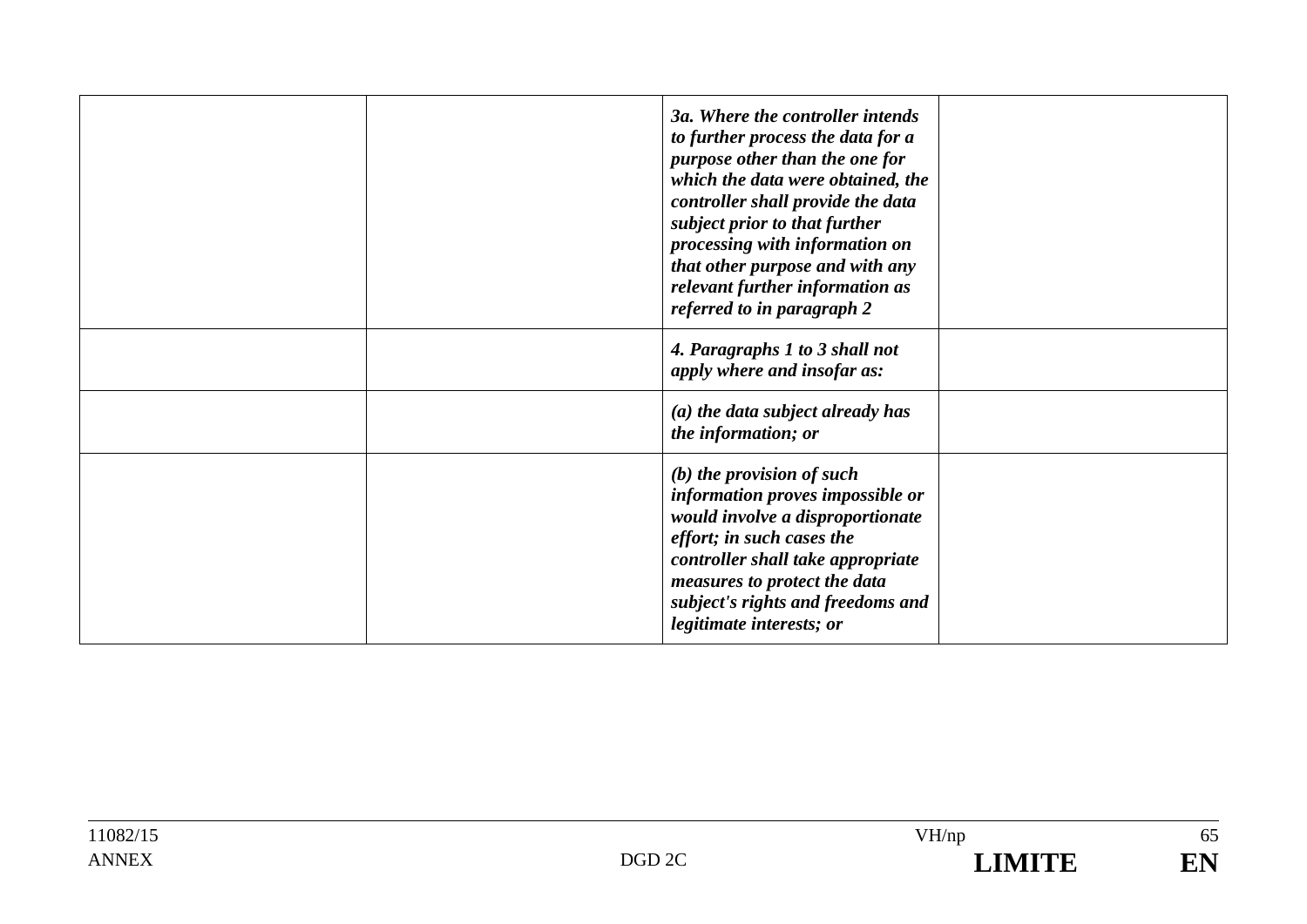| | | | |
|---|---|---|---|
| | | ***3a. Where the controller intends to further process the data for a purpose other than the one for which the data were obtained, the controller shall provide the data subject prior to that further processing with information on that other purpose and with any relevant further information as referred to in paragraph 2*** | |
| | | ***4. Paragraphs 1 to 3 shall not apply where and insofar as:*** | |
| | | ***(a) the data subject already has the information; or*** | |
| | | ***(b) the provision of such information proves impossible or would involve a disproportionate effort; in such cases the controller shall take appropriate measures to protect the data subject's rights and freedoms and legitimate interests; or*** | |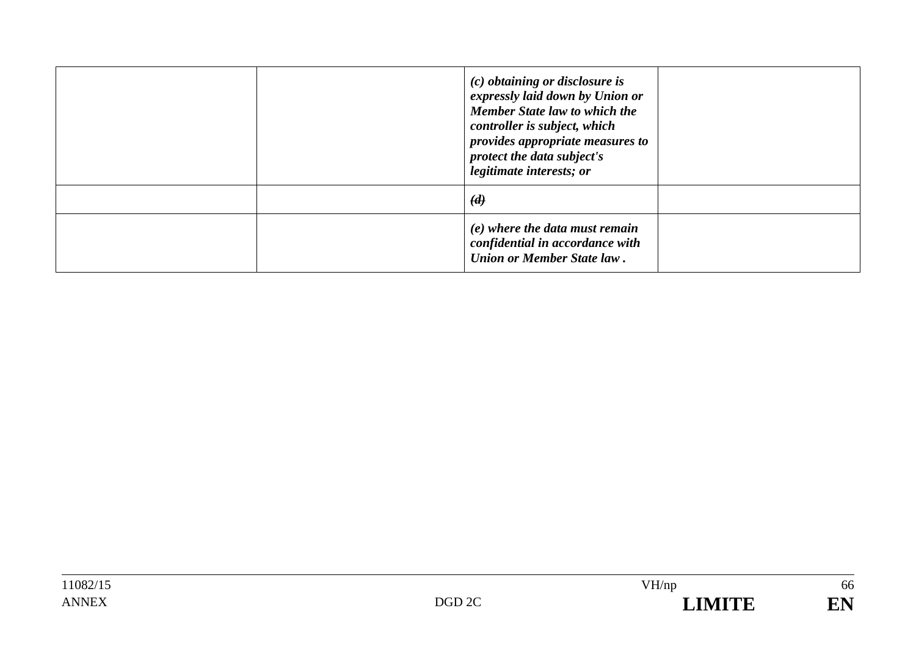| | | | |
|---|---|---|---|
| | | ***(c) obtaining or disclosure is expressly laid down by Union or Member State law to which the controller is subject, which provides appropriate measures to protect the data subject's legitimate interests; or*** | |
| | | ***~~(d)~~*** | |
| | | ***(e) where the data must remain confidential in accordance with Union or Member State law .*** | |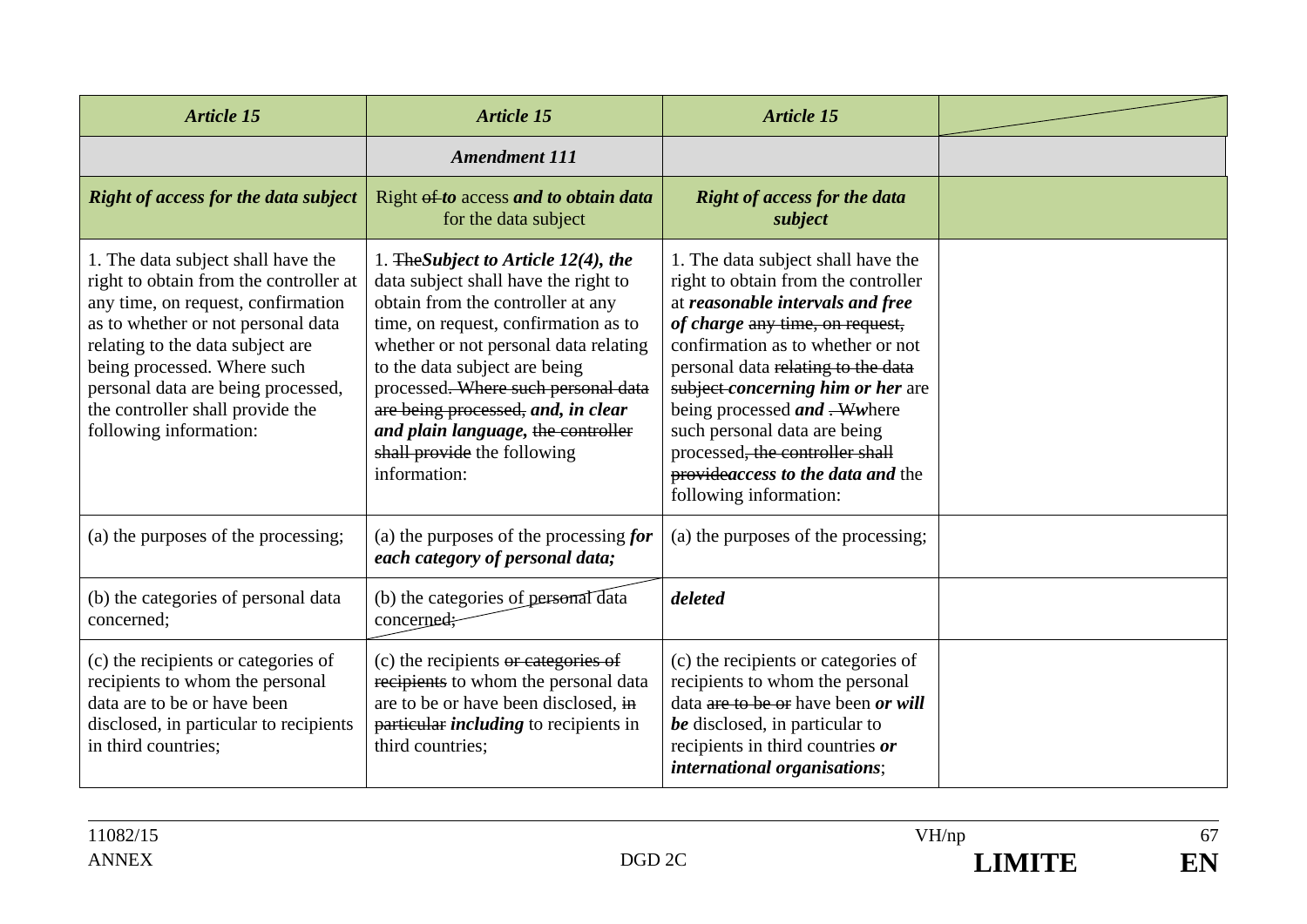| *Article 15* | *Article 15* | *Article 15* | |
|---|---|---|---|
| | ***Amendment 111*** | | |
| ***Right of access for the data subject*** | Right ~~of~~ ***to*** access ***and to obtain data*** for the data subject | ***Right of access for the data subject*** | |
| 1. The data subject shall have the right to obtain from the controller at any time, on request, confirmation as to whether or not personal data relating to the data subject are being processed. Where such personal data are being processed, the controller shall provide the following information: | 1. ~~The~~***Subject to Article 12(4), the*** data subject shall have the right to obtain from the controller at any time, on request, confirmation as to whether or not personal data relating to the data subject are being processed~~. Where such personal data are being processed~~, ***and, in clear and plain language,*** ~~the controller shall provide~~ the following information: | 1. The data subject shall have the right to obtain from the controller at ***reasonable intervals and free of charge*** ~~any time, on request,~~ confirmation as to whether or not personal data ~~relating to the data subject~~ ***concerning him or her*** are being processed ***and*** ~~. W~~***w***here such personal data are being processed~~, the controller shall provide~~***access to the data and*** the following information: | |
| (a) the purposes of the processing; | (a) the purposes of the processing ***for each category of personal data;*** | (a) the purposes of the processing; | |
| (b) the categories of personal data concerned; | ~~(b) the categories of personal data concerned;~~ | ***deleted*** | |
| (c) the recipients or categories of recipients to whom the personal data are to be or have been disclosed, in particular to recipients in third countries; | (c) the recipients ~~or categories of recipients~~ to whom the personal data are to be or have been disclosed, ~~in particular~~ ***including*** to recipients in third countries; | (c) the recipients or categories of recipients to whom the personal data ~~are to be or~~ have been ***or will be*** disclosed, in particular to recipients in third countries ***or international organisations***; | |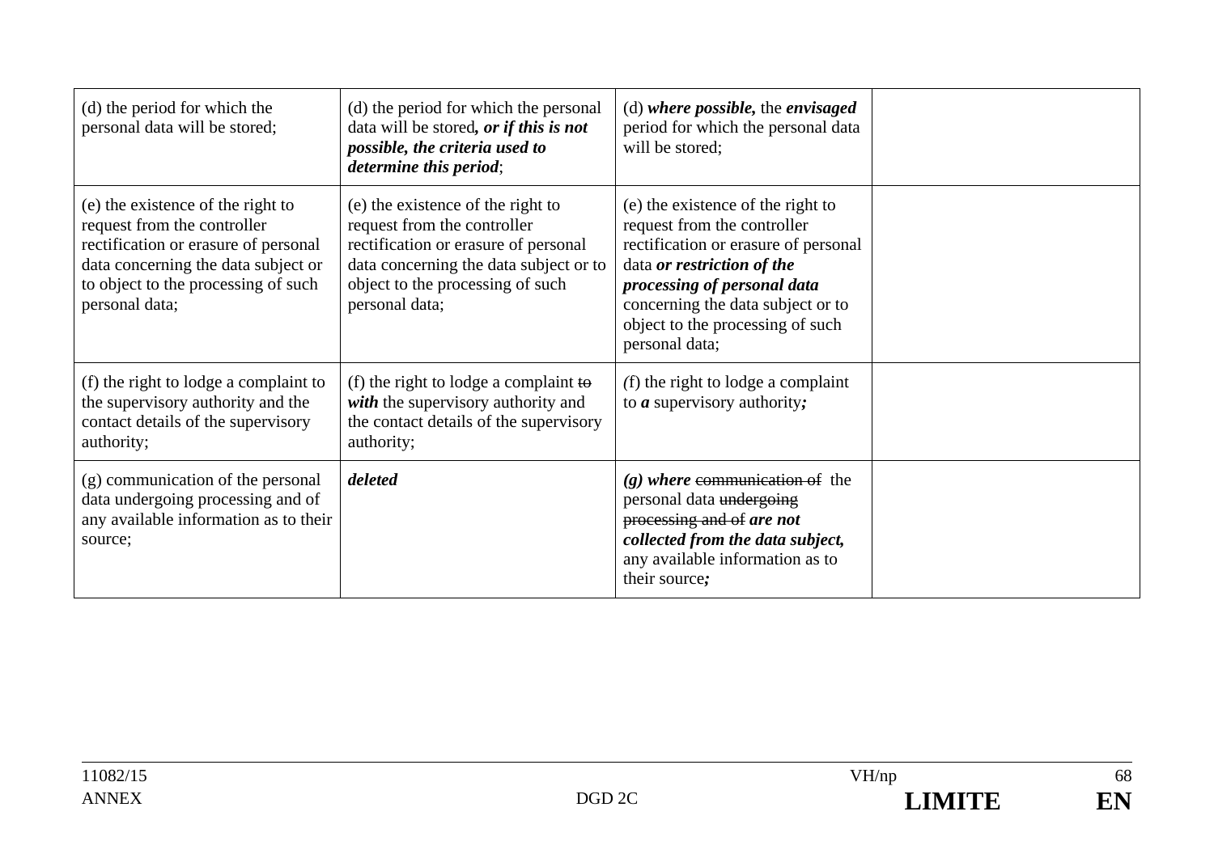| | | | |
|---|---|---|---|
| (d) the period for which the personal data will be stored; | (d) the period for which the personal data will be stored***, or if this is not possible, the criteria used to determine this period***; | (d) ***where possible,*** the ***envisaged*** period for which the personal data will be stored; | |
| (e) the existence of the right to request from the controller rectification or erasure of personal data concerning the data subject or to object to the processing of such personal data; | (e) the existence of the right to request from the controller rectification or erasure of personal data concerning the data subject or to object to the processing of such personal data; | (e) the existence of the right to request from the controller rectification or erasure of personal data ***or restriction of the processing of personal data*** concerning the data subject or to object to the processing of such personal data; | |
| (f) the right to lodge a complaint to the supervisory authority and the contact details of the supervisory authority; | (f) the right to lodge a complaint ~~to~~ ***with*** the supervisory authority and the contact details of the supervisory authority; | (f) the right to lodge a complaint to ***a*** supervisory authority***;*** | |
| (g) communication of the personal data undergoing processing and of any available information as to their source; | ***deleted*** | ***(g) where*** ~~communication of~~ the personal data ~~undergoing processing and of~~ ***are not collected from the data subject,*** any available information as to their source***;*** | |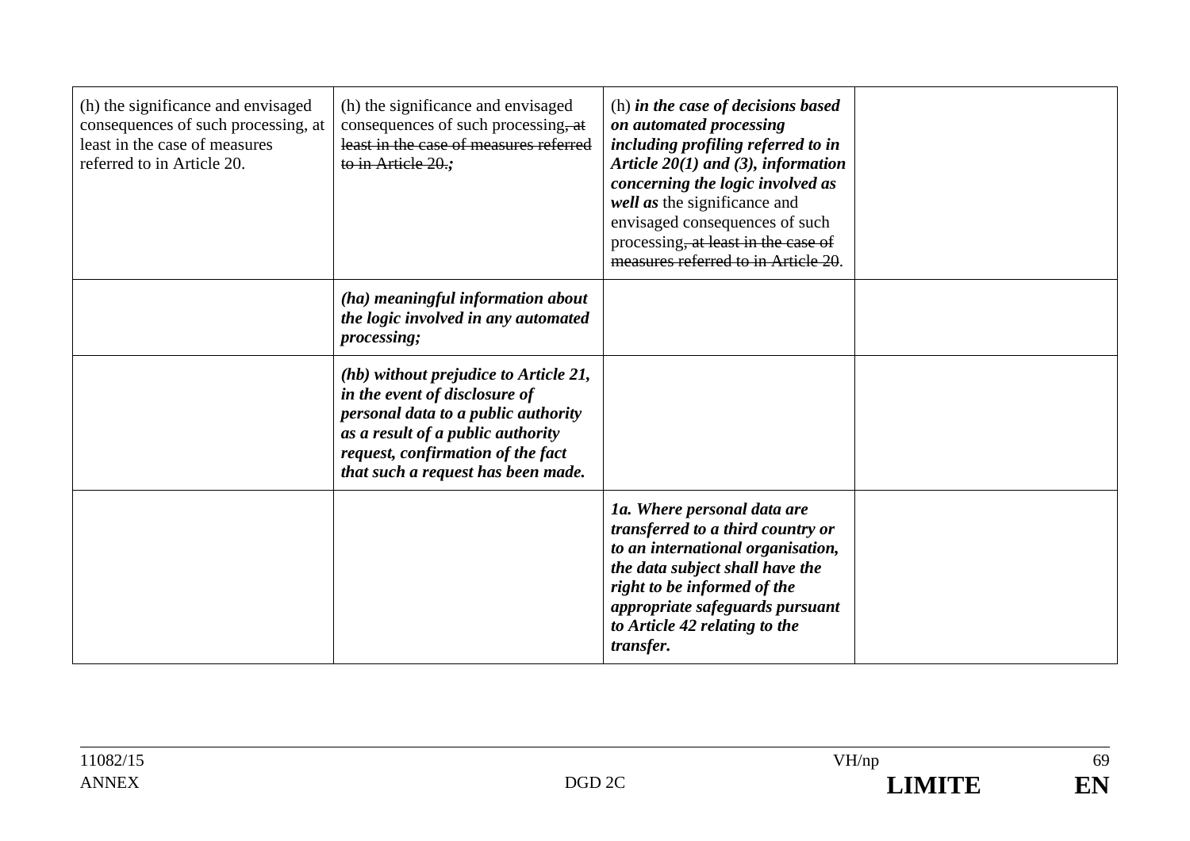| | | | |
|---|---|---|---|
| (h) the significance and envisaged consequences of such processing, at least in the case of measures referred to in Article 20. | (h) the significance and envisaged consequences of such processing~~, at least in the case of measures referred to in Article 20.~~***;*** | (h) ***in the case of decisions based on automated processing including profiling referred to in Article 20(1) and (3), information concerning the logic involved as well as*** the significance and envisaged consequences of such processing~~, at least in the case of measures referred to in Article 20~~. | |
| | ***(ha) meaningful information about the logic involved in any automated processing;*** | | |
| | ***(hb) without prejudice to Article 21, in the event of disclosure of personal data to a public authority as a result of a public authority request, confirmation of the fact that such a request has been made.*** | | |
| | | ***1a. Where personal data are transferred to a third country or to an international organisation, the data subject shall have the right to be informed of the appropriate safeguards pursuant to Article 42 relating to the transfer.*** | |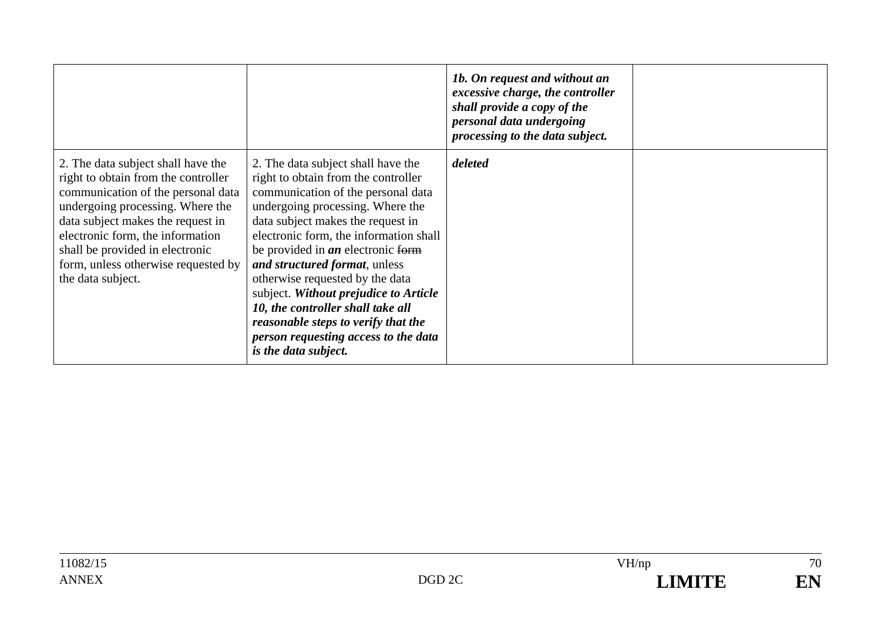| | | | |
|---|---|---|---|
| | | ***1b. On request and without an excessive charge, the controller shall provide a copy of the personal data undergoing processing to the data subject.*** | |
| 2. The data subject shall have the right to obtain from the controller communication of the personal data undergoing processing. Where the data subject makes the request in electronic form, the information shall be provided in electronic form, unless otherwise requested by the data subject. | 2. The data subject shall have the right to obtain from the controller communication of the personal data undergoing processing. Where the data subject makes the request in electronic form, the information shall be provided in ***an*** electronic ~~form~~ ***and structured format***, unless otherwise requested by the data subject. ***Without prejudice to Article 10, the controller shall take all reasonable steps to verify that the person requesting access to the data is the data subject.*** | ***deleted*** | |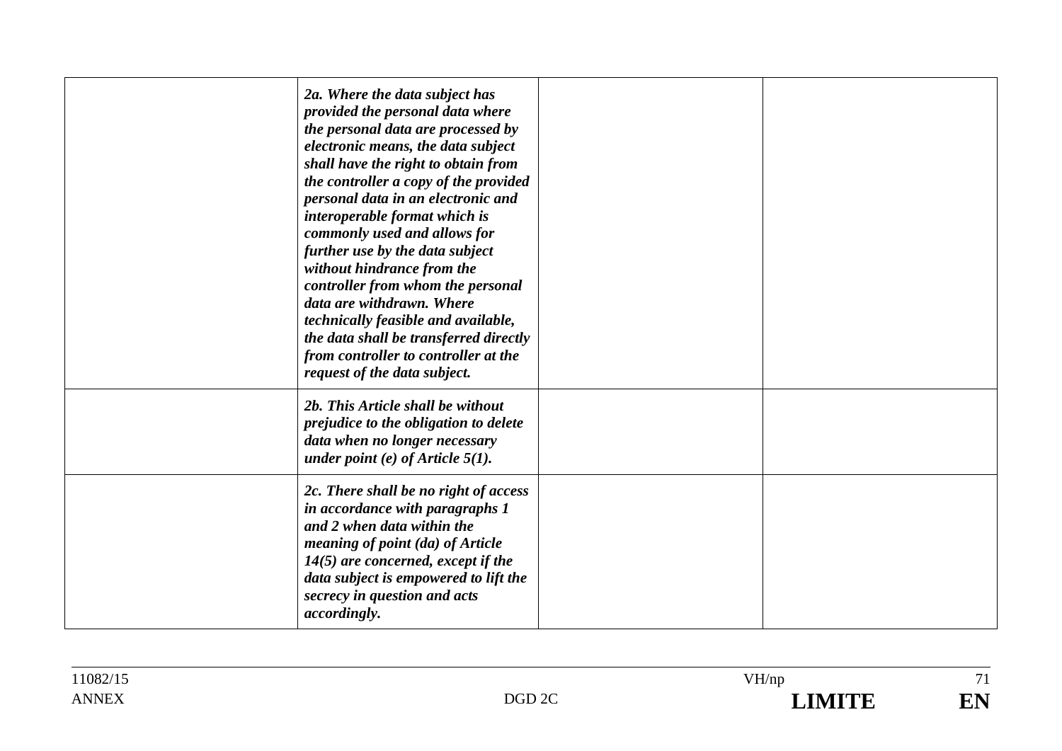| | | | |
|---|---|---|---|
| | ***2a. Where the data subject has provided the personal data where the personal data are processed by electronic means, the data subject shall have the right to obtain from the controller a copy of the provided personal data in an electronic and interoperable format which is commonly used and allows for further use by the data subject without hindrance from the controller from whom the personal data are withdrawn. Where technically feasible and available, the data shall be transferred directly from controller to controller at the request of the data subject.*** | | |
| | ***2b. This Article shall be without prejudice to the obligation to delete data when no longer necessary under point (e) of Article 5(1).*** | | |
| | ***2c. There shall be no right of access in accordance with paragraphs 1 and 2 when data within the meaning of point (da) of Article 14(5) are concerned, except if the data subject is empowered to lift the secrecy in question and acts accordingly.*** | | |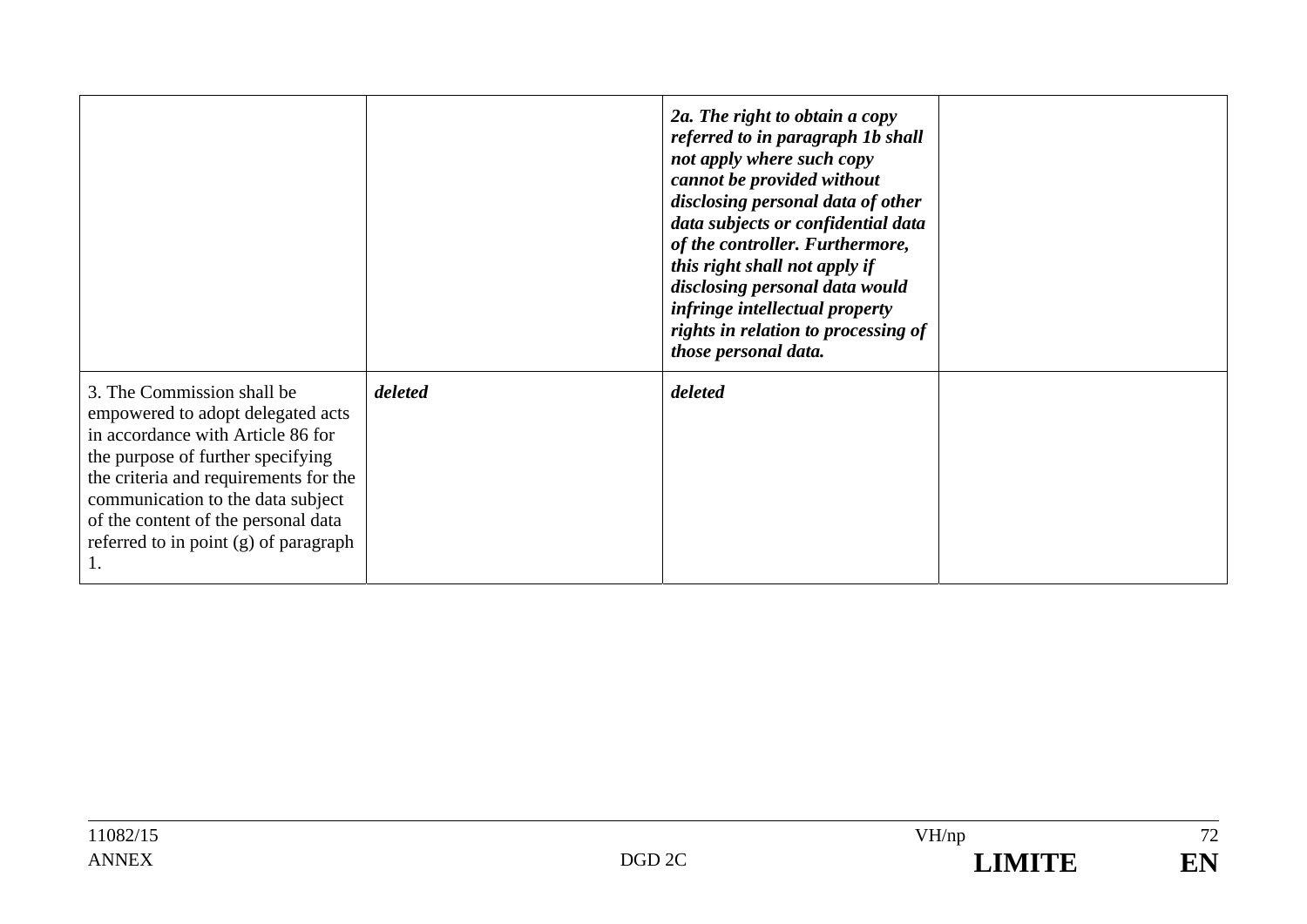| | | | |
|---|---|---|---|
| | | ***2a. The right to obtain a copy referred to in paragraph 1b shall not apply where such copy cannot be provided without disclosing personal data of other data subjects or confidential data of the controller. Furthermore, this right shall not apply if disclosing personal data would infringe intellectual property rights in relation to processing of those personal data.*** | |
| 3. The Commission shall be empowered to adopt delegated acts in accordance with Article 86 for the purpose of further specifying the criteria and requirements for the communication to the data subject of the content of the personal data referred to in point (g) of paragraph 1. | ***deleted*** | ***deleted*** | |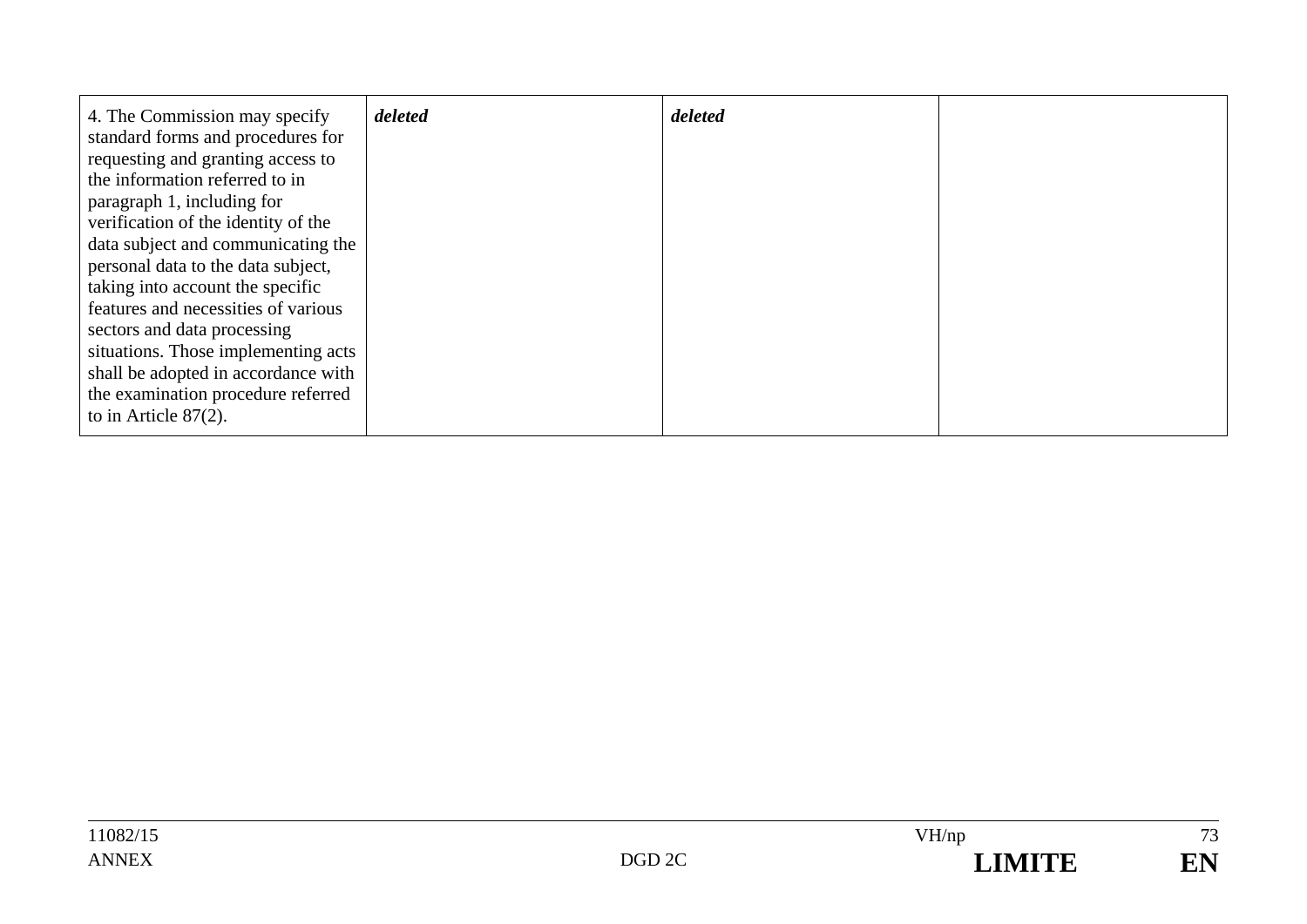| | | | |
|---|---|---|---|
| 4. The Commission may specify standard forms and procedures for requesting and granting access to the information referred to in paragraph 1, including for verification of the identity of the data subject and communicating the personal data to the data subject, taking into account the specific features and necessities of various sectors and data processing situations. Those implementing acts shall be adopted in accordance with the examination procedure referred to in Article 87(2). | ***deleted*** | ***deleted*** | |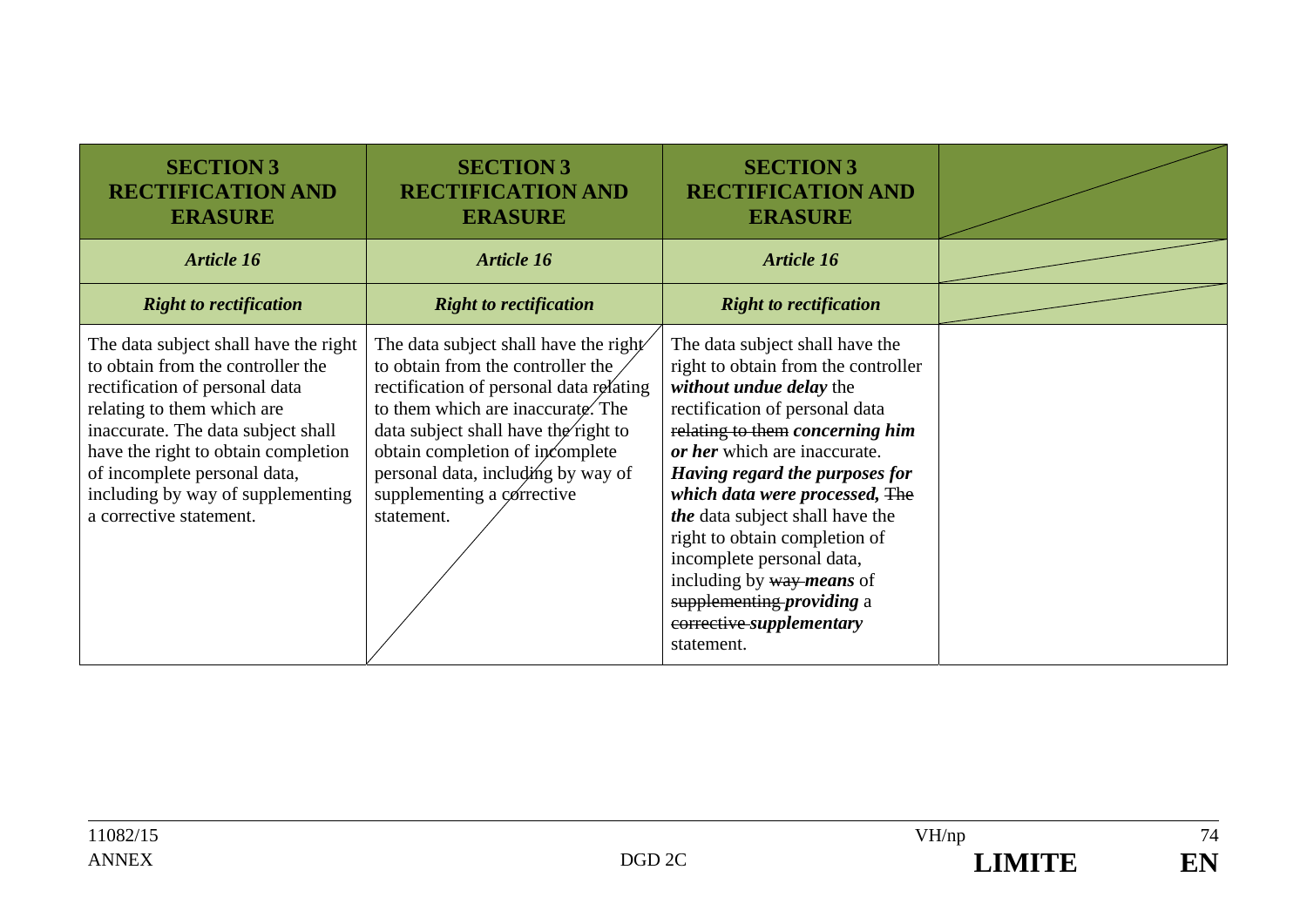| SECTION 3 RECTIFICATION AND ERASURE | SECTION 3 RECTIFICATION AND ERASURE | SECTION 3 RECTIFICATION AND ERASURE | |
|---|---|---|---|
| ***Article 16*** | ***Article 16*** | ***Article 16*** | |
| ***Right to rectification*** | ***Right to rectification*** | ***Right to rectification*** | |
| The data subject shall have the right to obtain from the controller the rectification of personal data relating to them which are inaccurate. The data subject shall have the right to obtain completion of incomplete personal data, including by way of supplementing a corrective statement. | The data subject shall have the right to obtain from the controller the rectification of personal data relating to them which are inaccurate. The data subject shall have the right to obtain completion of incomplete personal data, including by way of supplementing a corrective statement. | The data subject shall have the right to obtain from the controller ***without undue delay*** the rectification of personal data ~~relating to them~~ ***concerning him or her*** which are inaccurate. ***Having regard the purposes for which data were processed,*** ~~The~~ ***the*** data subject shall have the right to obtain completion of incomplete personal data, including by ~~way~~ ***means*** of ~~supplementing~~ ***providing*** a ~~corrective~~ ***supplementary*** statement. | |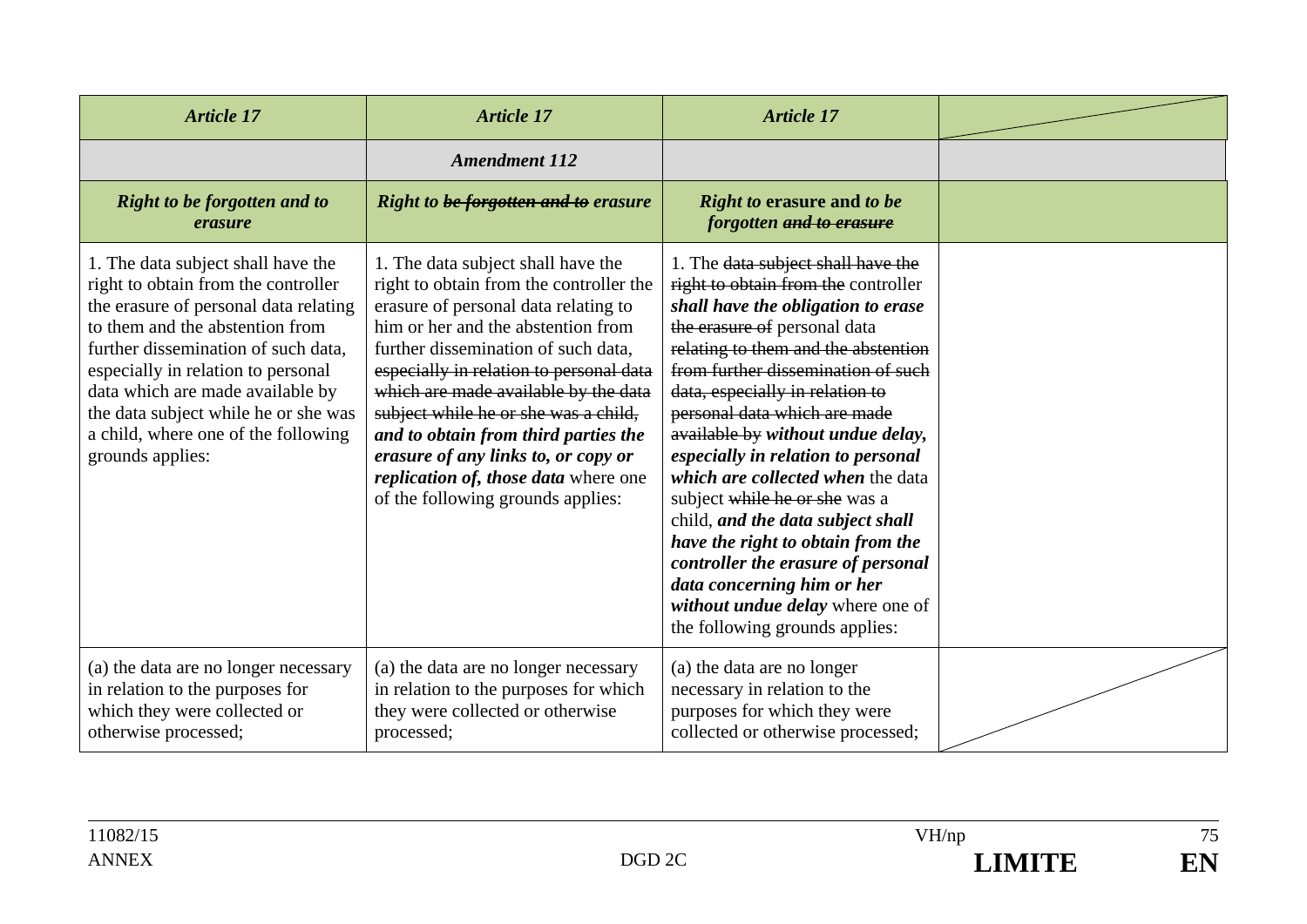| *Article 17* | *Article 17* | *Article 17* | |
|---|---|---|---|
| | ***Amendment 112*** | | |
| ***Right to be forgotten and to erasure*** | ***Right to ~~be forgotten and to~~ erasure*** | ***Right to*** **erasure and** ***to be forgotten ~~and to erasure~~*** | |
| 1. The data subject shall have the right to obtain from the controller the erasure of personal data relating to them and the abstention from further dissemination of such data, especially in relation to personal data which are made available by the data subject while he or she was a child, where one of the following grounds applies: | 1. The data subject shall have the right to obtain from the controller the erasure of personal data relating to him or her and the abstention from further dissemination of such data, ~~especially in relation to personal data which are made available by the data subject while he or she was a child,~~ ***and to obtain from third parties the erasure of any links to, or copy or replication of, those data*** where one of the following grounds applies: | 1. The ~~data subject shall have the right to obtain from the~~ controller ***shall have the obligation to erase*** ~~the erasure of~~ personal data ~~relating to them and the abstention from further dissemination of such data, especially in relation to personal data which are made available by~~ ***without undue delay, especially in relation to personal which are collected when*** the data subject ~~while he or she~~ was a child, ***and the data subject shall have the right to obtain from the controller the erasure of personal data concerning him or her without undue delay*** where one of the following grounds applies: | |
| (a) the data are no longer necessary in relation to the purposes for which they were collected or otherwise processed; | (a) the data are no longer necessary in relation to the purposes for which they were collected or otherwise processed; | (a) the data are no longer necessary in relation to the purposes for which they were collected or otherwise processed; | |

11082/15
ANNEX
DGD 2C
VH/np
**LIMITE**
**EN**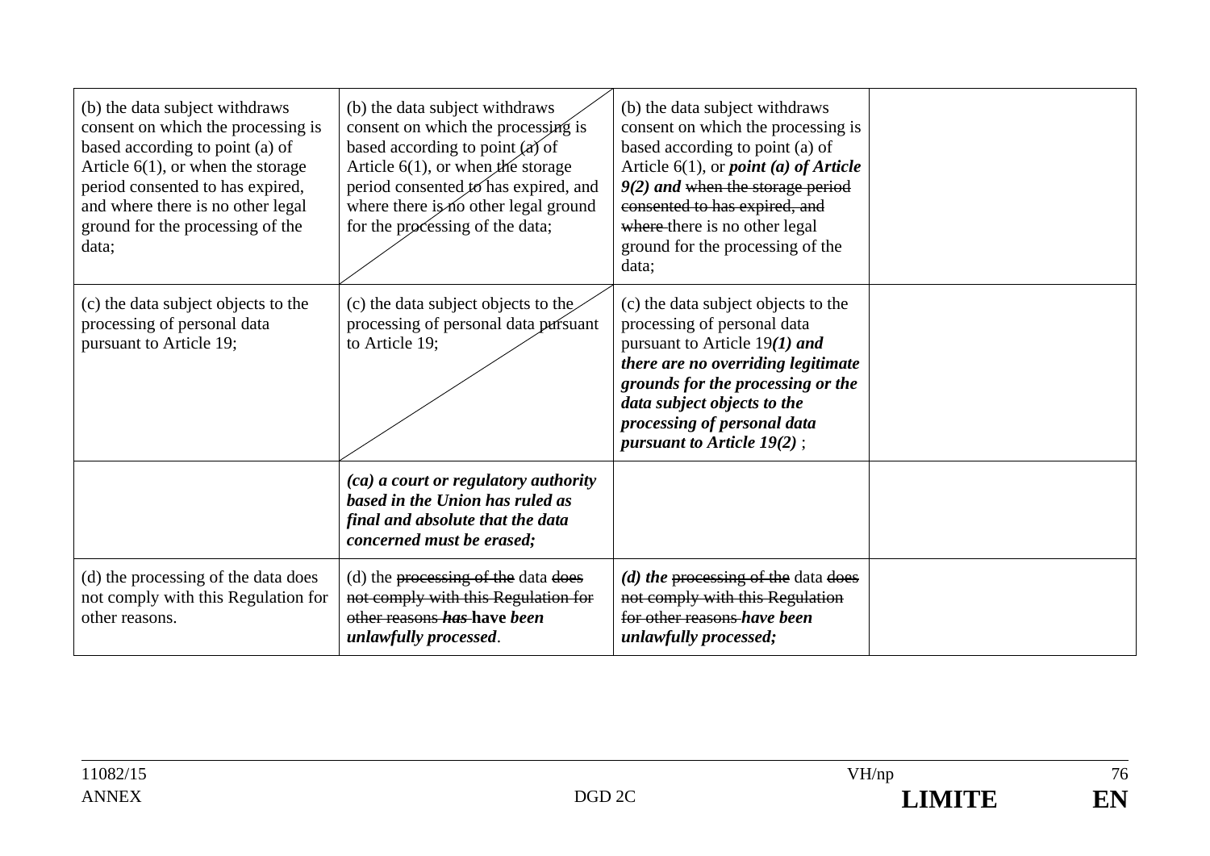| | | | |
|---|---|---|---|
| (b) the data subject withdraws consent on which the processing is based according to point (a) of Article 6(1), or when the storage period consented to has expired, and where there is no other legal ground for the processing of the data; | (b) the data subject withdraws consent on which the processing is based according to point (a) of Article 6(1), or when the storage period consented to has expired, and where there is no other legal ground for the processing of the data; | (b) the data subject withdraws consent on which the processing is based according to point (a) of Article 6(1), or ***point (a) of Article 9(2) and*** ~~when the storage period consented to has expired, and where~~ there is no other legal ground for the processing of the data; | |
| (c) the data subject objects to the processing of personal data pursuant to Article 19; | (c) the data subject objects to the processing of personal data pursuant to Article 19; | (c) the data subject objects to the processing of personal data pursuant to Article 19***(1) and there are no overriding legitimate grounds for the processing or the data subject objects to the processing of personal data pursuant to Article 19(2)*** ; | |
| | ***(ca) a court or regulatory authority based in the Union has ruled as final and absolute that the data concerned must be erased;*** | | |
| (d) the processing of the data does not comply with this Regulation for other reasons. | (d) the ~~processing of the~~ data ~~does not comply with this Regulation for other reasons~~ ~~***has***~~ **have** ***been unlawfully processed***. | ***(d) the*** ~~processing of the~~ data ~~does not comply with this Regulation for other reasons~~ ***have been unlawfully processed;*** | |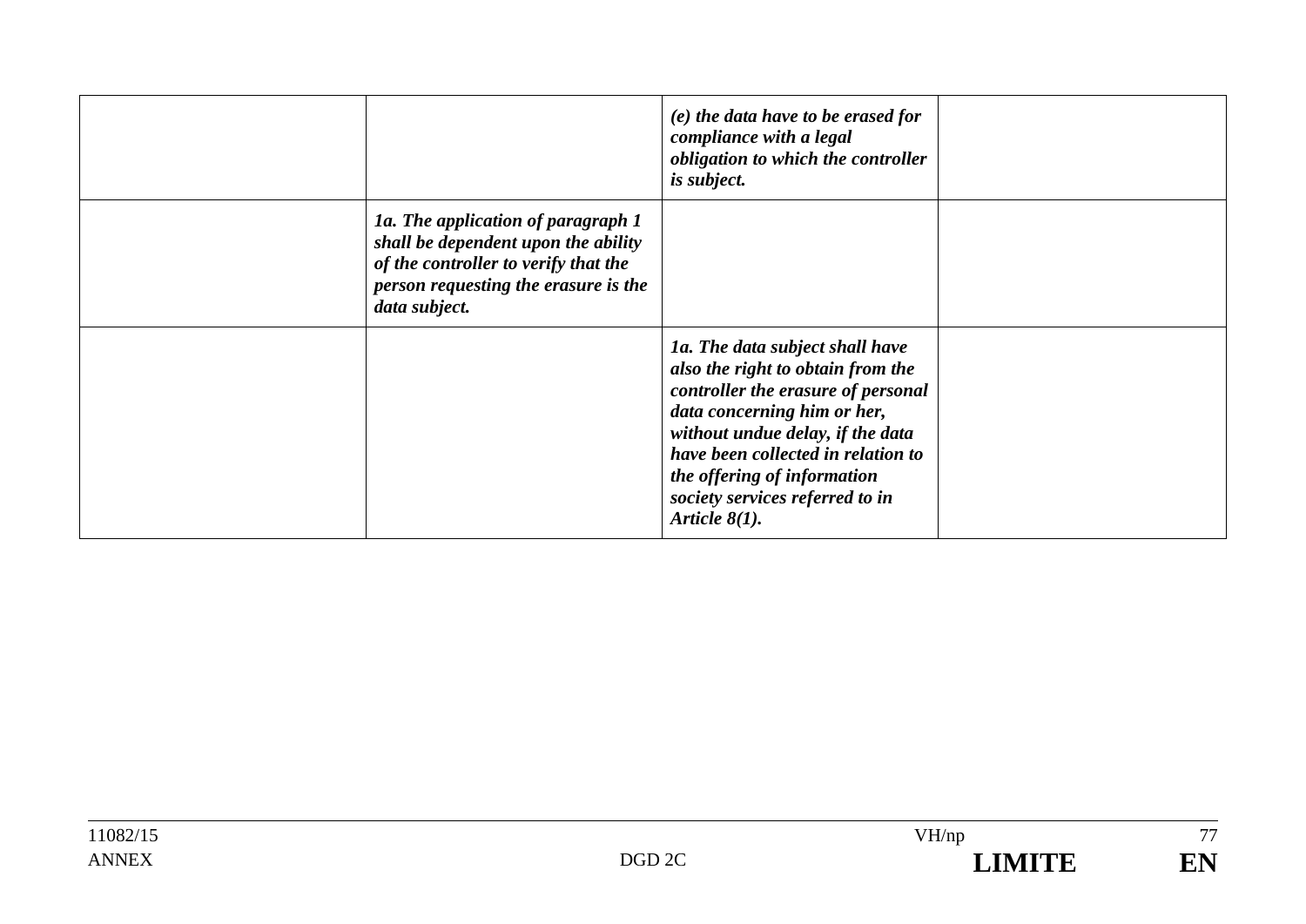| | | | |
|---|---|---|---|
| | | *(e) the data have to be erased for compliance with a legal obligation to which the controller is subject.* | |
| | *1a. The application of paragraph 1 shall be dependent upon the ability of the controller to verify that the person requesting the erasure is the data subject.* | | |
| | | *1a. The data subject shall have also the right to obtain from the controller the erasure of personal data concerning him or her, without undue delay, if the data have been collected in relation to the offering of information society services referred to in Article 8(1).* | |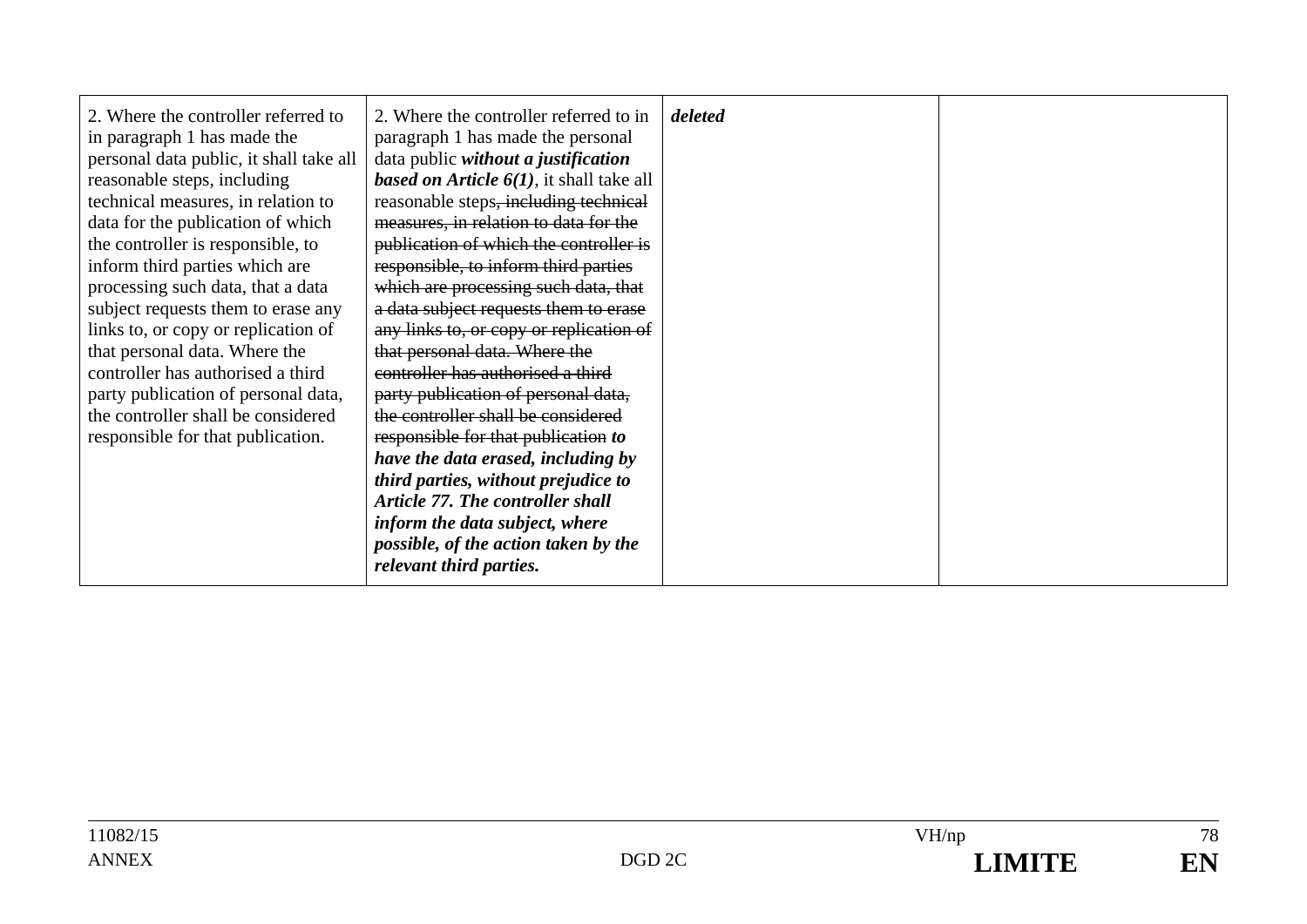| | | | |
|---|---|---|---|
| 2. Where the controller referred to in paragraph 1 has made the personal data public, it shall take all reasonable steps, including technical measures, in relation to data for the publication of which the controller is responsible, to inform third parties which are processing such data, that a data subject requests them to erase any links to, or copy or replication of that personal data. Where the controller has authorised a third party publication of personal data, the controller shall be considered responsible for that publication. | 2. Where the controller referred to in paragraph 1 has made the personal data public ***without a justification based on Article 6(1)***, it shall take all reasonable steps~~, including technical measures, in relation to data for the publication of which the controller is responsible, to inform third parties which are processing such data, that a data subject requests them to erase any links to, or copy or replication of that personal data. Where the controller has authorised a third party publication of personal data, the controller shall be considered responsible for that publication~~ ***to have the data erased, including by third parties, without prejudice to Article 77. The controller shall inform the data subject, where possible, of the action taken by the relevant third parties.*** | ***deleted*** | |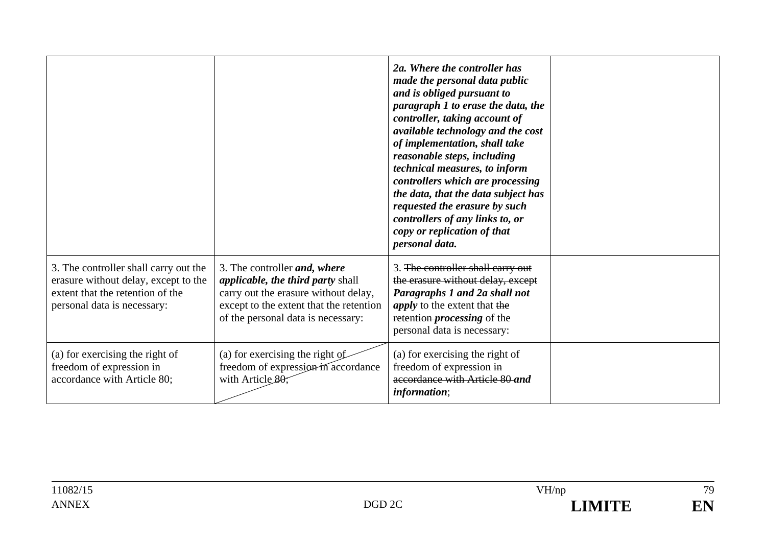| | | | |
|---|---|---|---|
| | | ***2a. Where the controller has made the personal data public and is obliged pursuant to paragraph 1 to erase the data, the controller, taking account of available technology and the cost of implementation, shall take reasonable steps, including technical measures, to inform controllers which are processing the data, that the data subject has requested the erasure by such controllers of any links to, or copy or replication of that personal data.*** | |
| 3. The controller shall carry out the erasure without delay, except to the extent that the retention of the personal data is necessary: | 3. The controller ***and, where applicable, the third party*** shall carry out the erasure without delay, except to the extent that the retention of the personal data is necessary: | 3. ~~The controller shall carry out the erasure without delay, except~~ ***Paragraphs 1 and 2a shall not apply*** to the extent that ~~the retention~~ ***processing*** of the personal data is necessary: | |
| (a) for exercising the right of freedom of expression in accordance with Article 80; | ~~(a) for exercising the right of freedom of expression in accordance with Article 80;~~ | (a) for exercising the right of freedom of expression ~~in accordance with Article 80~~ ***and information***; | |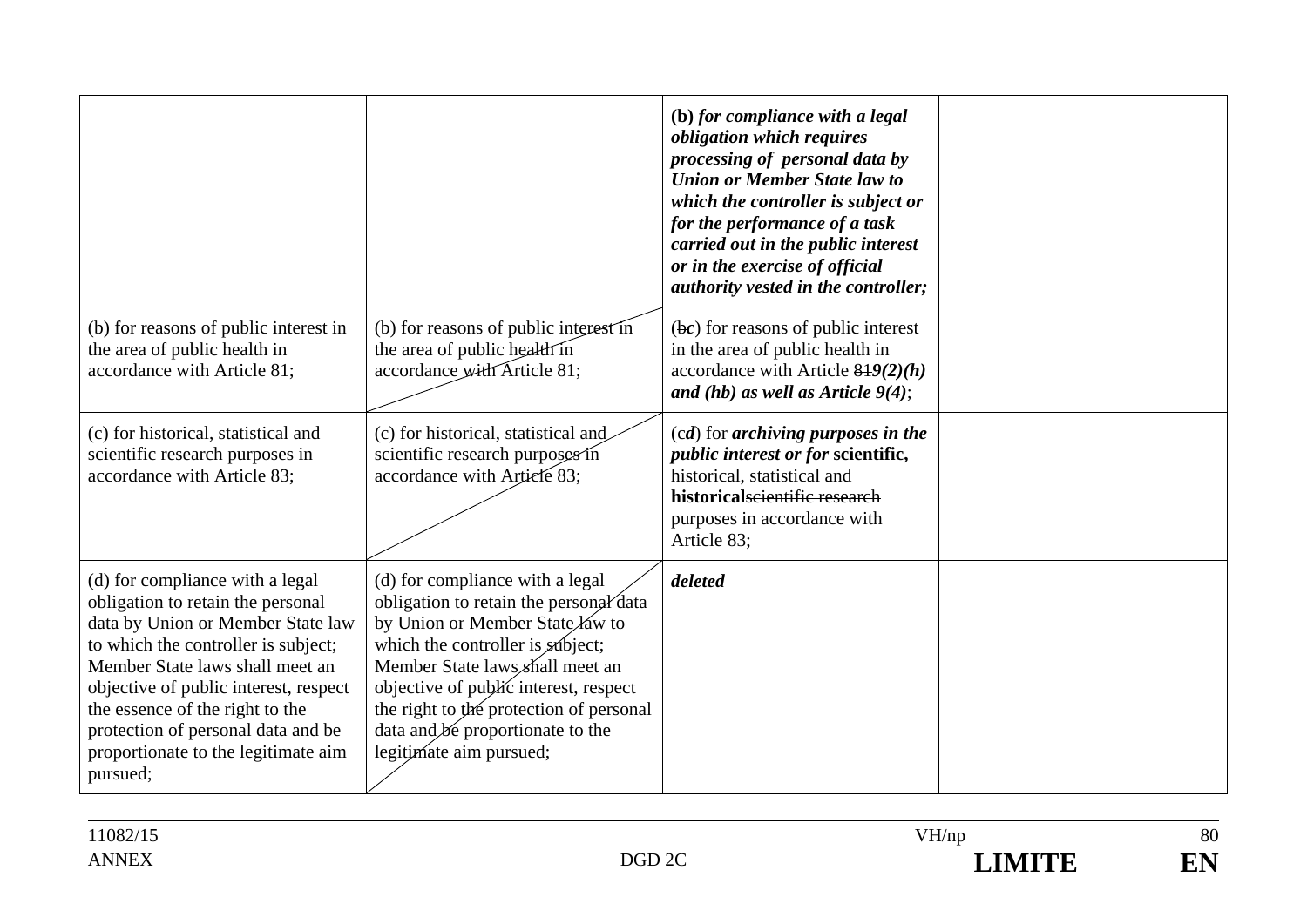| | | | |
|---|---|---|---|
| | | **(b)** ***for compliance with a legal obligation which requires processing of personal data by Union or Member State law to which the controller is subject or for the performance of a task carried out in the public interest or in the exercise of official authority vested in the controller;*** | |
| (b) for reasons of public interest in the area of public health in accordance with Article 81; | (b) for reasons of public interest in the area of public health in accordance with Article 81; | (~~b~~***c***) for reasons of public interest in the area of public health in accordance with Article ~~81~~***9(2)(h) and (hb) as well as Article 9(4)***; | |
| (c) for historical, statistical and scientific research purposes in accordance with Article 83; | (c) for historical, statistical and scientific research purposes in accordance with Article 83; | (~~c~~***d***) for ***archiving purposes in the public interest or for*** **scientific,** historical, statistical and **historical**~~scientific research~~ purposes in accordance with Article 83; | |
| (d) for compliance with a legal obligation to retain the personal data by Union or Member State law to which the controller is subject; Member State laws shall meet an objective of public interest, respect the essence of the right to the protection of personal data and be proportionate to the legitimate aim pursued; | (d) for compliance with a legal obligation to retain the personal data by Union or Member State law to which the controller is subject; Member State laws shall meet an objective of public interest, respect the right to the protection of personal data and be proportionate to the legitimate aim pursued; | ***deleted*** | |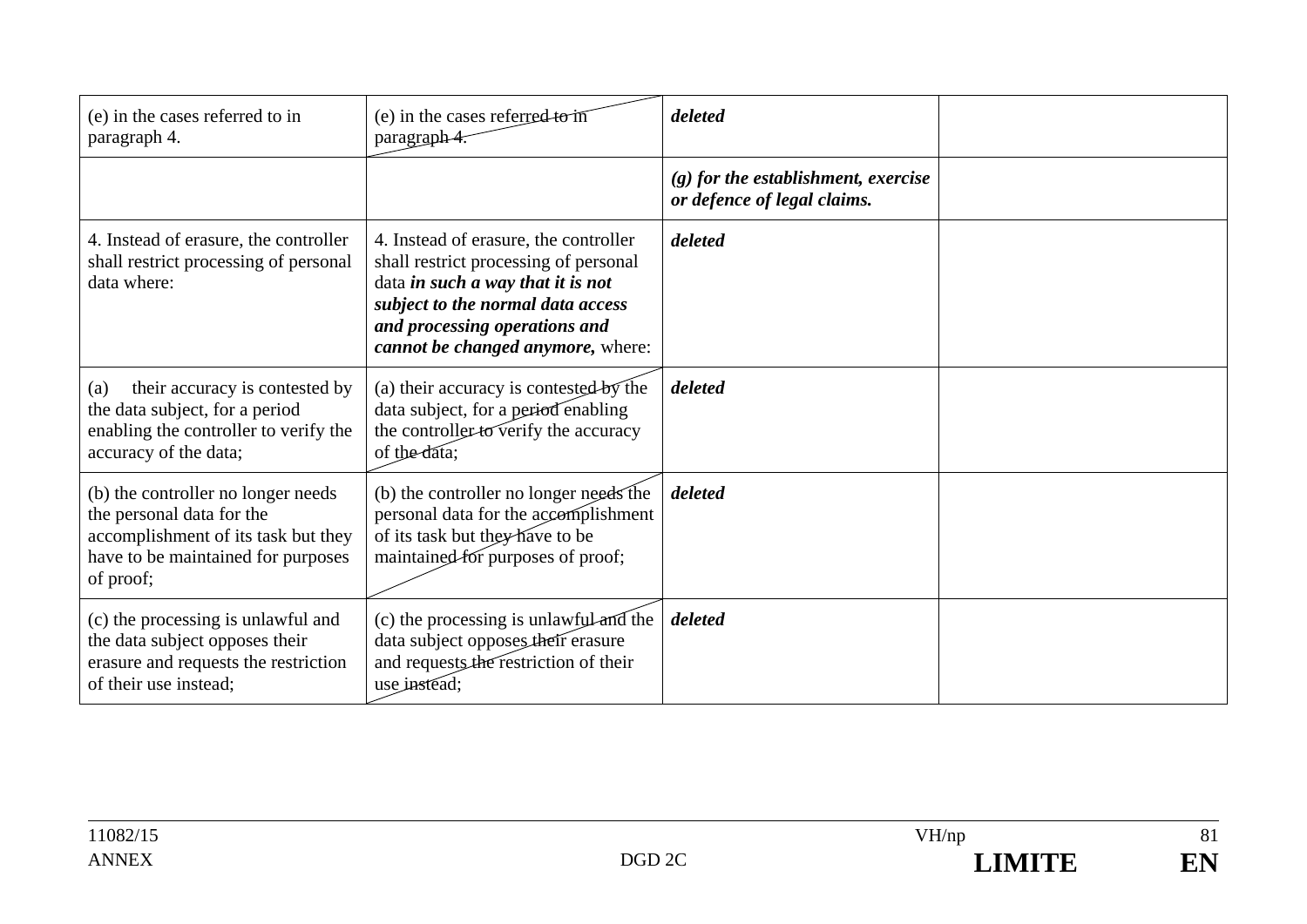| | | | |
|---|---|---|---|
| (e) in the cases referred to in paragraph 4. | (e) in the cases referred to in paragraph 4. | ***deleted*** | |
| | | ***(g) for the establishment, exercise or defence of legal claims.*** | |
| 4. Instead of erasure, the controller shall restrict processing of personal data where: | 4. Instead of erasure, the controller shall restrict processing of personal data ***in such a way that it is not subject to the normal data access and processing operations and cannot be changed anymore,*** where: | ***deleted*** | |
| (a) their accuracy is contested by the data subject, for a period enabling the controller to verify the accuracy of the data; | (a) their accuracy is contested by the data subject, for a period enabling the controller to verify the accuracy of the data; | ***deleted*** | |
| (b) the controller no longer needs the personal data for the accomplishment of its task but they have to be maintained for purposes of proof; | (b) the controller no longer needs the personal data for the accomplishment of its task but they have to be maintained for purposes of proof; | ***deleted*** | |
| (c) the processing is unlawful and the data subject opposes their erasure and requests the restriction of their use instead; | (c) the processing is unlawful and the data subject opposes their erasure and requests the restriction of their use instead; | ***deleted*** | |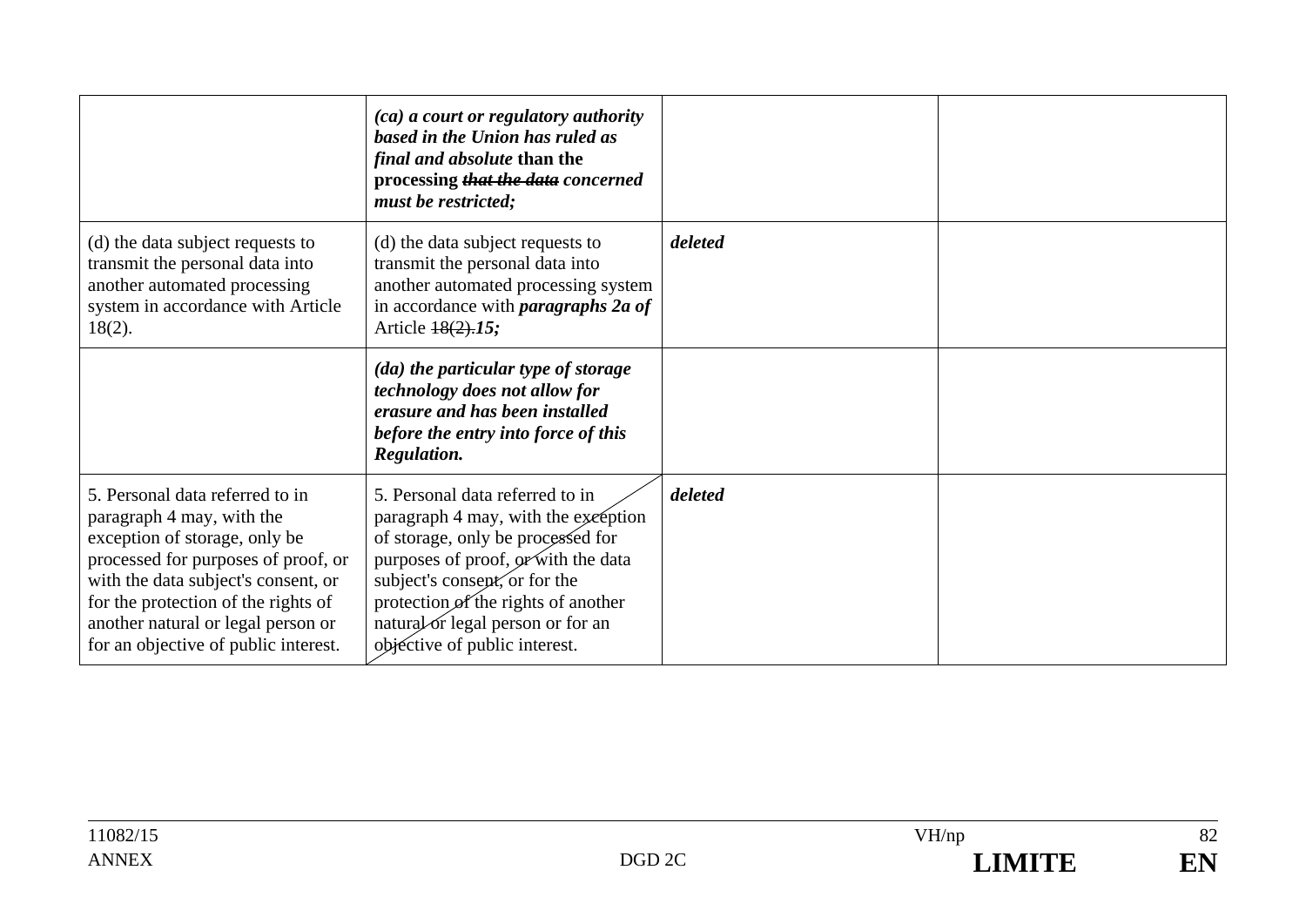| | | | |
|---|---|---|---|
| | ***(ca) a court or regulatory authority based in the Union has ruled as final and absolute* than the processing ~~*that the data*~~ *concerned must be restricted;*** | | |
| (d) the data subject requests to transmit the personal data into another automated processing system in accordance with Article 18(2). | (d) the data subject requests to transmit the personal data into another automated processing system in accordance with ***paragraphs 2a of*** Article ~~18(2).~~***15;*** | ***deleted*** | |
| | ***(da) the particular type of storage technology does not allow for erasure and has been installed before the entry into force of this Regulation.*** | | |
| 5. Personal data referred to in paragraph 4 may, with the exception of storage, only be processed for purposes of proof, or with the data subject's consent, or for the protection of the rights of another natural or legal person or for an objective of public interest. | 5. Personal data referred to in paragraph 4 may, with the exception of storage, only be processed for purposes of proof, or with the data subject's consent, or for the protection of the rights of another natural or legal person or for an objective of public interest. | ***deleted*** | |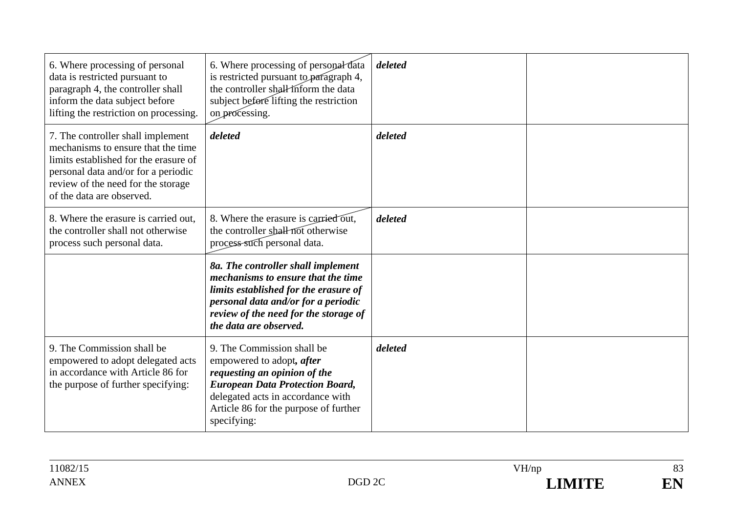| | | | |
|---|---|---|---|
| 6. Where processing of personal data is restricted pursuant to paragraph 4, the controller shall inform the data subject before lifting the restriction on processing. | 6. Where processing of personal data is restricted pursuant to paragraph 4, the controller shall inform the data subject before lifting the restriction on processing. | ***deleted*** | |
| 7. The controller shall implement mechanisms to ensure that the time limits established for the erasure of personal data and/or for a periodic review of the need for the storage of the data are observed. | ***deleted*** | ***deleted*** | |
| 8. Where the erasure is carried out, the controller shall not otherwise process such personal data. | 8. Where the erasure is carried out, the controller shall not otherwise process such personal data. | ***deleted*** | |
| | ***8a. The controller shall implement mechanisms to ensure that the time limits established for the erasure of personal data and/or for a periodic review of the need for the storage of the data are observed.*** | | |
| 9. The Commission shall be empowered to adopt delegated acts in accordance with Article 86 for the purpose of further specifying: | 9. The Commission shall be empowered to adopt***, after requesting an opinion of the European Data Protection Board,*** delegated acts in accordance with Article 86 for the purpose of further specifying: | ***deleted*** | |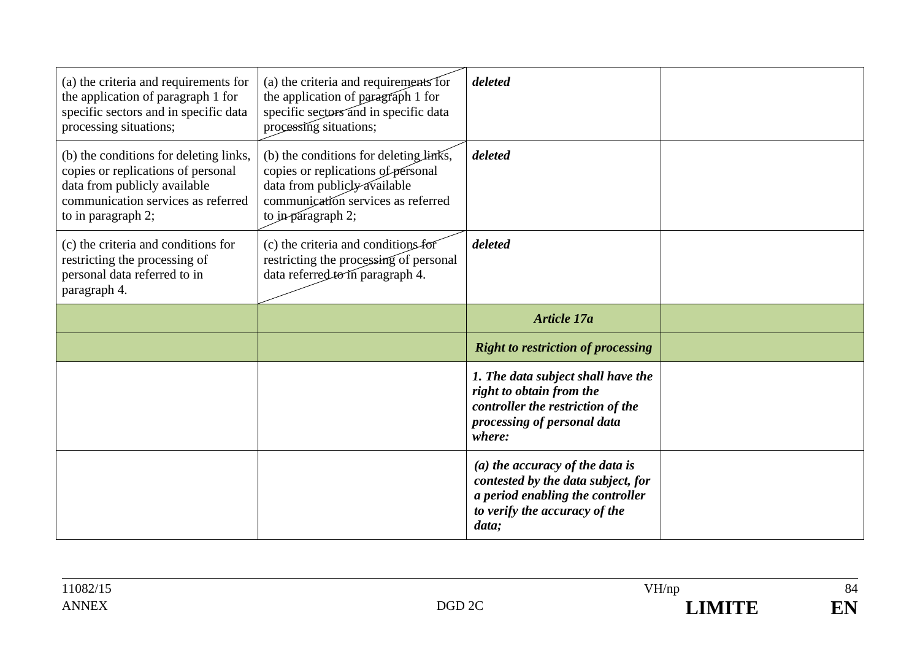| | | | |
|---|---|---|---|
| (a) the criteria and requirements for the application of paragraph 1 for specific sectors and in specific data processing situations; | ~~(a) the criteria and requirements for the application of paragraph 1 for specific sectors and in specific data processing situations;~~ | ***deleted*** | |
| (b) the conditions for deleting links, copies or replications of personal data from publicly available communication services as referred to in paragraph 2; | ~~(b) the conditions for deleting links, copies or replications of personal data from publicly available communication services as referred to in paragraph 2;~~ | ***deleted*** | |
| (c) the criteria and conditions for restricting the processing of personal data referred to in paragraph 4. | ~~(c) the criteria and conditions for restricting the processing of personal data referred to in paragraph 4.~~ | ***deleted*** | |
| | | ***Article 17a*** | |
| | | ***Right to restriction of processing*** | |
| | | ***1. The data subject shall have the right to obtain from the controller the restriction of the processing of personal data where:*** | |
| | | ***(a) the accuracy of the data is contested by the data subject, for a period enabling the controller to verify the accuracy of the data;*** | |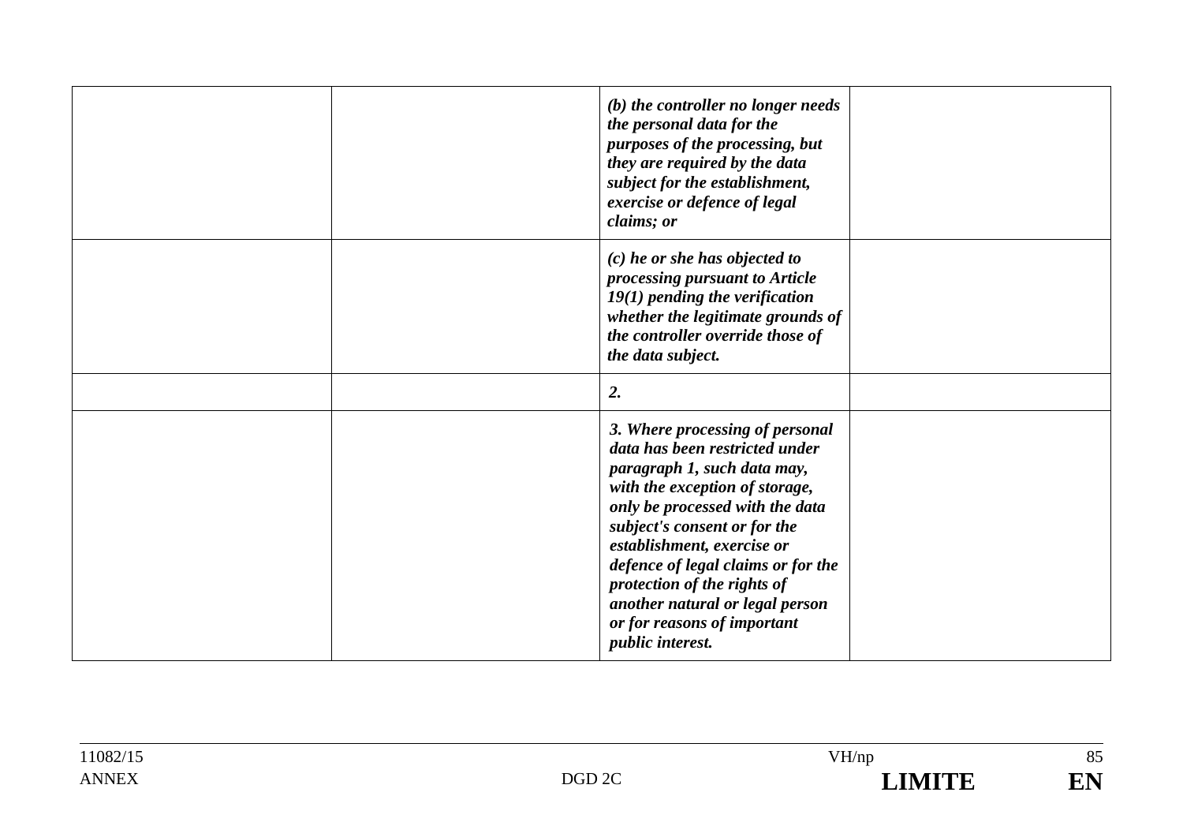| | | | |
|---|---|---|---|
| | | ***(b) the controller no longer needs the personal data for the purposes of the processing, but they are required by the data subject for the establishment, exercise or defence of legal claims; or*** | |
| | | ***(c) he or she has objected to processing pursuant to Article 19(1) pending the verification whether the legitimate grounds of the controller override those of the data subject.*** | |
| | | ***2.*** | |
| | | ***3. Where processing of personal data has been restricted under paragraph 1, such data may, with the exception of storage, only be processed with the data subject's consent or for the establishment, exercise or defence of legal claims or for the protection of the rights of another natural or legal person or for reasons of important public interest.*** | |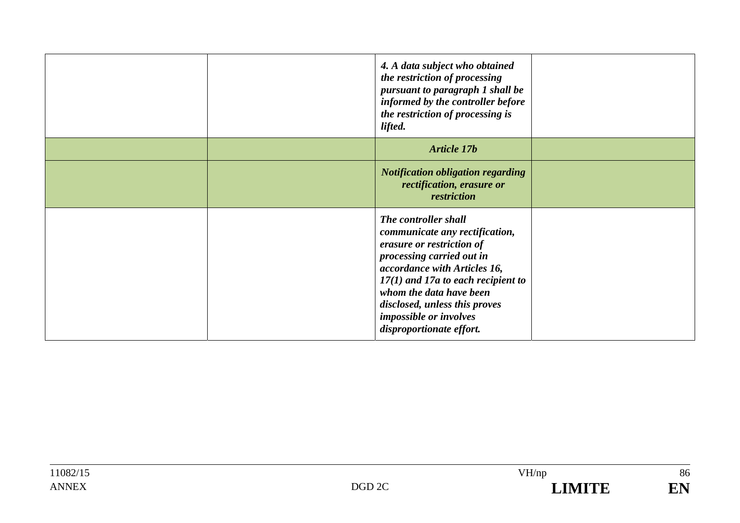| | | | |
|---|---|---|---|
| | | ***4. A data subject who obtained the restriction of processing pursuant to paragraph 1 shall be informed by the controller before the restriction of processing is lifted.*** | |
| | | ***Article 17b*** | |
| | | ***Notification obligation regarding rectification, erasure or restriction*** | |
| | | ***The controller shall communicate any rectification, erasure or restriction of processing carried out in accordance with Articles 16, 17(1) and 17a to each recipient to whom the data have been disclosed, unless this proves impossible or involves disproportionate effort.*** | |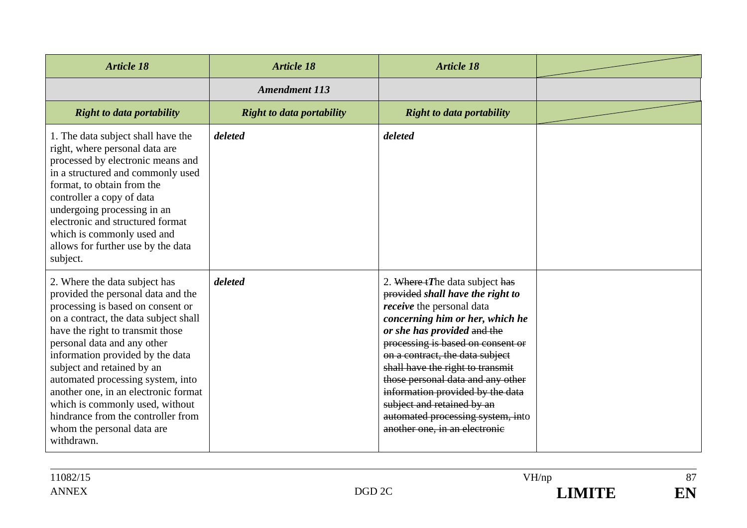| *Article 18* | *Article 18* | *Article 18* | |
|---|---|---|---|
| | ***Amendment 113*** | | |
| ***Right to data portability*** | ***Right to data portability*** | ***Right to data portability*** | |
| 1. The data subject shall have the right, where personal data are processed by electronic means and in a structured and commonly used format, to obtain from the controller a copy of data undergoing processing in an electronic and structured format which is commonly used and allows for further use by the data subject. | ***deleted*** | ***deleted*** | |
| 2. Where the data subject has provided the personal data and the processing is based on consent or on a contract, the data subject shall have the right to transmit those personal data and any other information provided by the data subject and retained by an automated processing system, into another one, in an electronic format which is commonly used, without hindrance from the controller from whom the personal data are withdrawn. | ***deleted*** | 2. ~~Where t~~***T***he data subject ~~has provided~~ ***shall have the right to receive*** the personal data ***concerning him or her, which he or she has provided*** ~~and the processing is based on consent or on a contract, the data subject shall have the right to transmit those personal data and any other information provided by the data subject and retained by an automated processing system, into another one, in an electronic~~ | |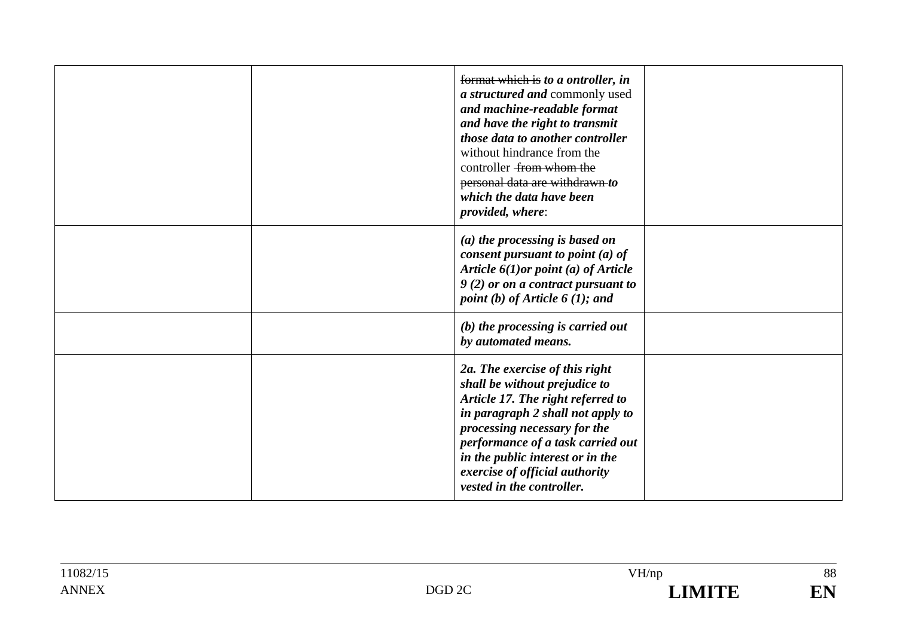| | | | |
|---|---|---|---|
| | | ~~format which is~~ ***to a ontroller, in a structured and*** commonly used ***and machine-readable format and have the right to transmit those data to another controller*** without hindrance from the controller ~~from whom the personal data are withdrawn~~ ***to which the data have been provided, where***: | |
| | | ***(a) the processing is based on consent pursuant to point (a) of Article 6(1)or point (a) of Article 9 (2) or on a contract pursuant to point (b) of Article 6 (1); and*** | |
| | | ***(b) the processing is carried out by automated means.*** | |
| | | ***2a. The exercise of this right shall be without prejudice to Article 17. The right referred to in paragraph 2 shall not apply to processing necessary for the performance of a task carried out in the public interest or in the exercise of official authority vested in the controller.*** | |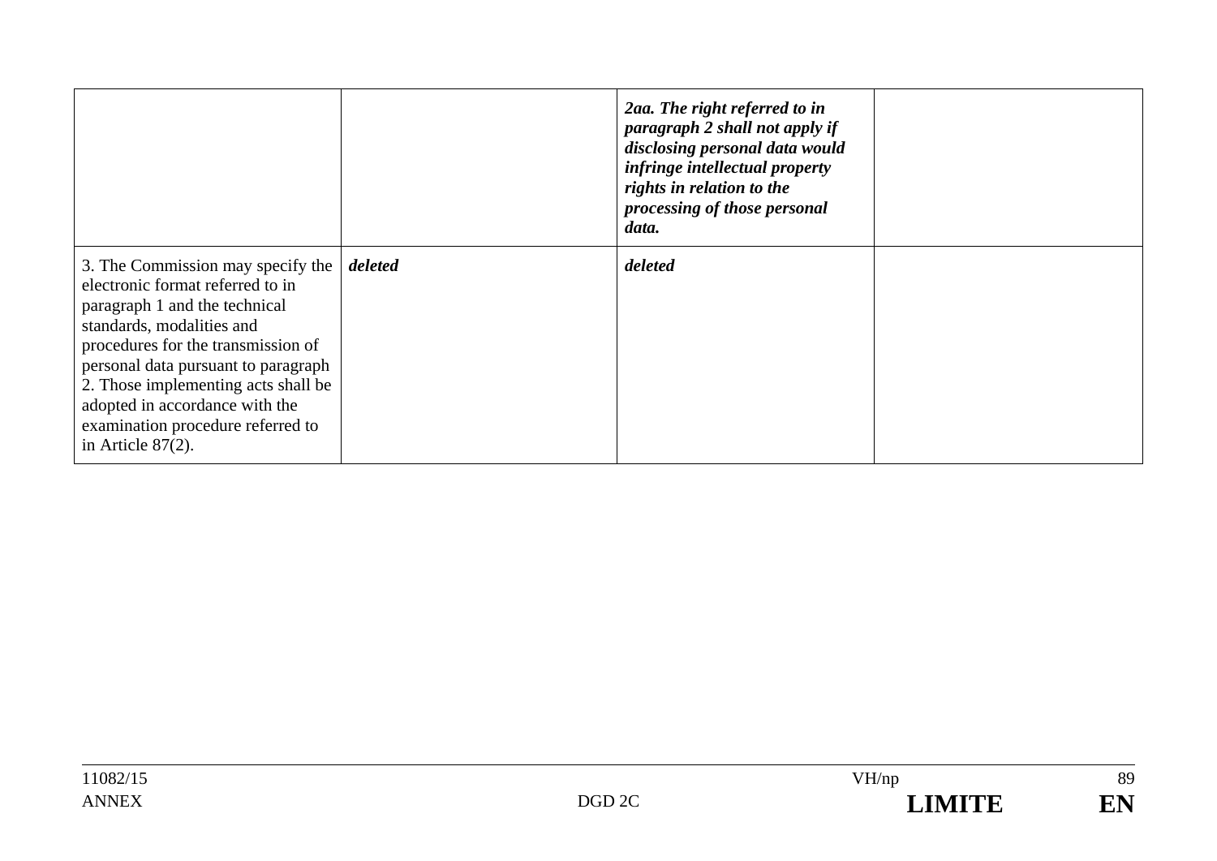| | | | |
|---|---|---|---|
| | | ***2aa. The right referred to in paragraph 2 shall not apply if disclosing personal data would infringe intellectual property rights in relation to the processing of those personal data.*** | |
| 3. The Commission may specify the electronic format referred to in paragraph 1 and the technical standards, modalities and procedures for the transmission of personal data pursuant to paragraph 2. Those implementing acts shall be adopted in accordance with the examination procedure referred to in Article 87(2). | ***deleted*** | ***deleted*** | |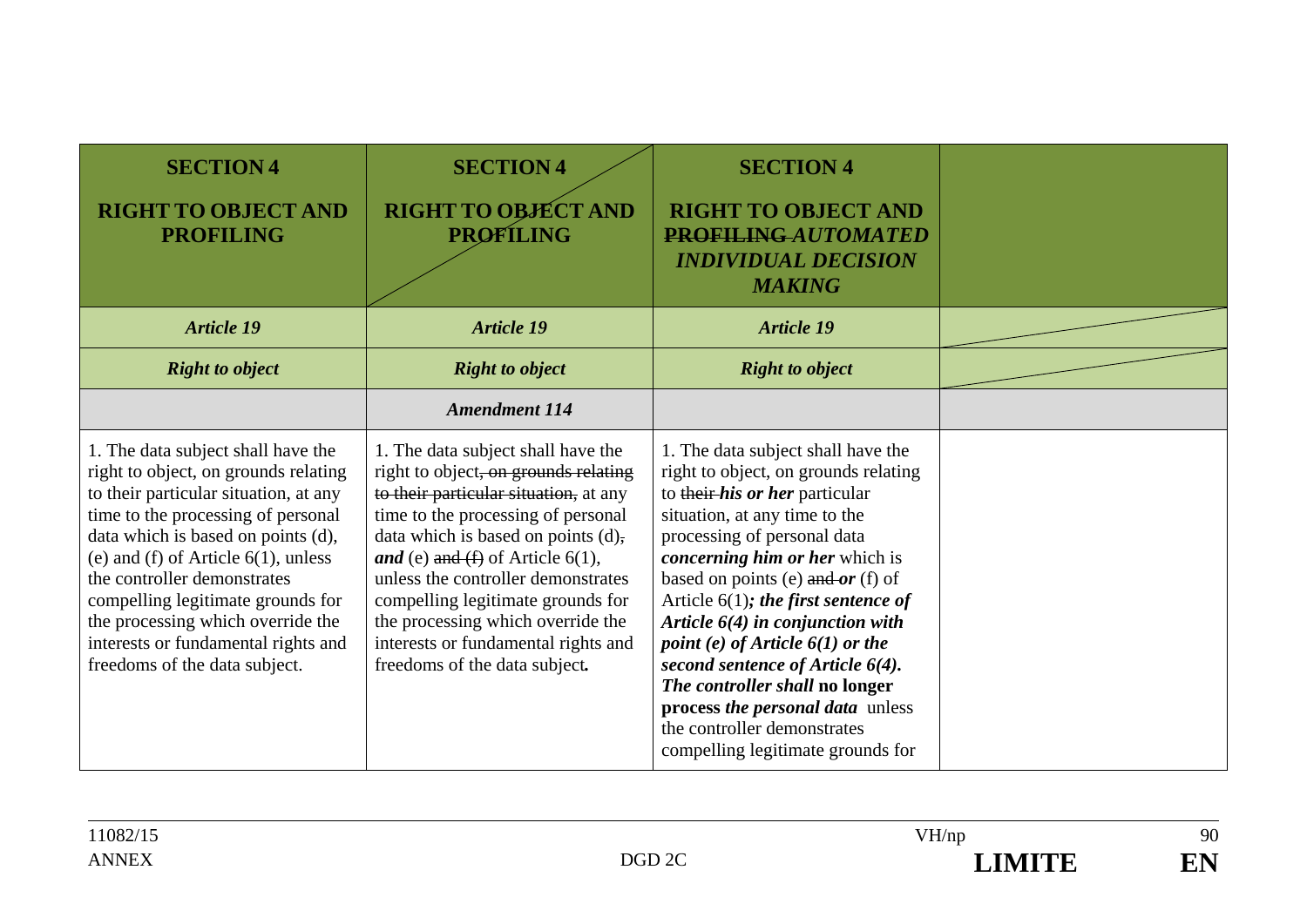| | | | |
|---|---|---|---|
| **SECTION 4**<br><br>**RIGHT TO OBJECT AND PROFILING** | **SECTION 4**<br><br>**RIGHT TO OBJECT AND PROFILING** | **SECTION 4**<br><br>**RIGHT TO OBJECT AND ~~PROFILING~~ *AUTOMATED INDIVIDUAL DECISION MAKING*** | |
| ***Article 19*** | ***Article 19*** | ***Article 19*** | |
| ***Right to object*** | ***Right to object*** | ***Right to object*** | |
| | ***Amendment 114*** | | |
| 1. The data subject shall have the right to object, on grounds relating to their particular situation, at any time to the processing of personal data which is based on points (d), (e) and (f) of Article 6(1), unless the controller demonstrates compelling legitimate grounds for the processing which override the interests or fundamental rights and freedoms of the data subject. | 1. The data subject shall have the right to object~~, on grounds relating to their particular situation,~~ at any time to the processing of personal data which is based on points (d)~~,~~ ***and*** (e) ~~and (f)~~ of Article 6(1), unless the controller demonstrates compelling legitimate grounds for the processing which override the interests or fundamental rights and freedoms of the data subject***.*** | 1. The data subject shall have the right to object, on grounds relating to ~~their~~ ***his or her*** particular situation, at any time to the processing of personal data ***concerning him or her*** which is based on points (e) ~~and~~ ***or*** (f) of Article 6(1)***; the first sentence of Article 6(4) in conjunction with point (e) of Article 6(1) or the second sentence of Article 6(4). The controller shall* no longer process *the personal data*** unless the controller demonstrates compelling legitimate grounds for | |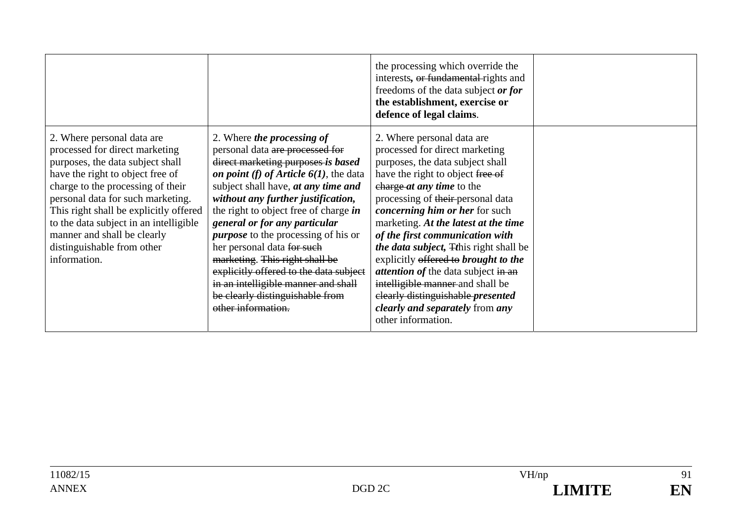| | | | |
|---|---|---|---|
| | | the processing which override the interests, ~~or fundamental~~ rights and freedoms of the data subject ***or for* the establishment, exercise or defence of legal claims**. | |
| 2. Where personal data are processed for direct marketing purposes, the data subject shall have the right to object free of charge to the processing of their personal data for such marketing. This right shall be explicitly offered to the data subject in an intelligible manner and shall be clearly distinguishable from other information. | 2. Where ***the processing of*** personal data ~~are processed for direct marketing purposes~~ ***is based on point (f) of Article 6(1)***, the data subject shall have, ***at any time and without any further justification,*** the right to object free of charge ***in general or for any particular purpose*** to the processing of his or her personal data ~~for such marketing~~. ~~This right shall be explicitly offered to the data subject in an intelligible manner and shall be clearly distinguishable from other information.~~ | 2. Where personal data are processed for direct marketing purposes, the data subject shall have the right to object ~~free of charge~~ ***at any time*** to the processing of ~~their~~ personal data ***concerning him or her*** for such marketing. ***At the latest at the time of the first communication with the data subject,*** ~~T~~***t***his right shall be explicitly ~~offered to~~ ***brought to the attention of*** the data subject ~~in an intelligible manner~~ and shall be ~~clearly distinguishable~~ ***presented clearly and separately*** from ***any*** other information. | |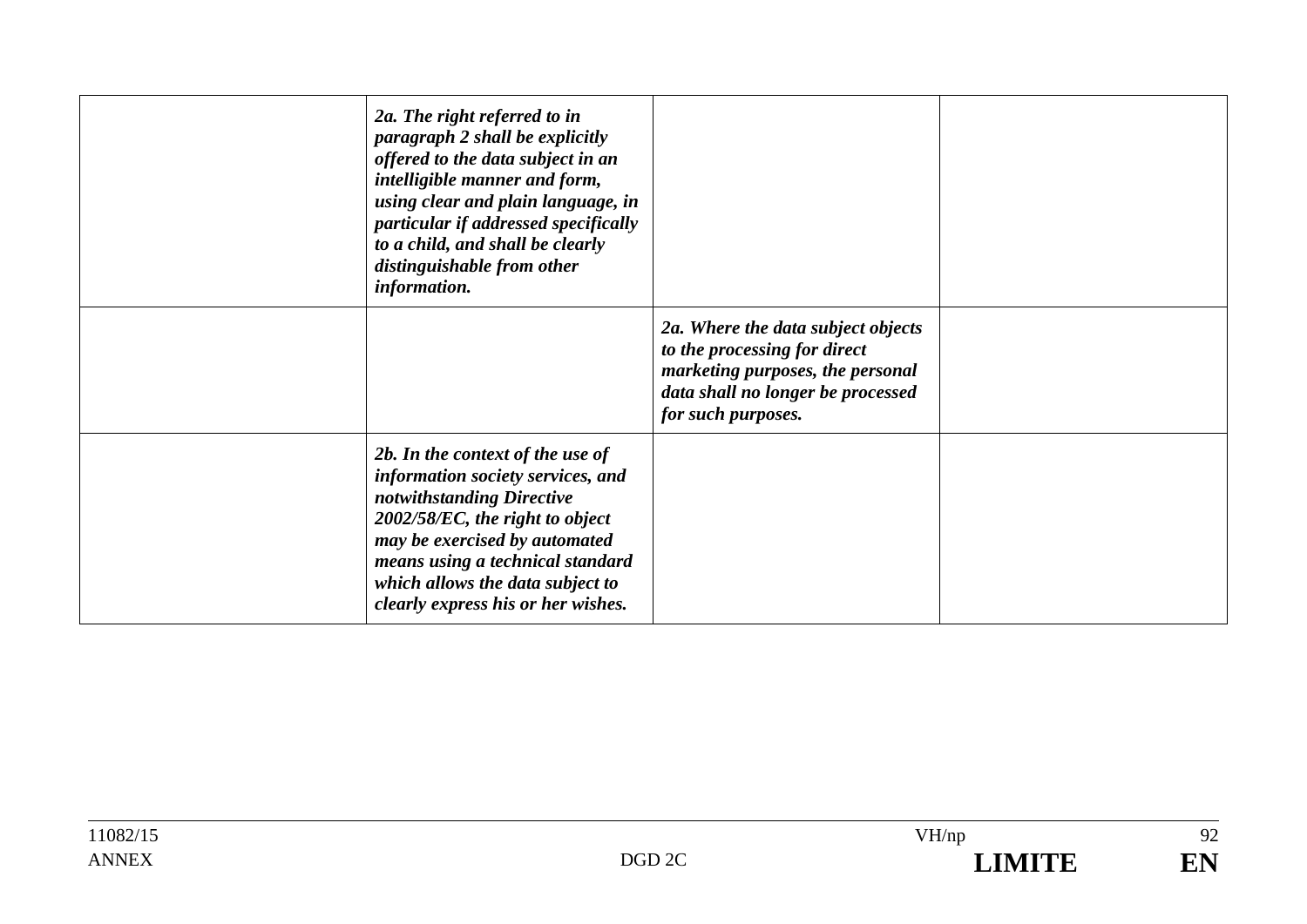| | | | |
|---|---|---|---|
| | ***2a. The right referred to in paragraph 2 shall be explicitly offered to the data subject in an intelligible manner and form, using clear and plain language, in particular if addressed specifically to a child, and shall be clearly distinguishable from other information.*** | | |
| | | ***2a. Where the data subject objects to the processing for direct marketing purposes, the personal data shall no longer be processed for such purposes.*** | |
| | ***2b. In the context of the use of information society services, and notwithstanding Directive 2002/58/EC, the right to object may be exercised by automated means using a technical standard which allows the data subject to clearly express his or her wishes.*** | | |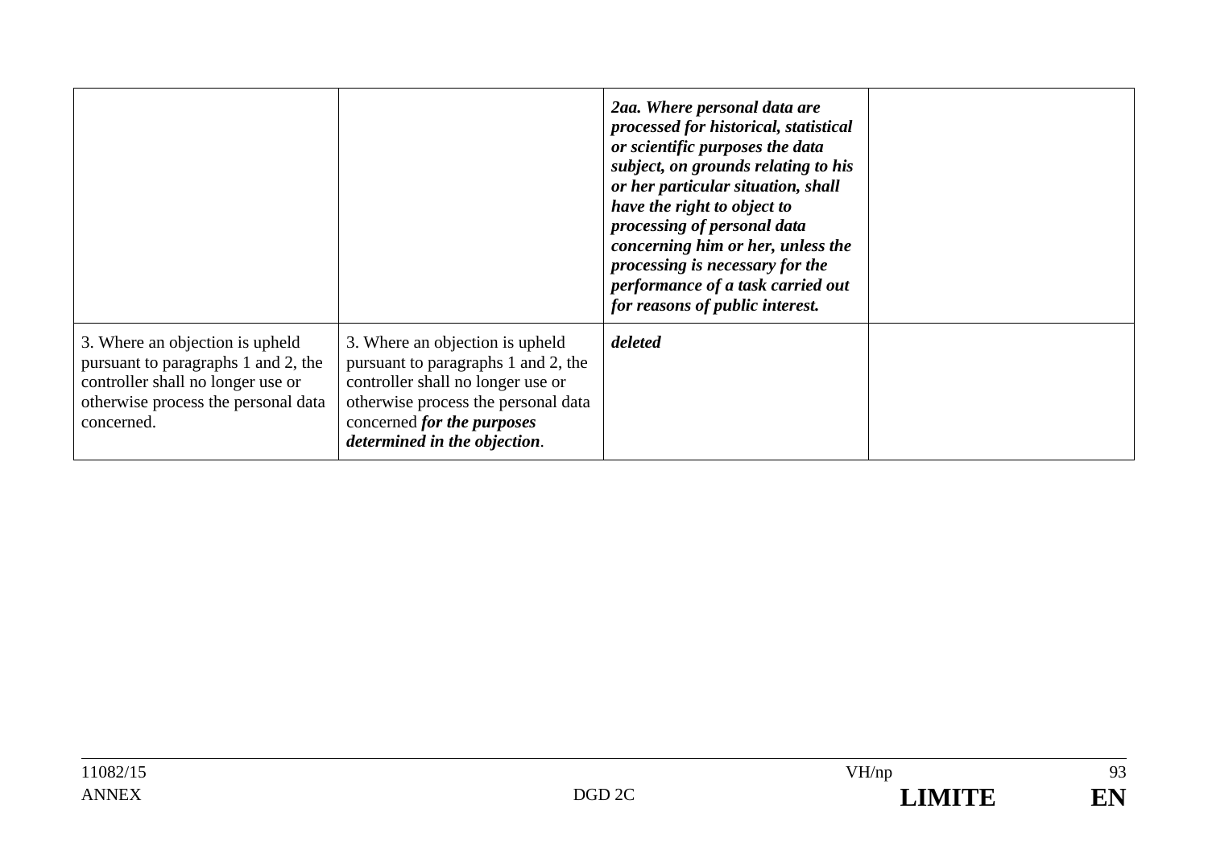| | | | |
|---|---|---|---|
| | | ***2aa. Where personal data are processed for historical, statistical or scientific purposes the data subject, on grounds relating to his or her particular situation, shall have the right to object to processing of personal data concerning him or her, unless the processing is necessary for the performance of a task carried out for reasons of public interest.*** | |
| 3. Where an objection is upheld pursuant to paragraphs 1 and 2, the controller shall no longer use or otherwise process the personal data concerned. | 3. Where an objection is upheld pursuant to paragraphs 1 and 2, the controller shall no longer use or otherwise process the personal data concerned ***for the purposes determined in the objection***. | ***deleted*** | |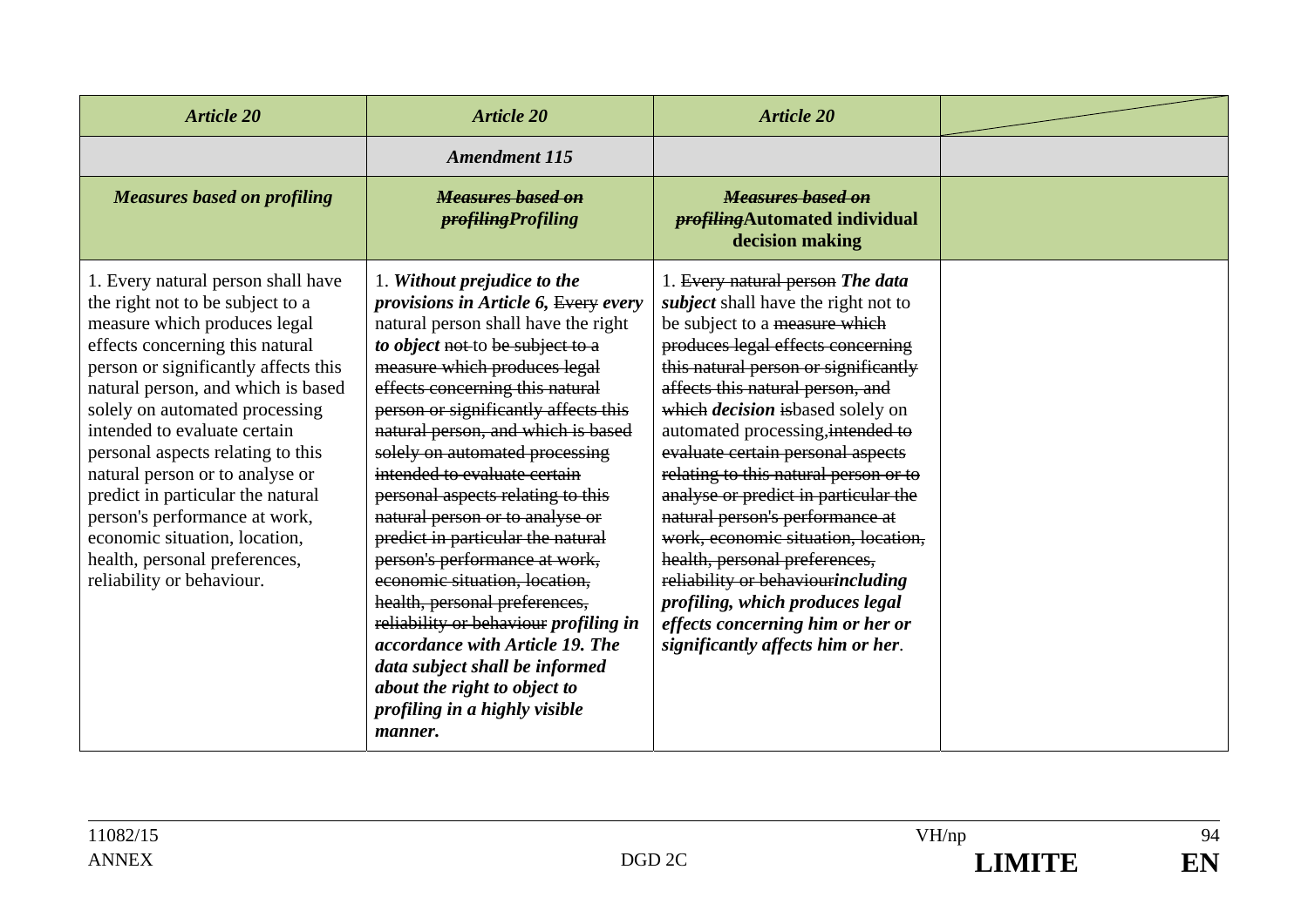| *Article 20* | *Article 20* | *Article 20* | |
|---|---|---|---|
| | ***Amendment 115*** | | |
| ***Measures based on profiling*** | ***~~Measures based on profiling~~Profiling*** | ***~~Measures based on profiling~~*****Automated individual decision making** | |
| 1. Every natural person shall have the right not to be subject to a measure which produces legal effects concerning this natural person or significantly affects this natural person, and which is based solely on automated processing intended to evaluate certain personal aspects relating to this natural person or to analyse or predict in particular the natural person's performance at work, economic situation, location, health, personal preferences, reliability or behaviour. | 1. ***Without prejudice to the provisions in Article 6,*** ~~Every~~ ***every*** natural person shall have the right ***to object*** ~~not~~ to ~~be subject to a measure which produces legal effects concerning this natural person or significantly affects this natural person, and which is based solely on automated processing intended to evaluate certain personal aspects relating to this natural person or to analyse or predict in particular the natural person's performance at work, economic situation, location, health, personal preferences, reliability or behaviour~~ ***profiling in accordance with Article 19. The data subject shall be informed about the right to object to profiling in a highly visible manner.*** | 1. ~~Every natural person~~ ***The data subject*** shall have the right not to be subject to a ~~measure which produces legal effects concerning this natural person or significantly affects this natural person, and which~~ ***decision*** ~~is~~based solely on automated processing,~~intended to evaluate certain personal aspects relating to this natural person or to analyse or predict in particular the natural person's performance at work, economic situation, location, health, personal preferences, reliability or behaviour~~***including profiling, which produces legal effects concerning him or her or significantly affects him or her***. | |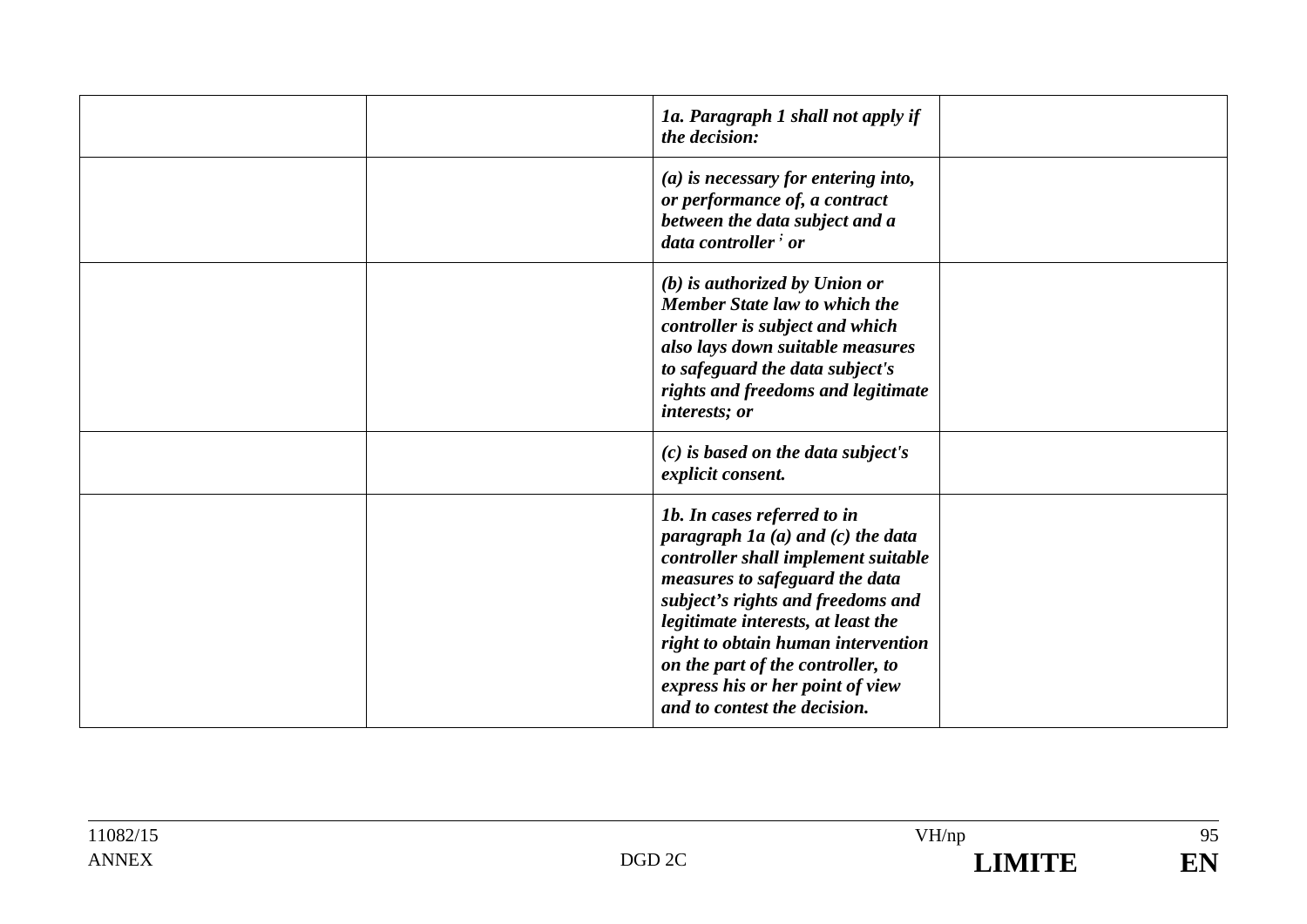| | | | |
|---|---|---|---|
| | | ***1a. Paragraph 1 shall not apply if the decision:*** | |
| | | ***(a) is necessary for entering into, or performance of, a contract between the data subject and a data controller ; or*** | |
| | | ***(b) is authorized by Union or Member State law to which the controller is subject and which also lays down suitable measures to safeguard the data subject's rights and freedoms and legitimate interests; or*** | |
| | | ***(c) is based on the data subject's explicit consent.*** | |
| | | ***1b. In cases referred to in paragraph 1a (a) and (c) the data controller shall implement suitable measures to safeguard the data subject's rights and freedoms and legitimate interests, at least the right to obtain human intervention on the part of the controller, to express his or her point of view and to contest the decision.*** | |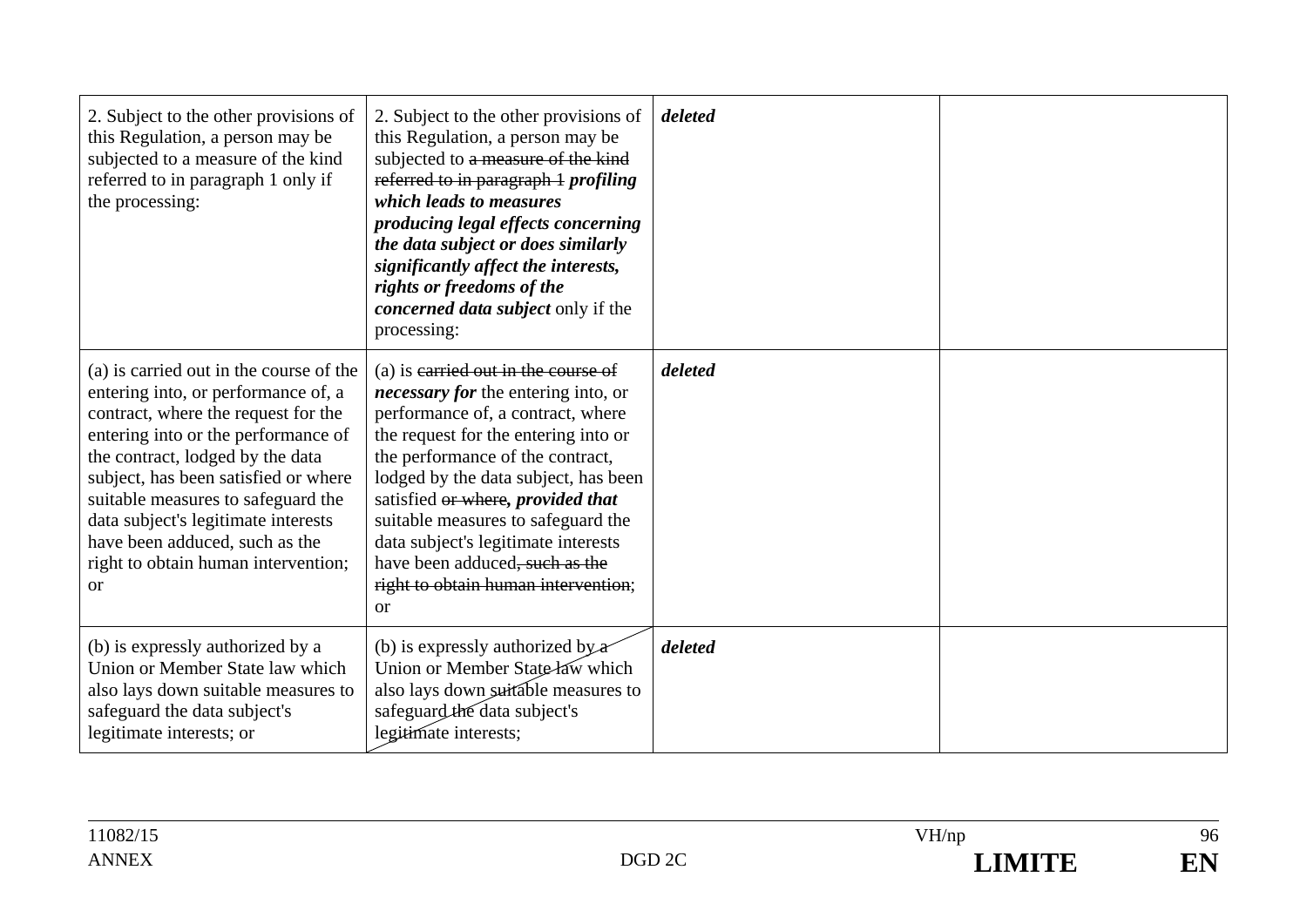| | | | |
|---|---|---|---|
| 2. Subject to the other provisions of this Regulation, a person may be subjected to a measure of the kind referred to in paragraph 1 only if the processing: | 2. Subject to the other provisions of this Regulation, a person may be subjected to ~~a measure of the kind referred to in paragraph 1~~ ***profiling which leads to measures producing legal effects concerning the data subject or does similarly significantly affect the interests, rights or freedoms of the concerned data subject*** only if the processing: | ***deleted*** | |
| (a) is carried out in the course of the entering into, or performance of, a contract, where the request for the entering into or the performance of the contract, lodged by the data subject, has been satisfied or where suitable measures to safeguard the data subject's legitimate interests have been adduced, such as the right to obtain human intervention; or | (a) is ~~carried out in the course of~~ ***necessary for*** the entering into, or performance of, a contract, where the request for the entering into or the performance of the contract, lodged by the data subject, has been satisfied ~~or where~~***, provided that*** suitable measures to safeguard the data subject's legitimate interests have been adduced~~, such as the right to obtain human intervention~~; or | ***deleted*** | |
| (b) is expressly authorized by a Union or Member State law which also lays down suitable measures to safeguard the data subject's legitimate interests; or | (b) is expressly authorized by a Union or Member State law which also lays down suitable measures to safeguard the data subject's legitimate interests; | ***deleted*** | |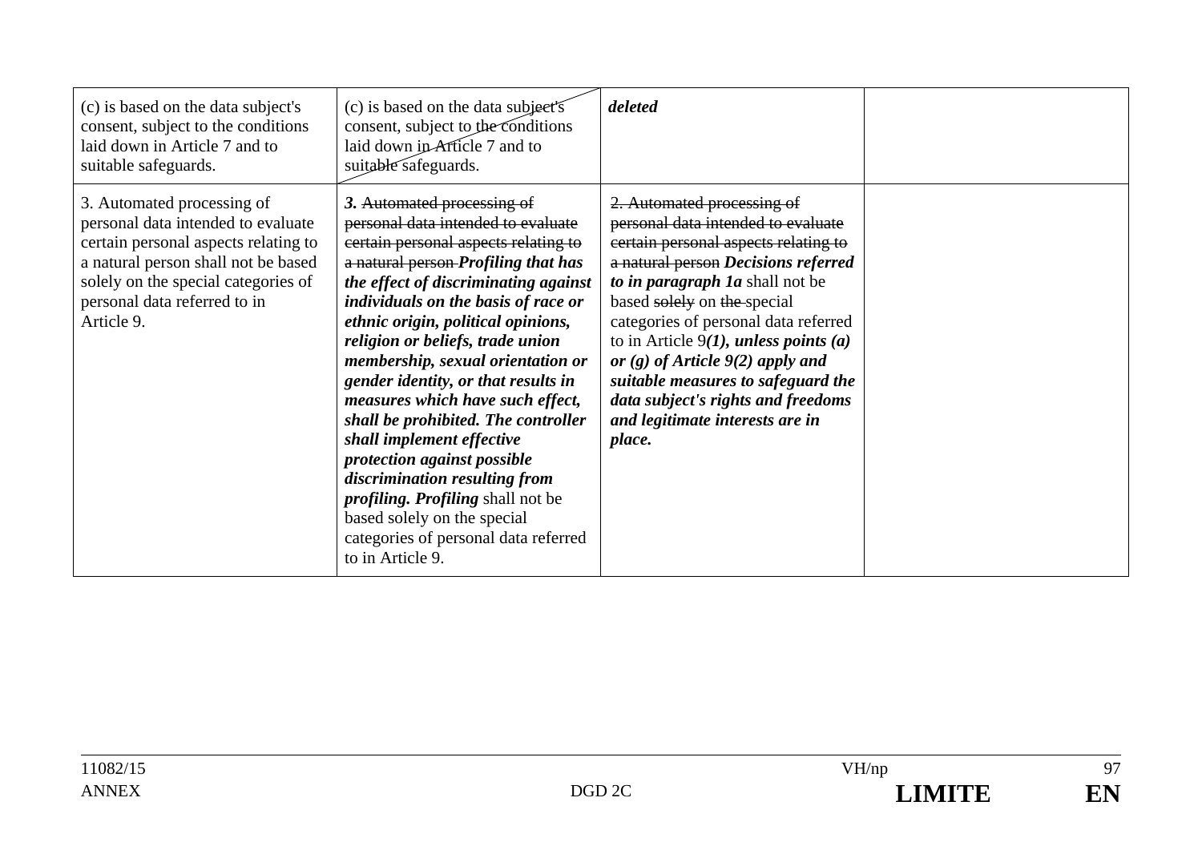| | | | |
|---|---|---|---|
| (c) is based on the data subject's consent, subject to the conditions laid down in Article 7 and to suitable safeguards. | ~~(c) is based on the data subject's consent, subject to the conditions laid down in Article 7 and to suitable safeguards.~~ | ***deleted*** | |
| 3. Automated processing of personal data intended to evaluate certain personal aspects relating to a natural person shall not be based solely on the special categories of personal data referred to in Article 9. | ***3.*** ~~Automated processing of personal data intended to evaluate certain personal aspects relating to a natural person~~ ***Profiling that has the effect of discriminating against individuals on the basis of race or ethnic origin, political opinions, religion or beliefs, trade union membership, sexual orientation or gender identity, or that results in measures which have such effect, shall be prohibited. The controller shall implement effective protection against possible discrimination resulting from profiling. Profiling*** shall not be based solely on the special categories of personal data referred to in Article 9. | ~~2. Automated processing of personal data intended to evaluate certain personal aspects relating to a natural person~~ ***Decisions referred to in paragraph 1a*** shall not be based ~~solely~~ on ~~the~~ special categories of personal data referred to in Article 9***(1), unless points (a) or (g) of Article 9(2) apply and suitable measures to safeguard the data subject's rights and freedoms and legitimate interests are in place.*** | |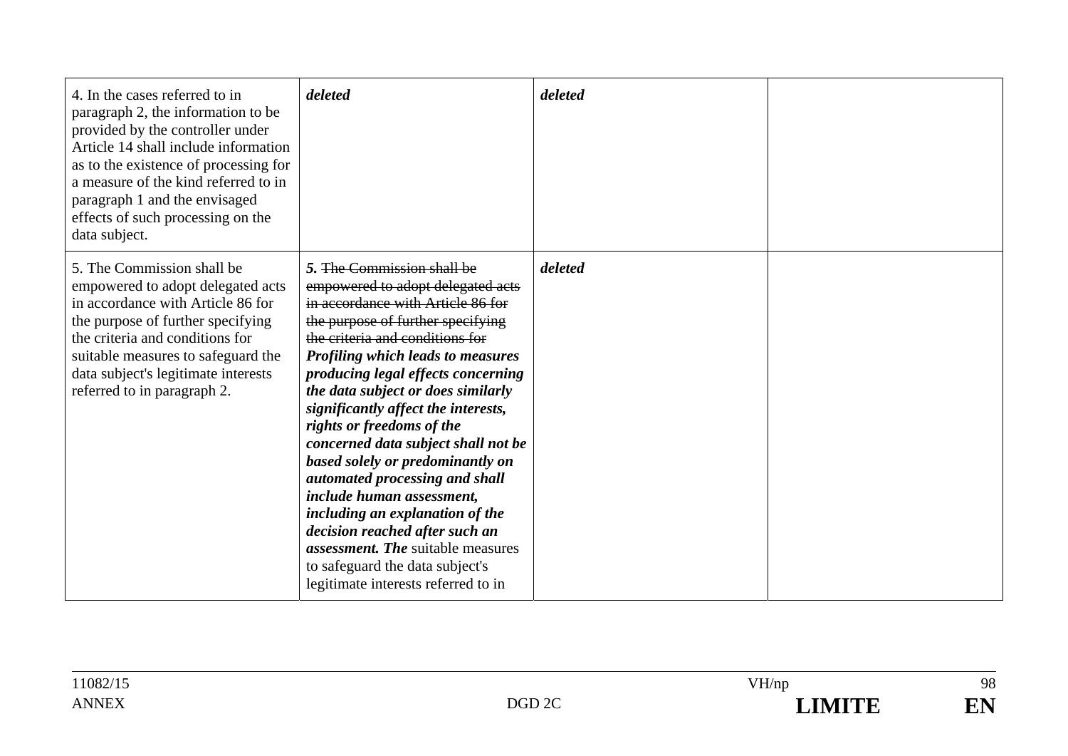| | | | |
|---|---|---|---|
| 4. In the cases referred to in paragraph 2, the information to be provided by the controller under Article 14 shall include information as to the existence of processing for a measure of the kind referred to in paragraph 1 and the envisaged effects of such processing on the data subject. | ***deleted*** | ***deleted*** | |
| 5. The Commission shall be empowered to adopt delegated acts in accordance with Article 86 for the purpose of further specifying the criteria and conditions for suitable measures to safeguard the data subject's legitimate interests referred to in paragraph 2. | ***5.*** ~~The Commission shall be empowered to adopt delegated acts in accordance with Article 86 for the purpose of further specifying the criteria and conditions for~~ ***Profiling which leads to measures producing legal effects concerning the data subject or does similarly significantly affect the interests, rights or freedoms of the concerned data subject shall not be based solely or predominantly on automated processing and shall include human assessment, including an explanation of the decision reached after such an assessment. The*** suitable measures to safeguard the data subject's legitimate interests referred to in | ***deleted*** | |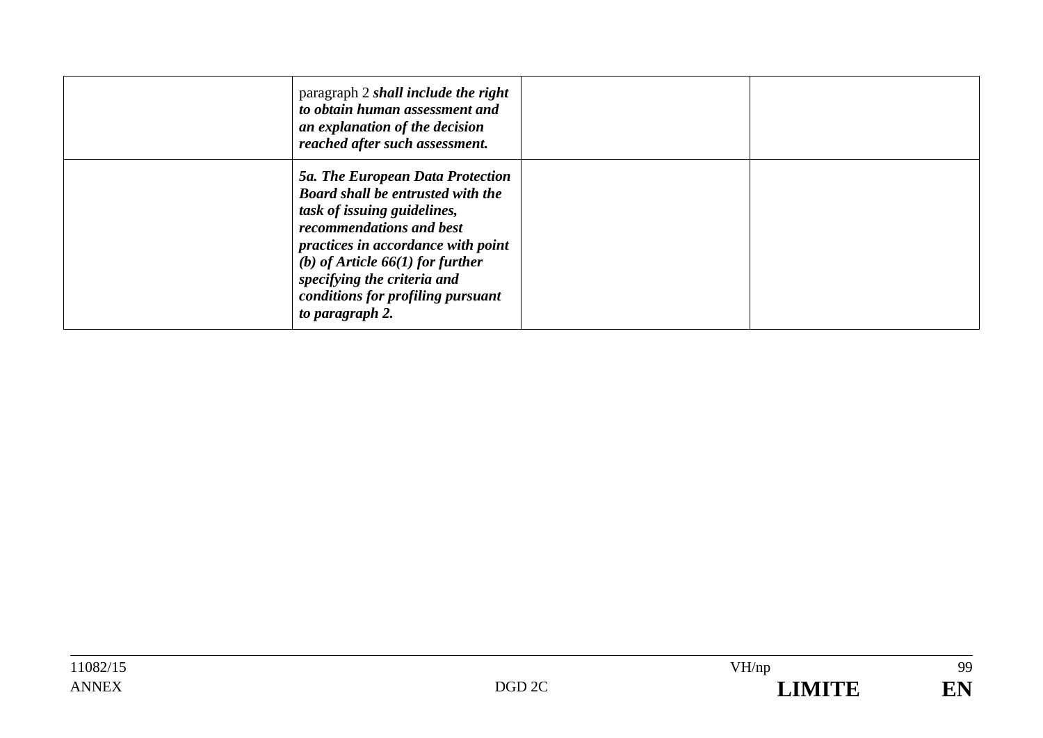| | | | |
|---|---|---|---|
| | paragraph 2 ***shall include the right to obtain human assessment and an explanation of the decision reached after such assessment.*** | | |
| | ***5a. The European Data Protection Board shall be entrusted with the task of issuing guidelines, recommendations and best practices in accordance with point (b) of Article 66(1) for further specifying the criteria and conditions for profiling pursuant to paragraph 2.*** | | |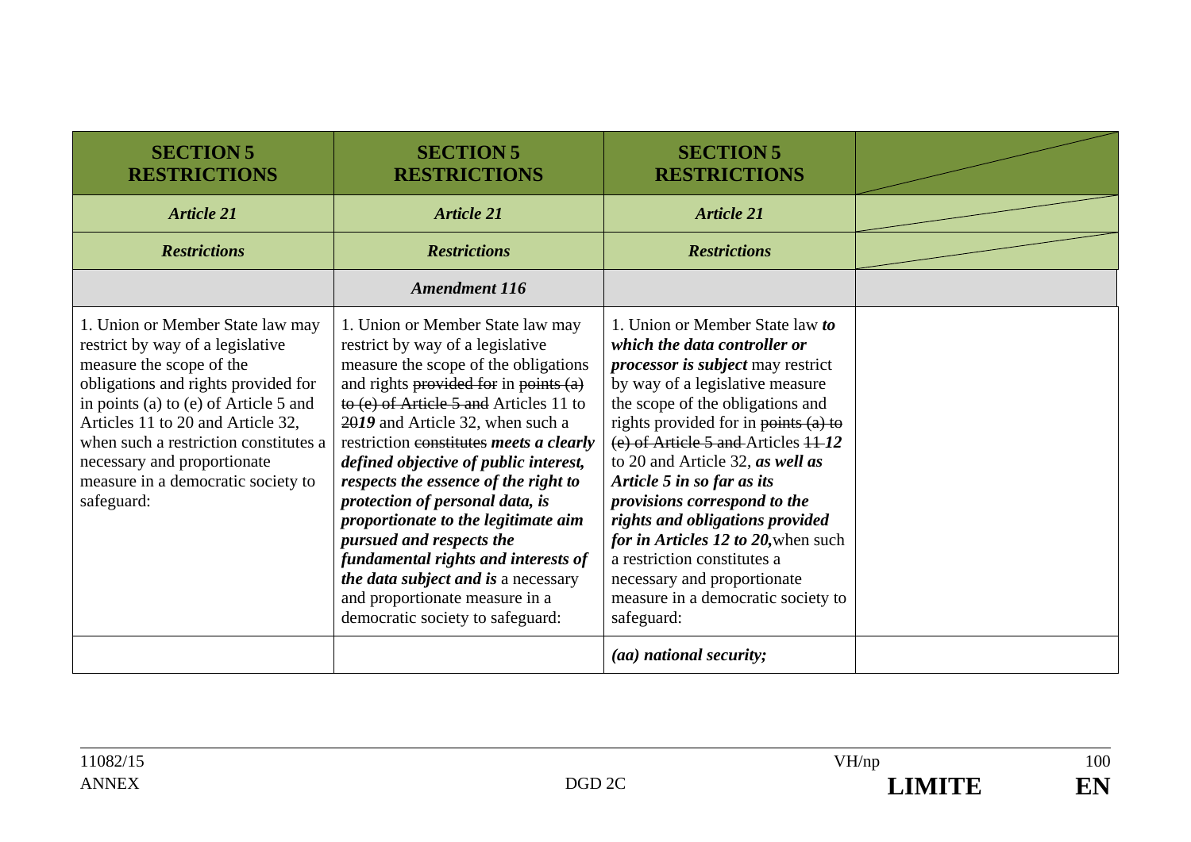| | | | |
|---|---|---|---|
| **SECTION 5 RESTRICTIONS** | **SECTION 5 RESTRICTIONS** | **SECTION 5 RESTRICTIONS** | |
| ***Article 21*** | ***Article 21*** | ***Article 21*** | |
| ***Restrictions*** | ***Restrictions*** | ***Restrictions*** | |
| | ***Amendment 116*** | | |
| 1. Union or Member State law may restrict by way of a legislative measure the scope of the obligations and rights provided for in points (a) to (e) of Article 5 and Articles 11 to 20 and Article 32, when such a restriction constitutes a necessary and proportionate measure in a democratic society to safeguard: | 1. Union or Member State law may restrict by way of a legislative measure the scope of the obligations and rights ~~provided for~~ in ~~points (a) to (e) of Article 5 and~~ Articles 11 to ~~20~~***19*** and Article 32, when such a restriction ~~constitutes~~ ***meets a clearly defined objective of public interest, respects the essence of the right to protection of personal data, is proportionate to the legitimate aim pursued and respects the fundamental rights and interests of the data subject and is*** a necessary and proportionate measure in a democratic society to safeguard: | 1. Union or Member State law ***to which the data controller or processor is subject*** may restrict by way of a legislative measure the scope of the obligations and rights provided for in ~~points (a) to (e) of Article 5 and~~ Articles ~~11~~ ***12*** to 20 and Article 32, ***as well as Article 5 in so far as its provisions correspond to the rights and obligations provided for in Articles 12 to 20,*** when such a restriction constitutes a necessary and proportionate measure in a democratic society to safeguard: | |
| | | ***(aa) national security;*** | |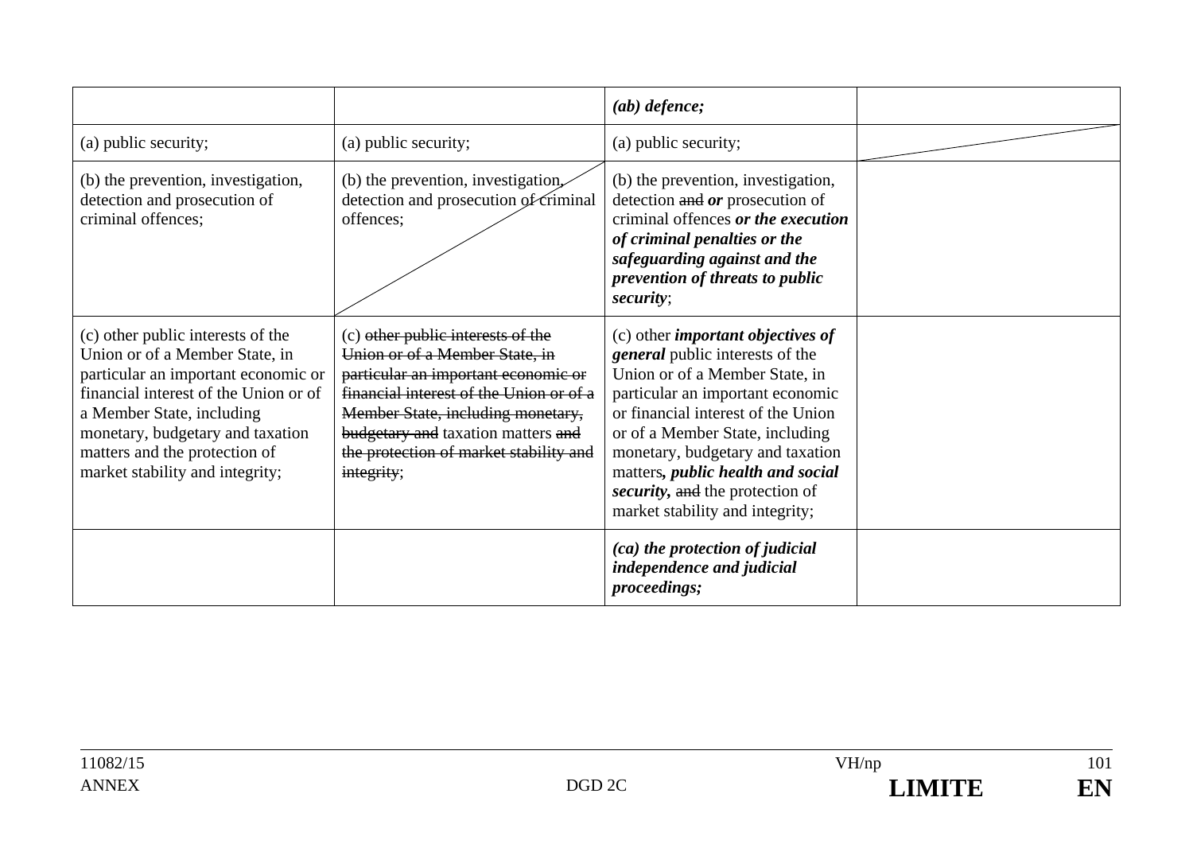| | | | |
|---|---|---|---|
| | | ***(ab) defence;*** | |
| (a) public security; | (a) public security; | (a) public security; | |
| (b) the prevention, investigation, detection and prosecution of criminal offences; | (b) the prevention, investigation, detection and prosecution of criminal offences; | (b) the prevention, investigation, detection ~~and~~ ***or*** prosecution of criminal offences ***or the execution of criminal penalties or the safeguarding against and the prevention of threats to public security***; | |
| (c) other public interests of the Union or of a Member State, in particular an important economic or financial interest of the Union or of a Member State, including monetary, budgetary and taxation matters and the protection of market stability and integrity; | (c) ~~other public interests of the Union or of a Member State, in particular an important economic or financial interest of the Union or of a Member State, including monetary, budgetary and~~ taxation matters ~~and the protection of market stability and integrity~~; | (c) other ***important objectives of general*** public interests of the Union or of a Member State, in particular an important economic or financial interest of the Union or of a Member State, including monetary, budgetary and taxation matters***, public health and social security,*** ~~and~~ the protection of market stability and integrity; | |
| | | ***(ca) the protection of judicial independence and judicial proceedings;*** | |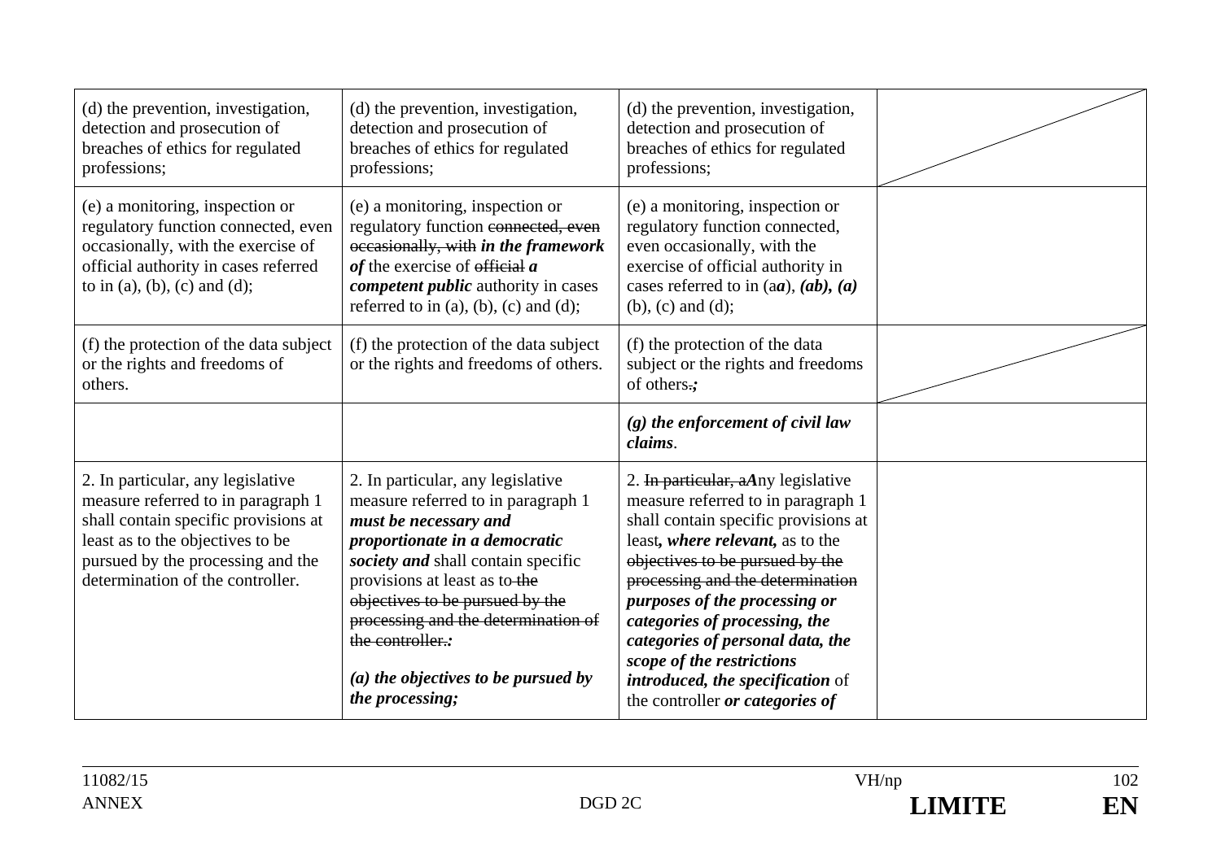| | | | |
|---|---|---|---|
| (d) the prevention, investigation, detection and prosecution of breaches of ethics for regulated professions; | (d) the prevention, investigation, detection and prosecution of breaches of ethics for regulated professions; | (d) the prevention, investigation, detection and prosecution of breaches of ethics for regulated professions; | |
| (e) a monitoring, inspection or regulatory function connected, even occasionally, with the exercise of official authority in cases referred to in (a), (b), (c) and (d); | (e) a monitoring, inspection or regulatory function ~~connected, even occasionally, with~~ ***in the framework of*** the exercise of ~~official~~ ***a competent public*** authority in cases referred to in (a), (b), (c) and (d); | (e) a monitoring, inspection or regulatory function connected, even occasionally, with the exercise of official authority in cases referred to in (a***a***), ***(ab), (a)*** (b), (c) and (d); | |
| (f) the protection of the data subject or the rights and freedoms of others. | (f) the protection of the data subject or the rights and freedoms of others. | (f) the protection of the data subject or the rights and freedoms of others~~.~~***;*** | |
| | | ***(g) the enforcement of civil law claims***. | |
| 2. In particular, any legislative measure referred to in paragraph 1 shall contain specific provisions at least as to the objectives to be pursued by the processing and the determination of the controller. | 2. In particular, any legislative measure referred to in paragraph 1 ***must be necessary and proportionate in a democratic society and*** shall contain specific provisions at least as to ~~the objectives to be pursued by the processing and the determination of the controller.~~***:***<br><br>***(a) the objectives to be pursued by the processing;*** | 2. ~~In particular, a~~***A***ny legislative measure referred to in paragraph 1 shall contain specific provisions at least***, where relevant,*** as to the ~~objectives to be pursued by the processing and the determination~~ ***purposes of the processing or categories of processing, the categories of personal data, the scope of the restrictions introduced, the specification*** of the controller ***or categories of*** | |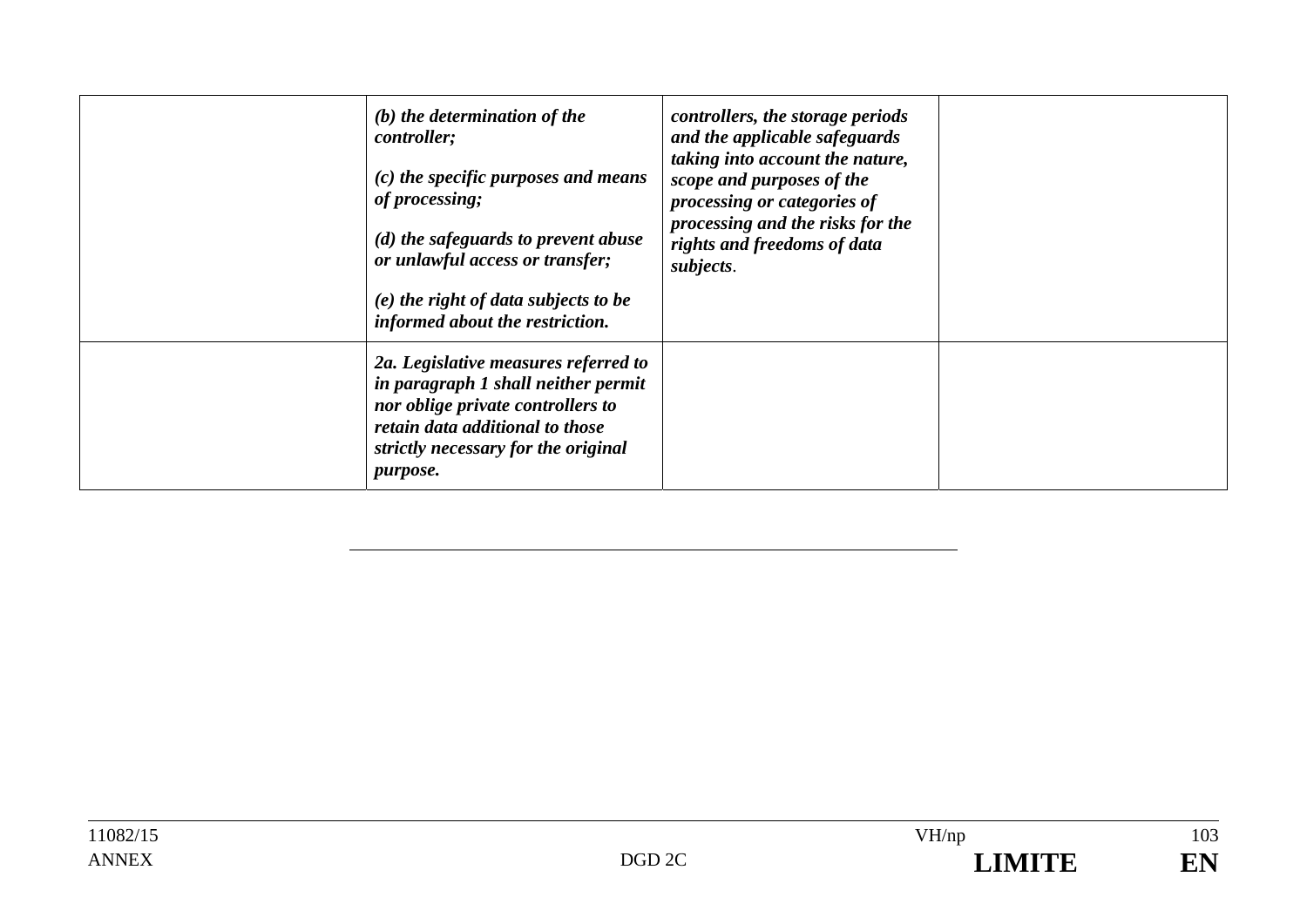| | | | |
|---|---|---|---|
| | ***(b) the determination of the controller;***<br><br>***(c) the specific purposes and means of processing;***<br><br>***(d) the safeguards to prevent abuse or unlawful access or transfer;***<br><br>***(e) the right of data subjects to be informed about the restriction.*** | ***controllers, the storage periods and the applicable safeguards taking into account the nature, scope and purposes of the processing or categories of processing and the risks for the rights and freedoms of data subjects.*** | |
| | ***2a. Legislative measures referred to in paragraph 1 shall neither permit nor oblige private controllers to retain data additional to those strictly necessary for the original purpose.*** | | |

---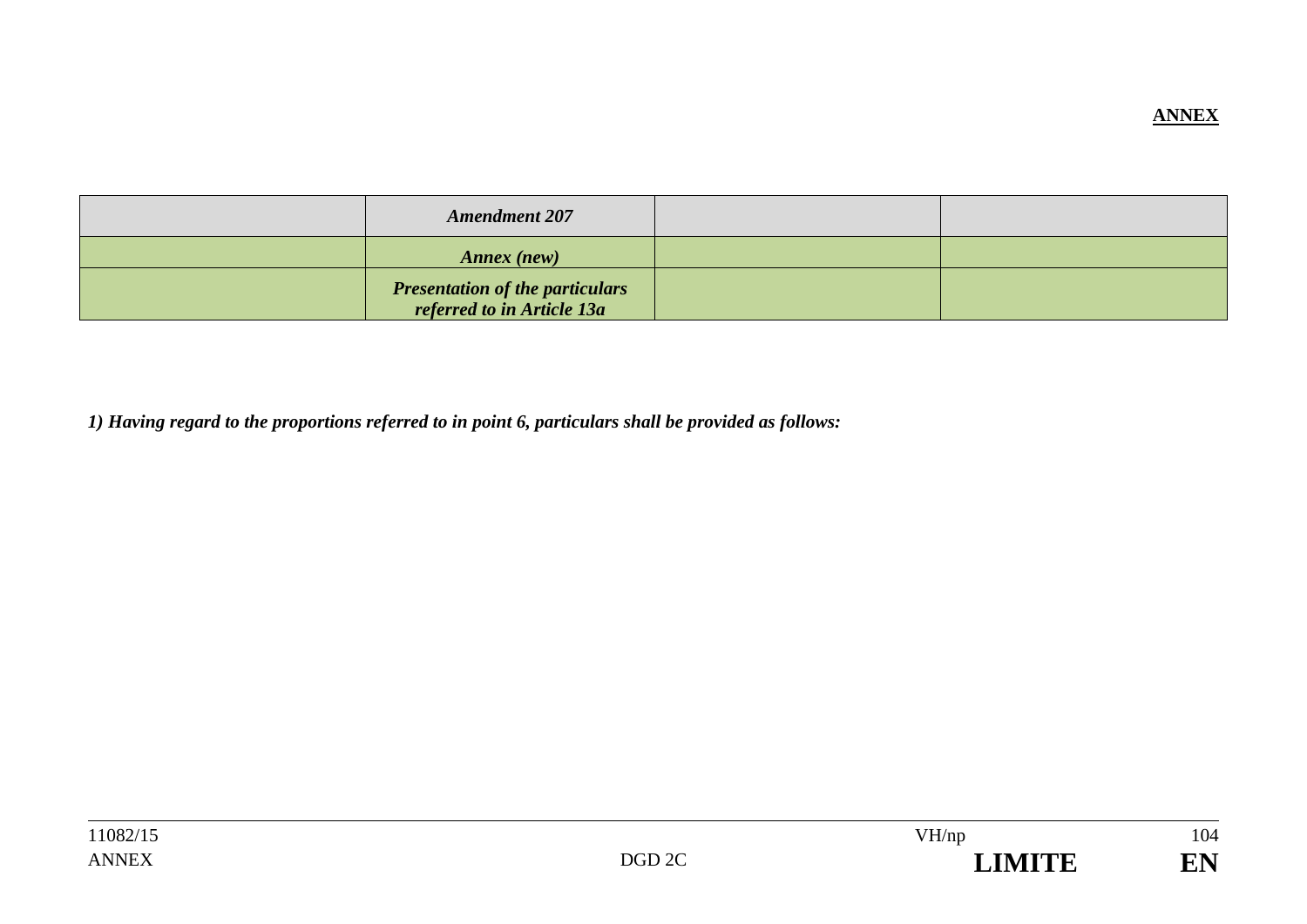**ANNEX**

| | | | |
|---|---|---|---|
| | ***Amendment 207*** | | |
| | ***Annex (new)*** | | |
| | ***Presentation of the particulars referred to in Article 13a*** | | |

***1) Having regard to the proportions referred to in point 6, particulars shall be provided as follows:***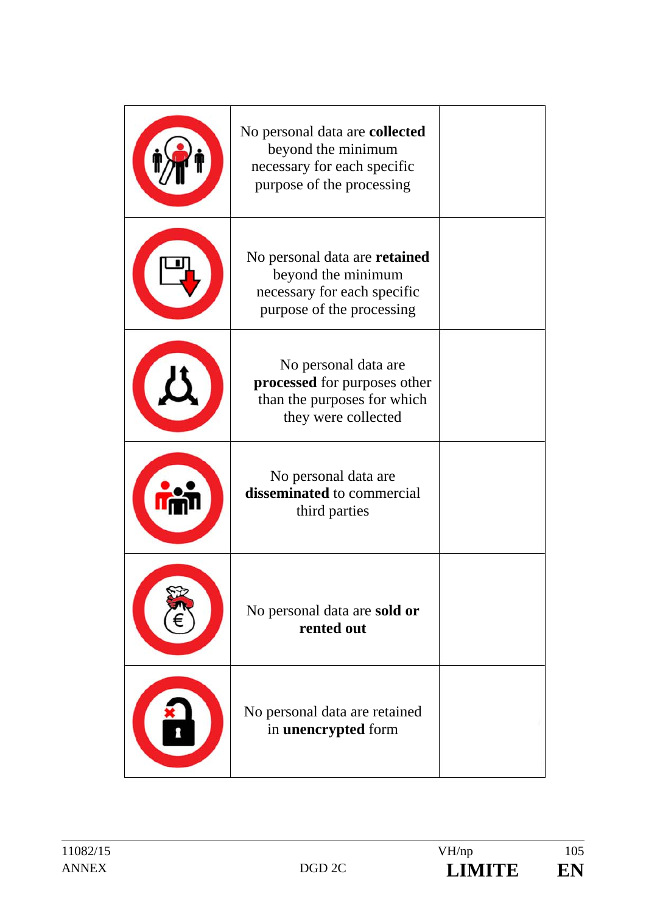| | | |
|---|---|---|
| | No personal data are **collected** beyond the minimum necessary for each specific purpose of the processing | |
| | No personal data are **retained** beyond the minimum necessary for each specific purpose of the processing | |
| | No personal data are **processed** for purposes other than the purposes for which they were collected | |
| | No personal data are **disseminated** to commercial third parties | |
| | No personal data are **sold or rented out** | |
| | No personal data are retained in **unencrypted** form | |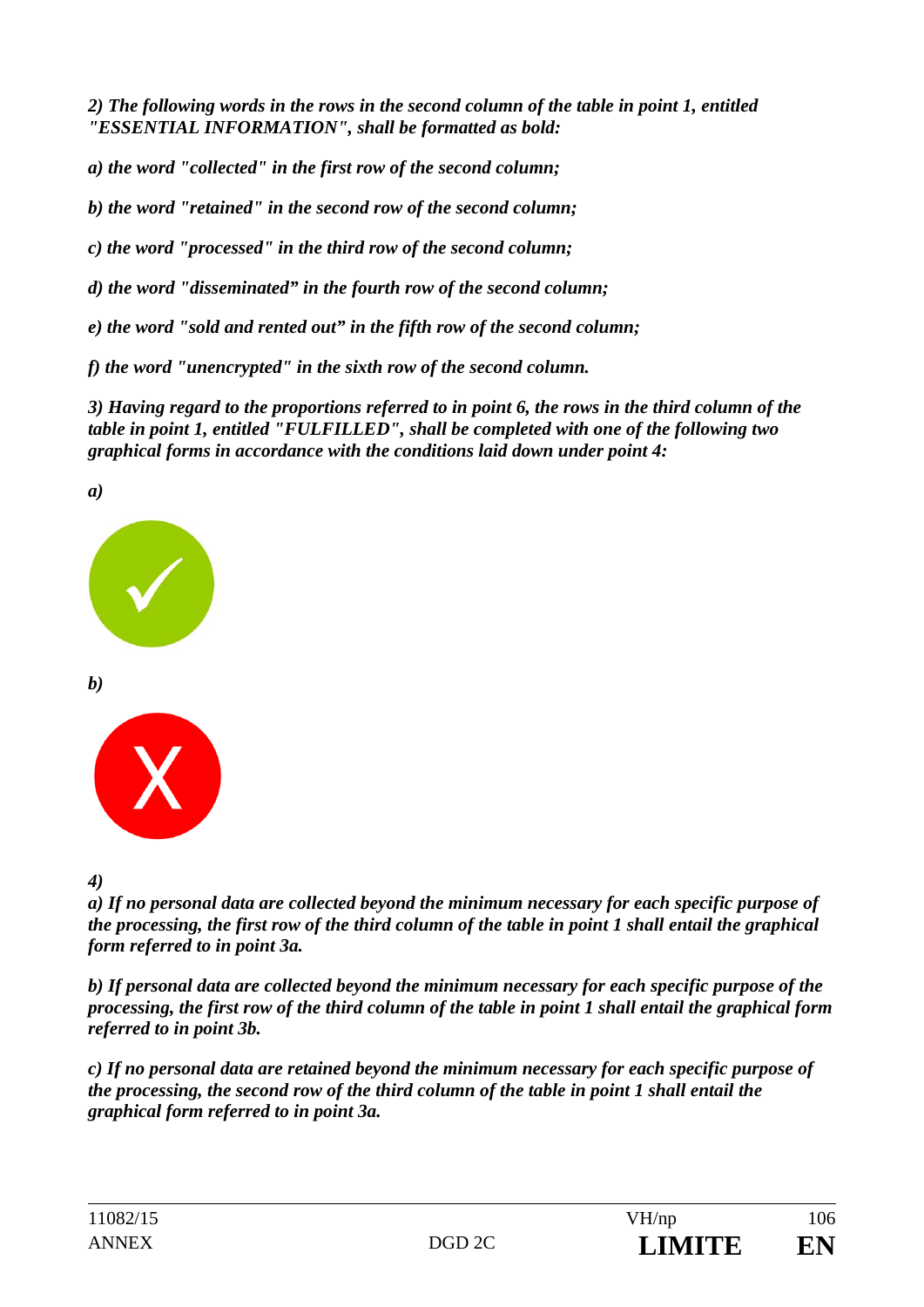*2) The following words in the rows in the second column of the table in point 1, entitled "ESSENTIAL INFORMATION", shall be formatted as bold:*

*a) the word "collected" in the first row of the second column;*

*b) the word "retained" in the second row of the second column;*

*c) the word "processed" in the third row of the second column;*

*d) the word "disseminated" in the fourth row of the second column;*

*e) the word "sold and rented out" in the fifth row of the second column;*

*f) the word "unencrypted" in the sixth row of the second column.*

*3) Having regard to the proportions referred to in point 6, the rows in the third column of the table in point 1, entitled "FULFILLED", shall be completed with one of the following two graphical forms in accordance with the conditions laid down under point 4:*

*a)*

✓

*b)*

X

*4)*

*a) If no personal data are collected beyond the minimum necessary for each specific purpose of the processing, the first row of the third column of the table in point 1 shall entail the graphical form referred to in point 3a.*

*b) If personal data are collected beyond the minimum necessary for each specific purpose of the processing, the first row of the third column of the table in point 1 shall entail the graphical form referred to in point 3b.*

*c) If no personal data are retained beyond the minimum necessary for each specific purpose of the processing, the second row of the third column of the table in point 1 shall entail the graphical form referred to in point 3a.*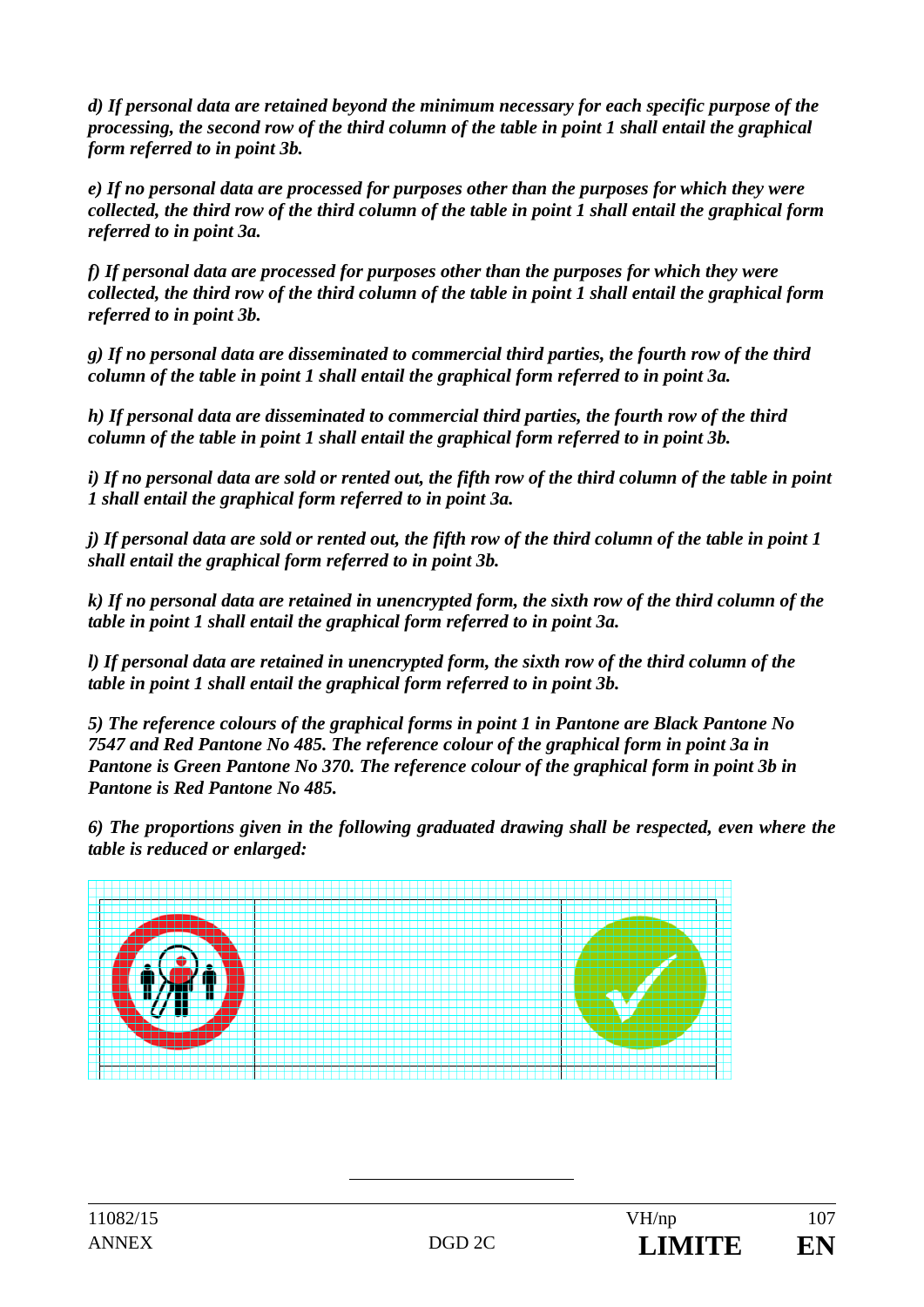*d) If personal data are retained beyond the minimum necessary for each specific purpose of the processing, the second row of the third column of the table in point 1 shall entail the graphical form referred to in point 3b.*

*e) If no personal data are processed for purposes other than the purposes for which they were collected, the third row of the third column of the table in point 1 shall entail the graphical form referred to in point 3a.*

*f) If personal data are processed for purposes other than the purposes for which they were collected, the third row of the third column of the table in point 1 shall entail the graphical form referred to in point 3b.*

*g) If no personal data are disseminated to commercial third parties, the fourth row of the third column of the table in point 1 shall entail the graphical form referred to in point 3a.*

*h) If personal data are disseminated to commercial third parties, the fourth row of the third column of the table in point 1 shall entail the graphical form referred to in point 3b.*

*i) If no personal data are sold or rented out, the fifth row of the third column of the table in point 1 shall entail the graphical form referred to in point 3a.*

*j) If personal data are sold or rented out, the fifth row of the third column of the table in point 1 shall entail the graphical form referred to in point 3b.*

*k) If no personal data are retained in unencrypted form, the sixth row of the third column of the table in point 1 shall entail the graphical form referred to in point 3a.*

*l) If personal data are retained in unencrypted form, the sixth row of the third column of the table in point 1 shall entail the graphical form referred to in point 3b.*

*5) The reference colours of the graphical forms in point 1 in Pantone are Black Pantone No 7547 and Red Pantone No 485. The reference colour of the graphical form in point 3a in Pantone is Green Pantone No 370. The reference colour of the graphical form in point 3b in Pantone is Red Pantone No 485.*

*6) The proportions given in the following graduated drawing shall be respected, even where the table is reduced or enlarged:*